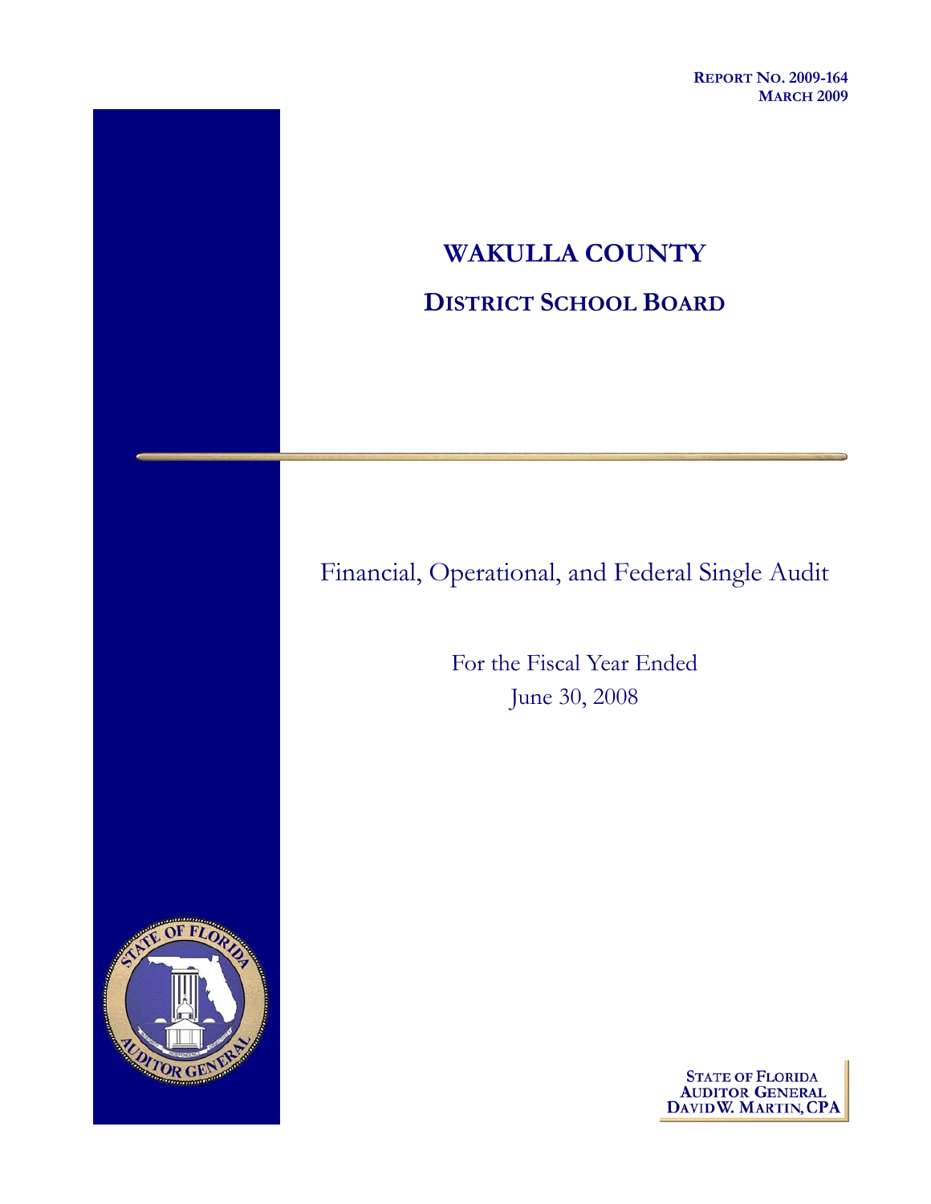**REPORT NO. 2009-164**
**MARCH 2009**

# WAKULLA COUNTY

## DISTRICT SCHOOL BOARD

Financial, Operational, and Federal Single Audit

For the Fiscal Year Ended
June 30, 2008

**STATE OF FLORIDA**
**AUDITOR GENERAL**
**DAVID W. MARTIN, CPA**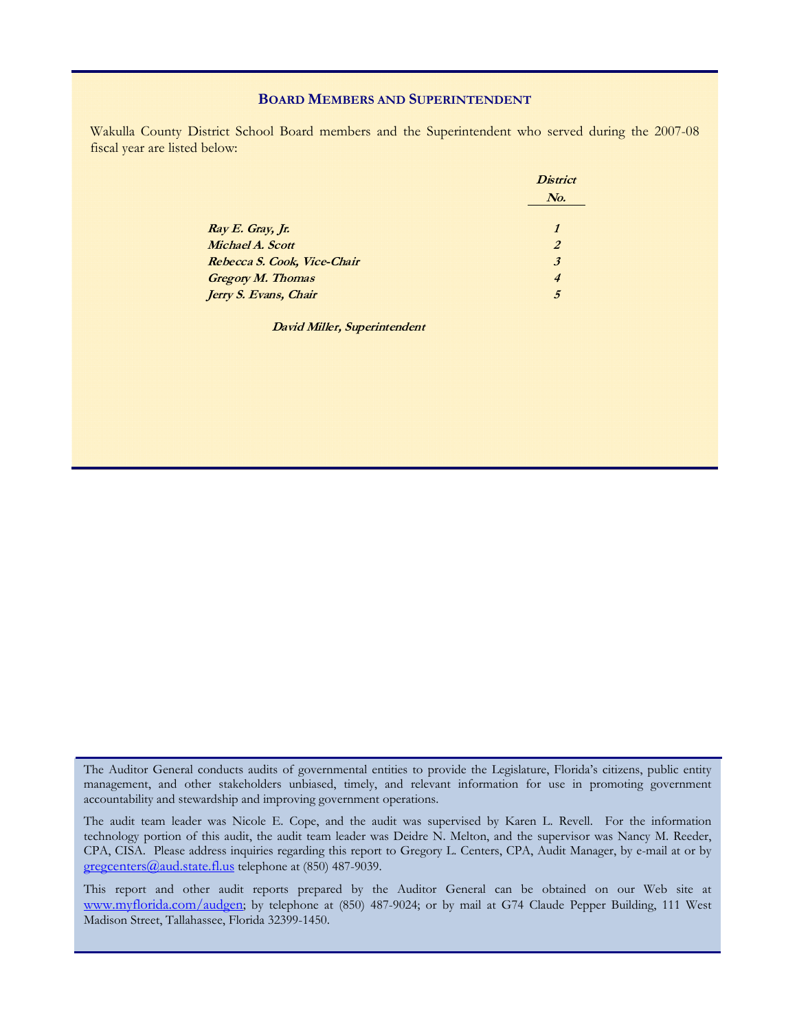## BOARD MEMBERS AND SUPERINTENDENT

Wakulla County District School Board members and the Superintendent who served during the 2007-08 fiscal year are listed below:

| | ***District No.*** |
|---|---|
| ***Ray E. Gray, Jr.*** | ***1*** |
| ***Michael A. Scott*** | ***2*** |
| ***Rebecca S. Cook, Vice-Chair*** | ***3*** |
| ***Gregory M. Thomas*** | ***4*** |
| ***Jerry S. Evans, Chair*** | ***5*** |

***David Miller, Superintendent***

The Auditor General conducts audits of governmental entities to provide the Legislature, Florida's citizens, public entity management, and other stakeholders unbiased, timely, and relevant information for use in promoting government accountability and stewardship and improving government operations.

The audit team leader was Nicole E. Cope, and the audit was supervised by Karen L. Revell. For the information technology portion of this audit, the audit team leader was Deidre N. Melton, and the supervisor was Nancy M. Reeder, CPA, CISA. Please address inquiries regarding this report to Gregory L. Centers, CPA, Audit Manager, by e-mail at or by gregcenters@aud.state.fl.us telephone at (850) 487-9039.

This report and other audit reports prepared by the Auditor General can be obtained on our Web site at www.myflorida.com/audgen; by telephone at (850) 487-9024; or by mail at G74 Claude Pepper Building, 111 West Madison Street, Tallahassee, Florida 32399-1450.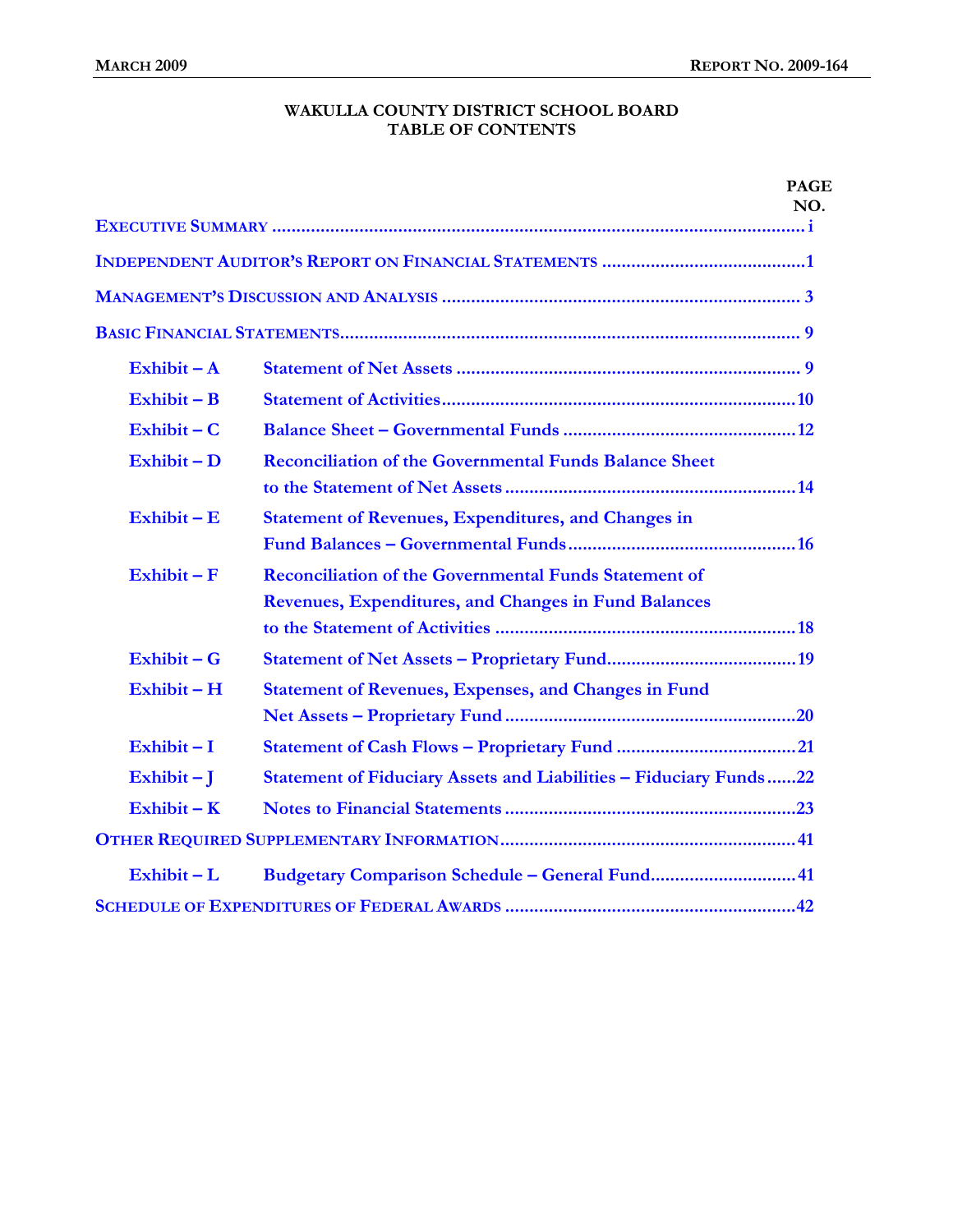# WAKULLA COUNTY DISTRICT SCHOOL BOARD
## TABLE OF CONTENTS

| | | PAGE NO. |
|---|---|---|
| **EXECUTIVE SUMMARY** | | i |
| **INDEPENDENT AUDITOR'S REPORT ON FINANCIAL STATEMENTS** | | 1 |
| **MANAGEMENT'S DISCUSSION AND ANALYSIS** | | 3 |
| **BASIC FINANCIAL STATEMENTS** | | 9 |
| Exhibit – A | Statement of Net Assets | 9 |
| Exhibit – B | Statement of Activities | 10 |
| Exhibit – C | Balance Sheet – Governmental Funds | 12 |
| Exhibit – D | Reconciliation of the Governmental Funds Balance Sheet to the Statement of Net Assets | 14 |
| Exhibit – E | Statement of Revenues, Expenditures, and Changes in Fund Balances – Governmental Funds | 16 |
| Exhibit – F | Reconciliation of the Governmental Funds Statement of Revenues, Expenditures, and Changes in Fund Balances to the Statement of Activities | 18 |
| Exhibit – G | Statement of Net Assets – Proprietary Fund | 19 |
| Exhibit – H | Statement of Revenues, Expenses, and Changes in Fund Net Assets – Proprietary Fund | 20 |
| Exhibit – I | Statement of Cash Flows – Proprietary Fund | 21 |
| Exhibit – J | Statement of Fiduciary Assets and Liabilities – Fiduciary Funds | 22 |
| Exhibit – K | Notes to Financial Statements | 23 |
| **OTHER REQUIRED SUPPLEMENTARY INFORMATION** | | 41 |
| Exhibit – L | Budgetary Comparison Schedule – General Fund | 41 |
| **SCHEDULE OF EXPENDITURES OF FEDERAL AWARDS** | | 42 |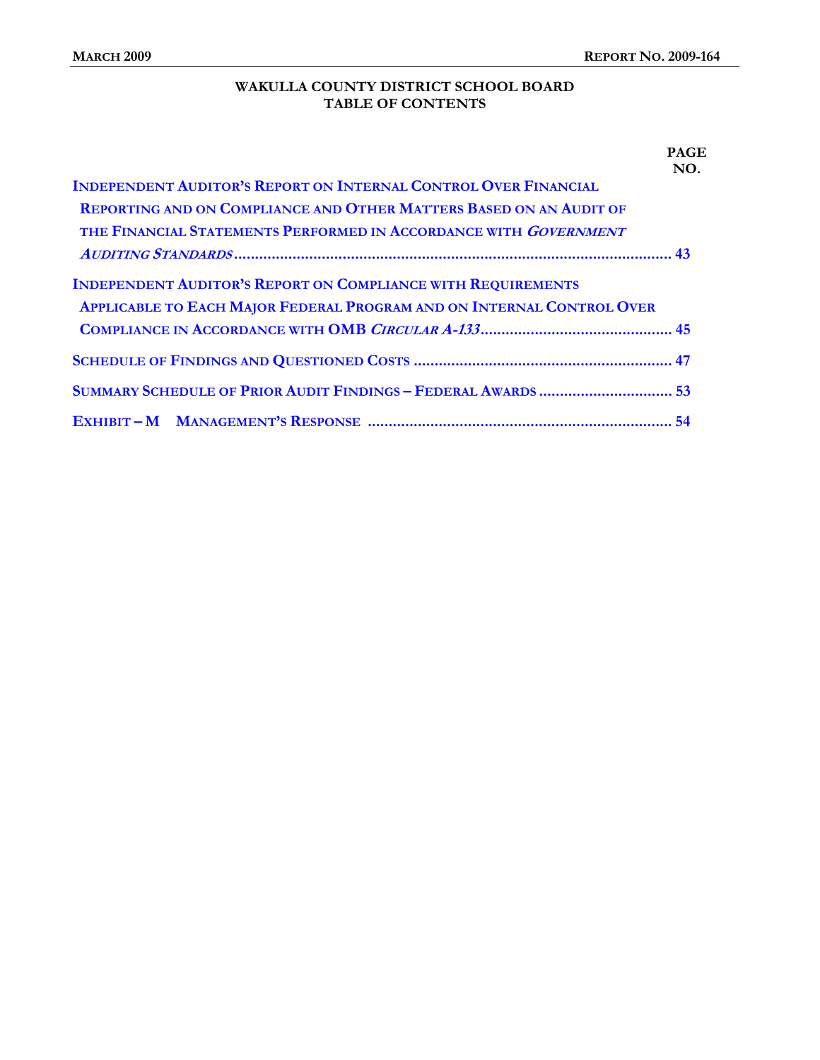**WAKULLA COUNTY DISTRICT SCHOOL BOARD**
**TABLE OF CONTENTS**

| | PAGE NO. |
|---|---|
| INDEPENDENT AUDITOR'S REPORT ON INTERNAL CONTROL OVER FINANCIAL REPORTING AND ON COMPLIANCE AND OTHER MATTERS BASED ON AN AUDIT OF THE FINANCIAL STATEMENTS PERFORMED IN ACCORDANCE WITH *GOVERNMENT AUDITING STANDARDS* | 43 |
| INDEPENDENT AUDITOR'S REPORT ON COMPLIANCE WITH REQUIREMENTS APPLICABLE TO EACH MAJOR FEDERAL PROGRAM AND ON INTERNAL CONTROL OVER COMPLIANCE IN ACCORDANCE WITH OMB *CIRCULAR A-133* | 45 |
| SCHEDULE OF FINDINGS AND QUESTIONED COSTS | 47 |
| SUMMARY SCHEDULE OF PRIOR AUDIT FINDINGS – FEDERAL AWARDS | 53 |
| EXHIBIT – M MANAGEMENT'S RESPONSE | 54 |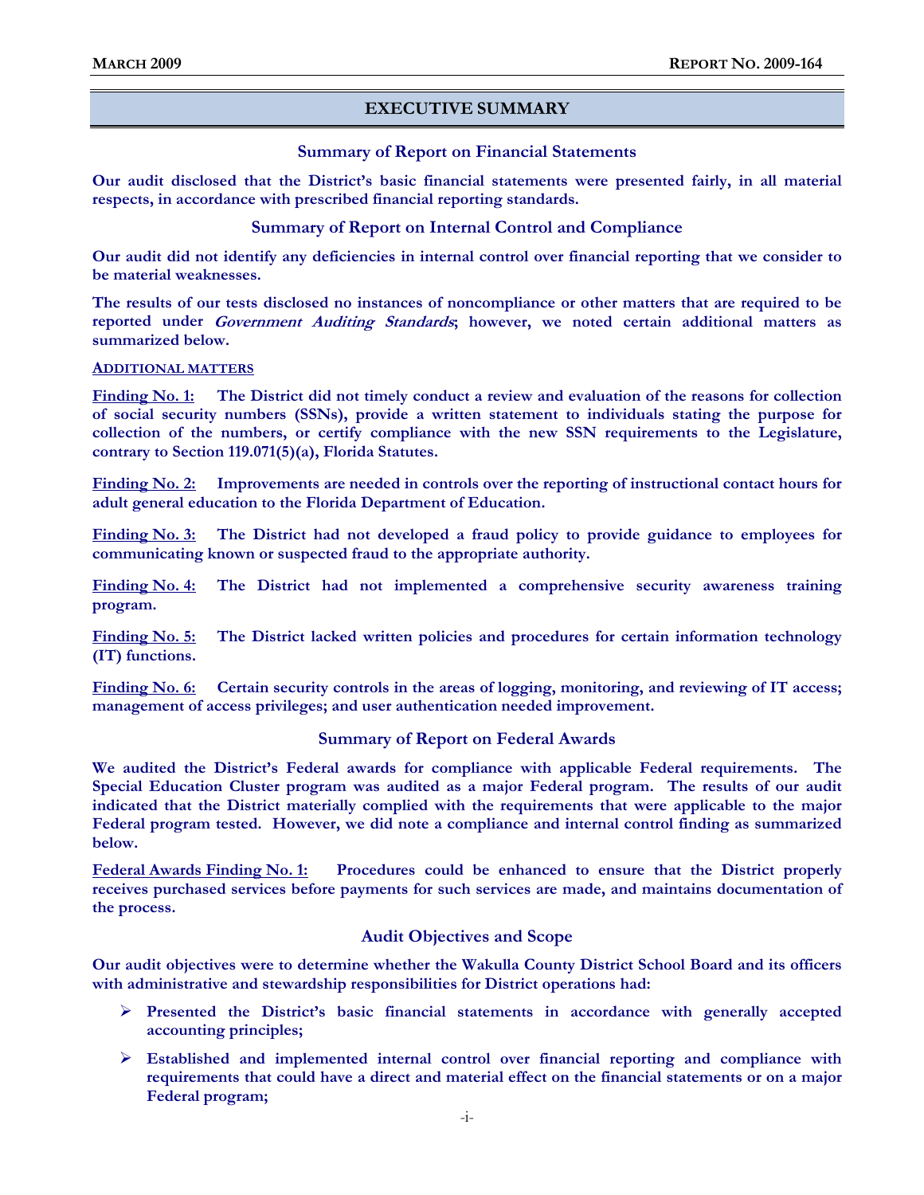## EXECUTIVE SUMMARY

### Summary of Report on Financial Statements

**Our audit disclosed that the District's basic financial statements were presented fairly, in all material respects, in accordance with prescribed financial reporting standards.**

### Summary of Report on Internal Control and Compliance

**Our audit did not identify any deficiencies in internal control over financial reporting that we consider to be material weaknesses.**

**The results of our tests disclosed no instances of noncompliance or other matters that are required to be reported under *Government Auditing Standards*; however, we noted certain additional matters as summarized below.**

ADDITIONAL MATTERS

**Finding No. 1:** **The District did not timely conduct a review and evaluation of the reasons for collection of social security numbers (SSNs), provide a written statement to individuals stating the purpose for collection of the numbers, or certify compliance with the new SSN requirements to the Legislature, contrary to Section 119.071(5)(a), Florida Statutes.**

**Finding No. 2:** **Improvements are needed in controls over the reporting of instructional contact hours for adult general education to the Florida Department of Education.**

**Finding No. 3:** **The District had not developed a fraud policy to provide guidance to employees for communicating known or suspected fraud to the appropriate authority.**

**Finding No. 4:** **The District had not implemented a comprehensive security awareness training program.**

**Finding No. 5:** **The District lacked written policies and procedures for certain information technology (IT) functions.**

**Finding No. 6:** **Certain security controls in the areas of logging, monitoring, and reviewing of IT access; management of access privileges; and user authentication needed improvement.**

### Summary of Report on Federal Awards

**We audited the District's Federal awards for compliance with applicable Federal requirements. The Special Education Cluster program was audited as a major Federal program. The results of our audit indicated that the District materially complied with the requirements that were applicable to the major Federal program tested. However, we did note a compliance and internal control finding as summarized below.**

**Federal Awards Finding No. 1:** **Procedures could be enhanced to ensure that the District properly receives purchased services before payments for such services are made, and maintains documentation of the process.**

### Audit Objectives and Scope

**Our audit objectives were to determine whether the Wakulla County District School Board and its officers with administrative and stewardship responsibilities for District operations had:**

- **Presented the District's basic financial statements in accordance with generally accepted accounting principles;**
- **Established and implemented internal control over financial reporting and compliance with requirements that could have a direct and material effect on the financial statements or on a major Federal program;**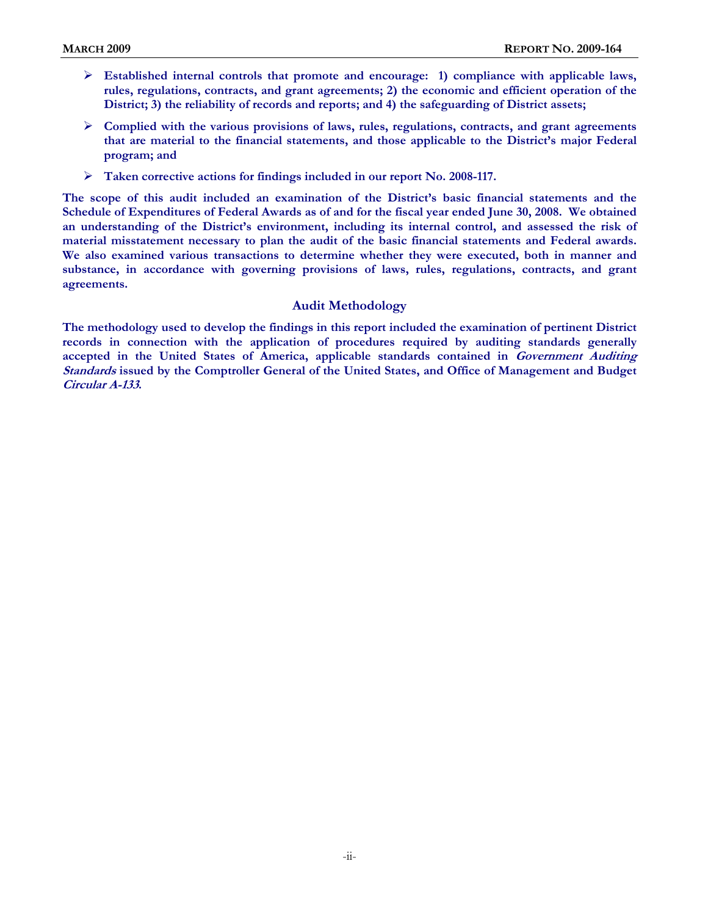- **Established internal controls that promote and encourage: 1) compliance with applicable laws, rules, regulations, contracts, and grant agreements; 2) the economic and efficient operation of the District; 3) the reliability of records and reports; and 4) the safeguarding of District assets;**
- **Complied with the various provisions of laws, rules, regulations, contracts, and grant agreements that are material to the financial statements, and those applicable to the District's major Federal program; and**
- **Taken corrective actions for findings included in our report No. 2008-117.**

**The scope of this audit included an examination of the District's basic financial statements and the Schedule of Expenditures of Federal Awards as of and for the fiscal year ended June 30, 2008. We obtained an understanding of the District's environment, including its internal control, and assessed the risk of material misstatement necessary to plan the audit of the basic financial statements and Federal awards. We also examined various transactions to determine whether they were executed, both in manner and substance, in accordance with governing provisions of laws, rules, regulations, contracts, and grant agreements.**

### Audit Methodology

**The methodology used to develop the findings in this report included the examination of pertinent District records in connection with the application of procedures required by auditing standards generally accepted in the United States of America, applicable standards contained in *Government Auditing Standards* issued by the Comptroller General of the United States, and Office of Management and Budget *Circular A-133*.**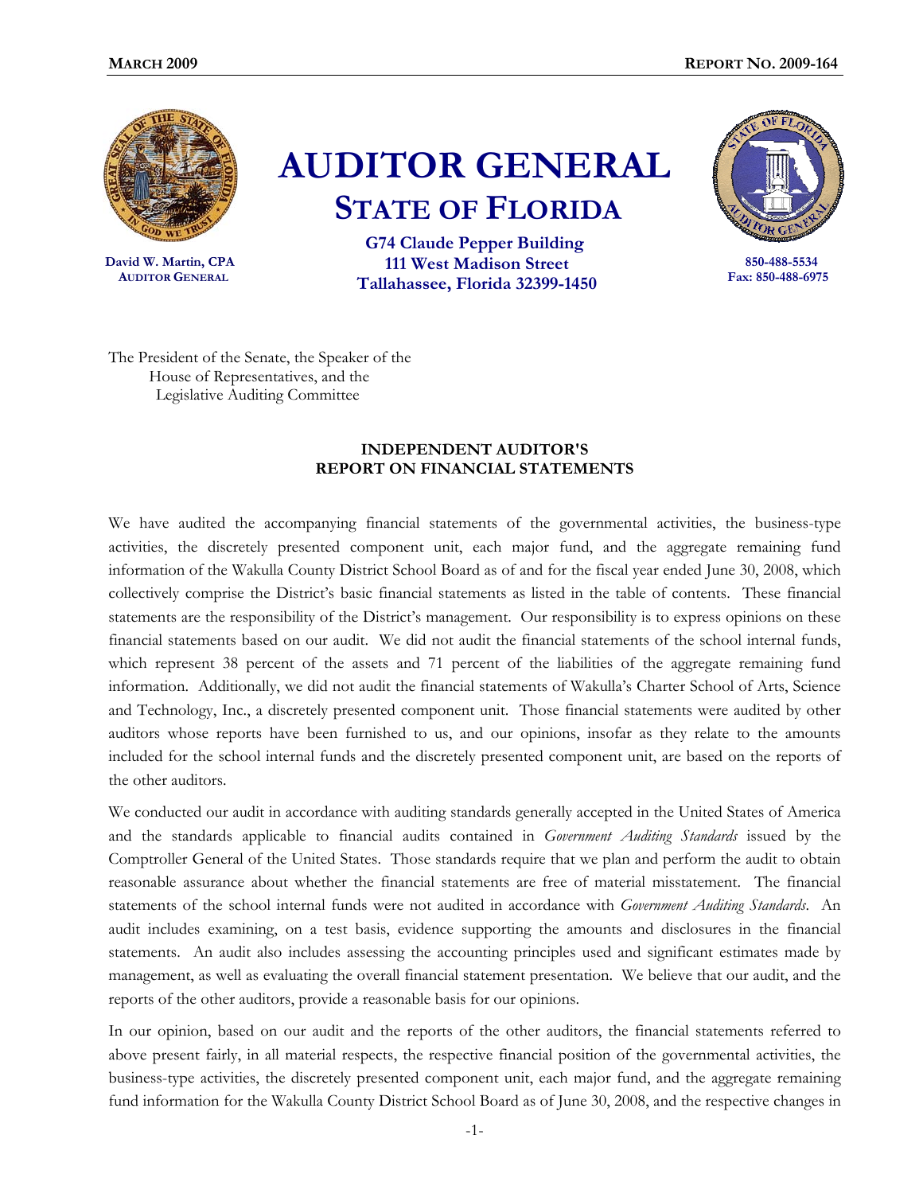# AUDITOR GENERAL

## STATE OF FLORIDA

**David W. Martin, CPA**
**AUDITOR GENERAL**

**G74 Claude Pepper Building**
**111 West Madison Street**
**Tallahassee, Florida 32399-1450**

**850-488-5534**
**Fax: 850-488-6975**

The President of the Senate, the Speaker of the House of Representatives, and the Legislative Auditing Committee

### INDEPENDENT AUDITOR'S REPORT ON FINANCIAL STATEMENTS

We have audited the accompanying financial statements of the governmental activities, the business-type activities, the discretely presented component unit, each major fund, and the aggregate remaining fund information of the Wakulla County District School Board as of and for the fiscal year ended June 30, 2008, which collectively comprise the District's basic financial statements as listed in the table of contents. These financial statements are the responsibility of the District's management. Our responsibility is to express opinions on these financial statements based on our audit. We did not audit the financial statements of the school internal funds, which represent 38 percent of the assets and 71 percent of the liabilities of the aggregate remaining fund information. Additionally, we did not audit the financial statements of Wakulla's Charter School of Arts, Science and Technology, Inc., a discretely presented component unit. Those financial statements were audited by other auditors whose reports have been furnished to us, and our opinions, insofar as they relate to the amounts included for the school internal funds and the discretely presented component unit, are based on the reports of the other auditors.

We conducted our audit in accordance with auditing standards generally accepted in the United States of America and the standards applicable to financial audits contained in *Government Auditing Standards* issued by the Comptroller General of the United States. Those standards require that we plan and perform the audit to obtain reasonable assurance about whether the financial statements are free of material misstatement. The financial statements of the school internal funds were not audited in accordance with *Government Auditing Standards*. An audit includes examining, on a test basis, evidence supporting the amounts and disclosures in the financial statements. An audit also includes assessing the accounting principles used and significant estimates made by management, as well as evaluating the overall financial statement presentation. We believe that our audit, and the reports of the other auditors, provide a reasonable basis for our opinions.

In our opinion, based on our audit and the reports of the other auditors, the financial statements referred to above present fairly, in all material respects, the respective financial position of the governmental activities, the business-type activities, the discretely presented component unit, each major fund, and the aggregate remaining fund information for the Wakulla County District School Board as of June 30, 2008, and the respective changes in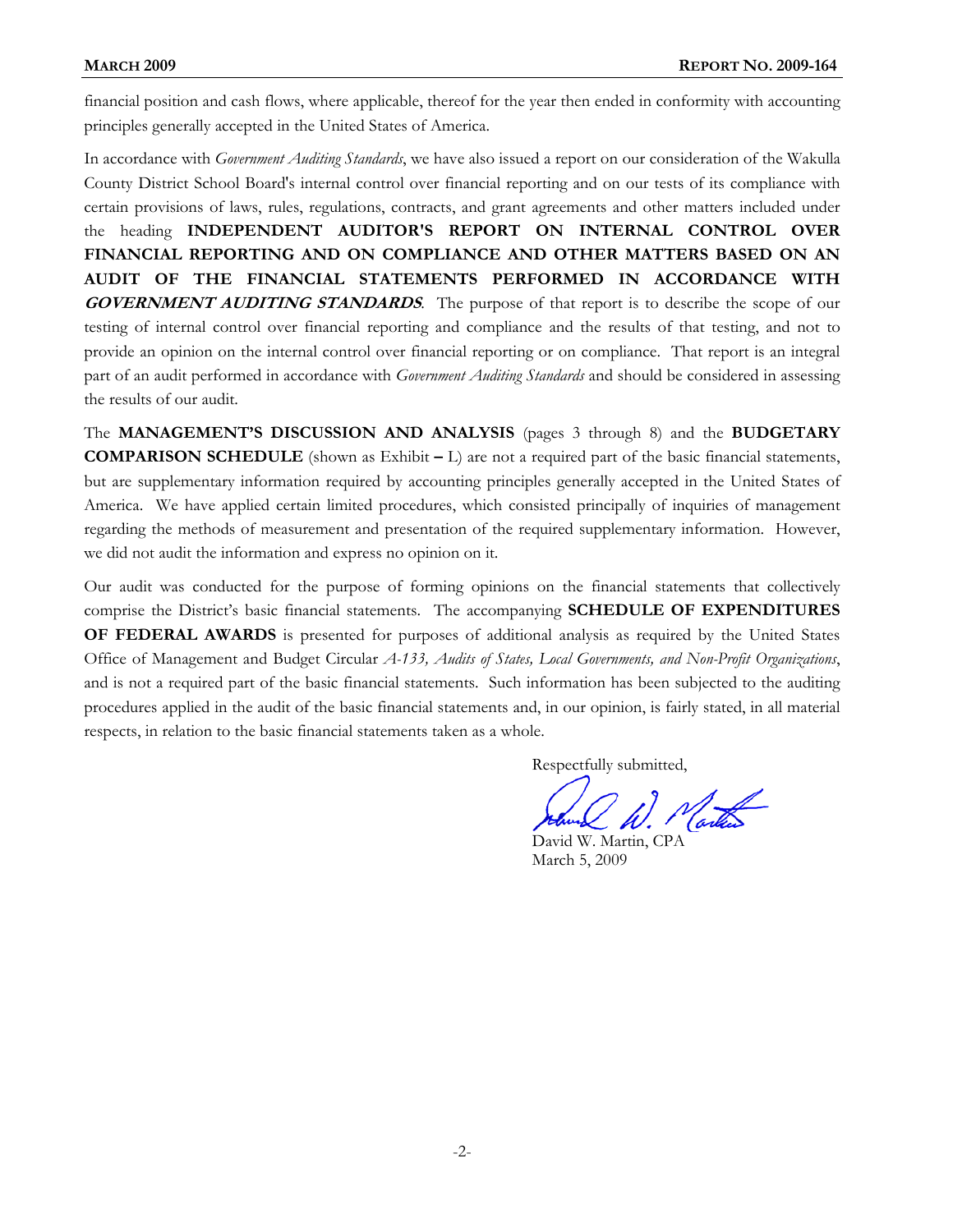financial position and cash flows, where applicable, thereof for the year then ended in conformity with accounting principles generally accepted in the United States of America.

In accordance with *Government Auditing Standards*, we have also issued a report on our consideration of the Wakulla County District School Board's internal control over financial reporting and on our tests of its compliance with certain provisions of laws, rules, regulations, contracts, and grant agreements and other matters included under the heading **INDEPENDENT AUDITOR'S REPORT ON INTERNAL CONTROL OVER FINANCIAL REPORTING AND ON COMPLIANCE AND OTHER MATTERS BASED ON AN AUDIT OF THE FINANCIAL STATEMENTS PERFORMED IN ACCORDANCE WITH *GOVERNMENT AUDITING STANDARDS***. The purpose of that report is to describe the scope of our testing of internal control over financial reporting and compliance and the results of that testing, and not to provide an opinion on the internal control over financial reporting or on compliance. That report is an integral part of an audit performed in accordance with *Government Auditing Standards* and should be considered in assessing the results of our audit.

The **MANAGEMENT'S DISCUSSION AND ANALYSIS** (pages 3 through 8) and the **BUDGETARY COMPARISON SCHEDULE** (shown as Exhibit – L) are not a required part of the basic financial statements, but are supplementary information required by accounting principles generally accepted in the United States of America. We have applied certain limited procedures, which consisted principally of inquiries of management regarding the methods of measurement and presentation of the required supplementary information. However, we did not audit the information and express no opinion on it.

Our audit was conducted for the purpose of forming opinions on the financial statements that collectively comprise the District's basic financial statements. The accompanying **SCHEDULE OF EXPENDITURES OF FEDERAL AWARDS** is presented for purposes of additional analysis as required by the United States Office of Management and Budget Circular *A-133, Audits of States, Local Governments, and Non-Profit Organizations*, and is not a required part of the basic financial statements. Such information has been subjected to the auditing procedures applied in the audit of the basic financial statements and, in our opinion, is fairly stated, in all material respects, in relation to the basic financial statements taken as a whole.

Respectfully submitted,

David W. Martin, CPA
March 5, 2009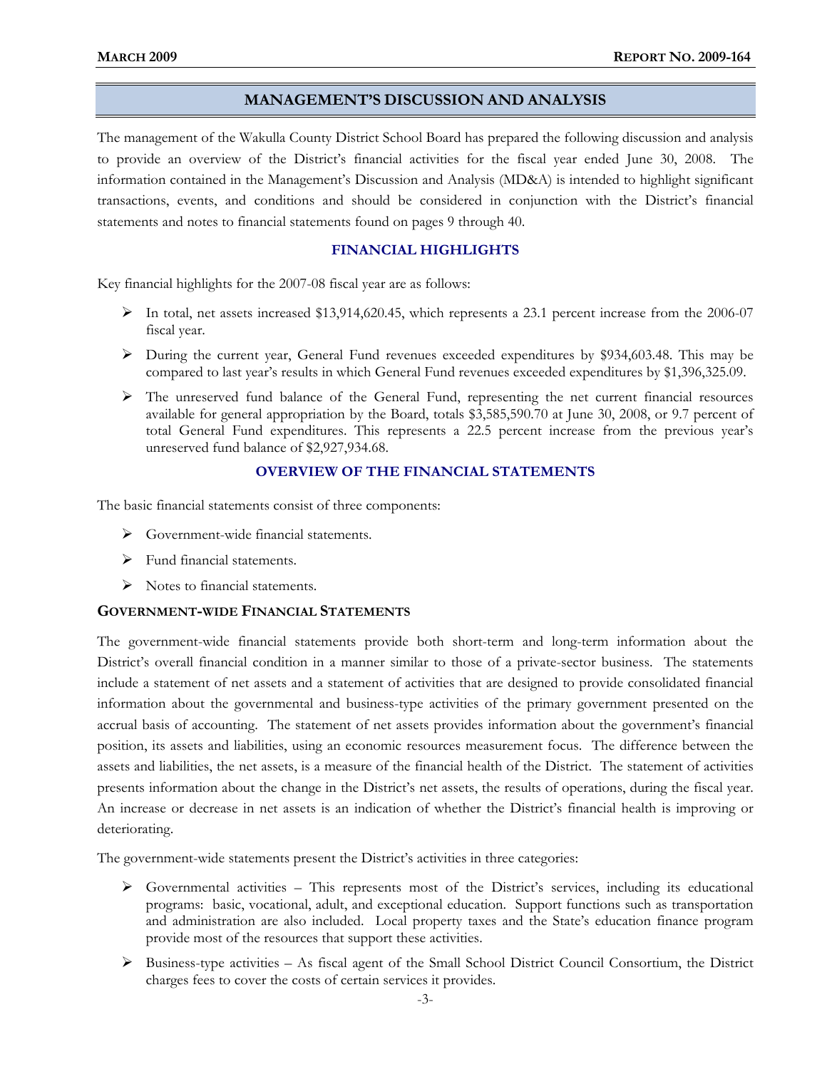## MANAGEMENT'S DISCUSSION AND ANALYSIS

The management of the Wakulla County District School Board has prepared the following discussion and analysis to provide an overview of the District's financial activities for the fiscal year ended June 30, 2008. The information contained in the Management's Discussion and Analysis (MD&A) is intended to highlight significant transactions, events, and conditions and should be considered in conjunction with the District's financial statements and notes to financial statements found on pages 9 through 40.

### FINANCIAL HIGHLIGHTS

Key financial highlights for the 2007-08 fiscal year are as follows:

- In total, net assets increased $13,914,620.45, which represents a 23.1 percent increase from the 2006-07 fiscal year.
- During the current year, General Fund revenues exceeded expenditures by $934,603.48. This may be compared to last year's results in which General Fund revenues exceeded expenditures by $1,396,325.09.
- The unreserved fund balance of the General Fund, representing the net current financial resources available for general appropriation by the Board, totals $3,585,590.70 at June 30, 2008, or 9.7 percent of total General Fund expenditures. This represents a 22.5 percent increase from the previous year's unreserved fund balance of $2,927,934.68.

### OVERVIEW OF THE FINANCIAL STATEMENTS

The basic financial statements consist of three components:

- Government-wide financial statements.
- Fund financial statements.
- Notes to financial statements.

#### GOVERNMENT-WIDE FINANCIAL STATEMENTS

The government-wide financial statements provide both short-term and long-term information about the District's overall financial condition in a manner similar to those of a private-sector business. The statements include a statement of net assets and a statement of activities that are designed to provide consolidated financial information about the governmental and business-type activities of the primary government presented on the accrual basis of accounting. The statement of net assets provides information about the government's financial position, its assets and liabilities, using an economic resources measurement focus. The difference between the assets and liabilities, the net assets, is a measure of the financial health of the District. The statement of activities presents information about the change in the District's net assets, the results of operations, during the fiscal year. An increase or decrease in net assets is an indication of whether the District's financial health is improving or deteriorating.

The government-wide statements present the District's activities in three categories:

- Governmental activities – This represents most of the District's services, including its educational programs: basic, vocational, adult, and exceptional education. Support functions such as transportation and administration are also included. Local property taxes and the State's education finance program provide most of the resources that support these activities.
- Business-type activities – As fiscal agent of the Small School District Council Consortium, the District charges fees to cover the costs of certain services it provides.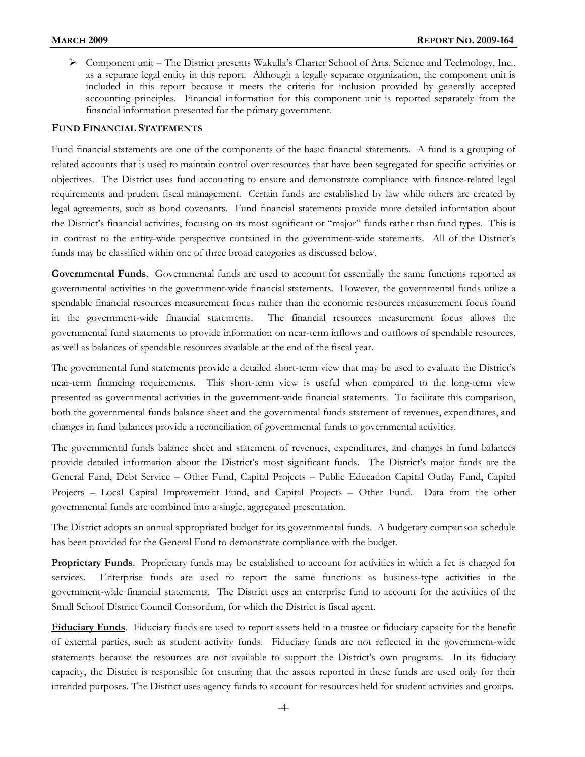- Component unit – The District presents Wakulla's Charter School of Arts, Science and Technology, Inc., as a separate legal entity in this report. Although a legally separate organization, the component unit is included in this report because it meets the criteria for inclusion provided by generally accepted accounting principles. Financial information for this component unit is reported separately from the financial information presented for the primary government.

### FUND FINANCIAL STATEMENTS

Fund financial statements are one of the components of the basic financial statements. A fund is a grouping of related accounts that is used to maintain control over resources that have been segregated for specific activities or objectives. The District uses fund accounting to ensure and demonstrate compliance with finance-related legal requirements and prudent fiscal management. Certain funds are established by law while others are created by legal agreements, such as bond covenants. Fund financial statements provide more detailed information about the District's financial activities, focusing on its most significant or "major" funds rather than fund types. This is in contrast to the entity-wide perspective contained in the government-wide statements. All of the District's funds may be classified within one of three broad categories as discussed below.

**Governmental Funds**. Governmental funds are used to account for essentially the same functions reported as governmental activities in the government-wide financial statements. However, the governmental funds utilize a spendable financial resources measurement focus rather than the economic resources measurement focus found in the government-wide financial statements. The financial resources measurement focus allows the governmental fund statements to provide information on near-term inflows and outflows of spendable resources, as well as balances of spendable resources available at the end of the fiscal year.

The governmental fund statements provide a detailed short-term view that may be used to evaluate the District's near-term financing requirements. This short-term view is useful when compared to the long-term view presented as governmental activities in the government-wide financial statements. To facilitate this comparison, both the governmental funds balance sheet and the governmental funds statement of revenues, expenditures, and changes in fund balances provide a reconciliation of governmental funds to governmental activities.

The governmental funds balance sheet and statement of revenues, expenditures, and changes in fund balances provide detailed information about the District's most significant funds. The District's major funds are the General Fund, Debt Service – Other Fund, Capital Projects – Public Education Capital Outlay Fund, Capital Projects – Local Capital Improvement Fund, and Capital Projects – Other Fund. Data from the other governmental funds are combined into a single, aggregated presentation.

The District adopts an annual appropriated budget for its governmental funds. A budgetary comparison schedule has been provided for the General Fund to demonstrate compliance with the budget.

**Proprietary Funds**. Proprietary funds may be established to account for activities in which a fee is charged for services. Enterprise funds are used to report the same functions as business-type activities in the government-wide financial statements. The District uses an enterprise fund to account for the activities of the Small School District Council Consortium, for which the District is fiscal agent.

**Fiduciary Funds**. Fiduciary funds are used to report assets held in a trustee or fiduciary capacity for the benefit of external parties, such as student activity funds. Fiduciary funds are not reflected in the government-wide statements because the resources are not available to support the District's own programs. In its fiduciary capacity, the District is responsible for ensuring that the assets reported in these funds are used only for their intended purposes. The District uses agency funds to account for resources held for student activities and groups.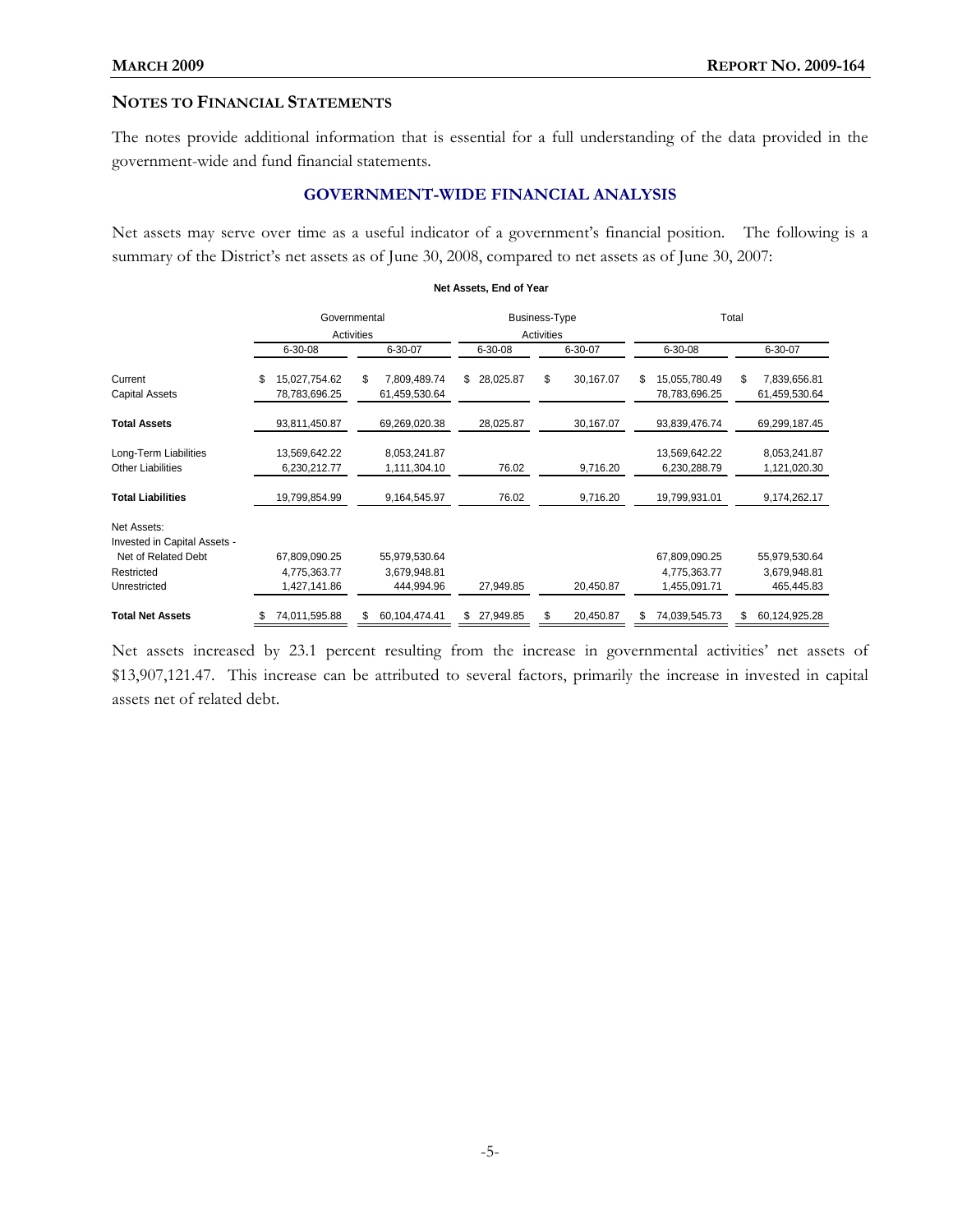## NOTES TO FINANCIAL STATEMENTS

The notes provide additional information that is essential for a full understanding of the data provided in the government-wide and fund financial statements.

### GOVERNMENT-WIDE FINANCIAL ANALYSIS

Net assets may serve over time as a useful indicator of a government's financial position. The following is a summary of the District's net assets as of June 30, 2008, compared to net assets as of June 30, 2007:

**Net Assets, End of Year**

| | Governmental Activities | | Business-Type Activities | | Total | |
|---|---|---|---|---|---|---|
| | 6-30-08 | 6-30-07 | 6-30-08 | 6-30-07 | 6-30-08 | 6-30-07 |
| Current | $ 15,027,754.62 | $ 7,809,489.74 | $ 28,025.87 | $ 30,167.07 | $ 15,055,780.49 | $ 7,839,656.81 |
| Capital Assets | 78,783,696.25 | 61,459,530.64 | | | 78,783,696.25 | 61,459,530.64 |
| **Total Assets** | 93,811,450.87 | 69,269,020.38 | 28,025.87 | 30,167.07 | 93,839,476.74 | 69,299,187.45 |
| Long-Term Liabilities | 13,569,642.22 | 8,053,241.87 | | | 13,569,642.22 | 8,053,241.87 |
| Other Liabilities | 6,230,212.77 | 1,111,304.10 | 76.02 | 9,716.20 | 6,230,288.79 | 1,121,020.30 |
| **Total Liabilities** | 19,799,854.99 | 9,164,545.97 | 76.02 | 9,716.20 | 19,799,931.01 | 9,174,262.17 |
| Net Assets: | | | | | | |
| Invested in Capital Assets - Net of Related Debt | 67,809,090.25 | 55,979,530.64 | | | 67,809,090.25 | 55,979,530.64 |
| Restricted | 4,775,363.77 | 3,679,948.81 | | | 4,775,363.77 | 3,679,948.81 |
| Unrestricted | 1,427,141.86 | 444,994.96 | 27,949.85 | 20,450.87 | 1,455,091.71 | 465,445.83 |
| **Total Net Assets** | $ 74,011,595.88 | $ 60,104,474.41 | $ 27,949.85 | $ 20,450.87 | $ 74,039,545.73 | $ 60,124,925.28 |

Net assets increased by 23.1 percent resulting from the increase in governmental activities' net assets of $13,907,121.47. This increase can be attributed to several factors, primarily the increase in invested in capital assets net of related debt.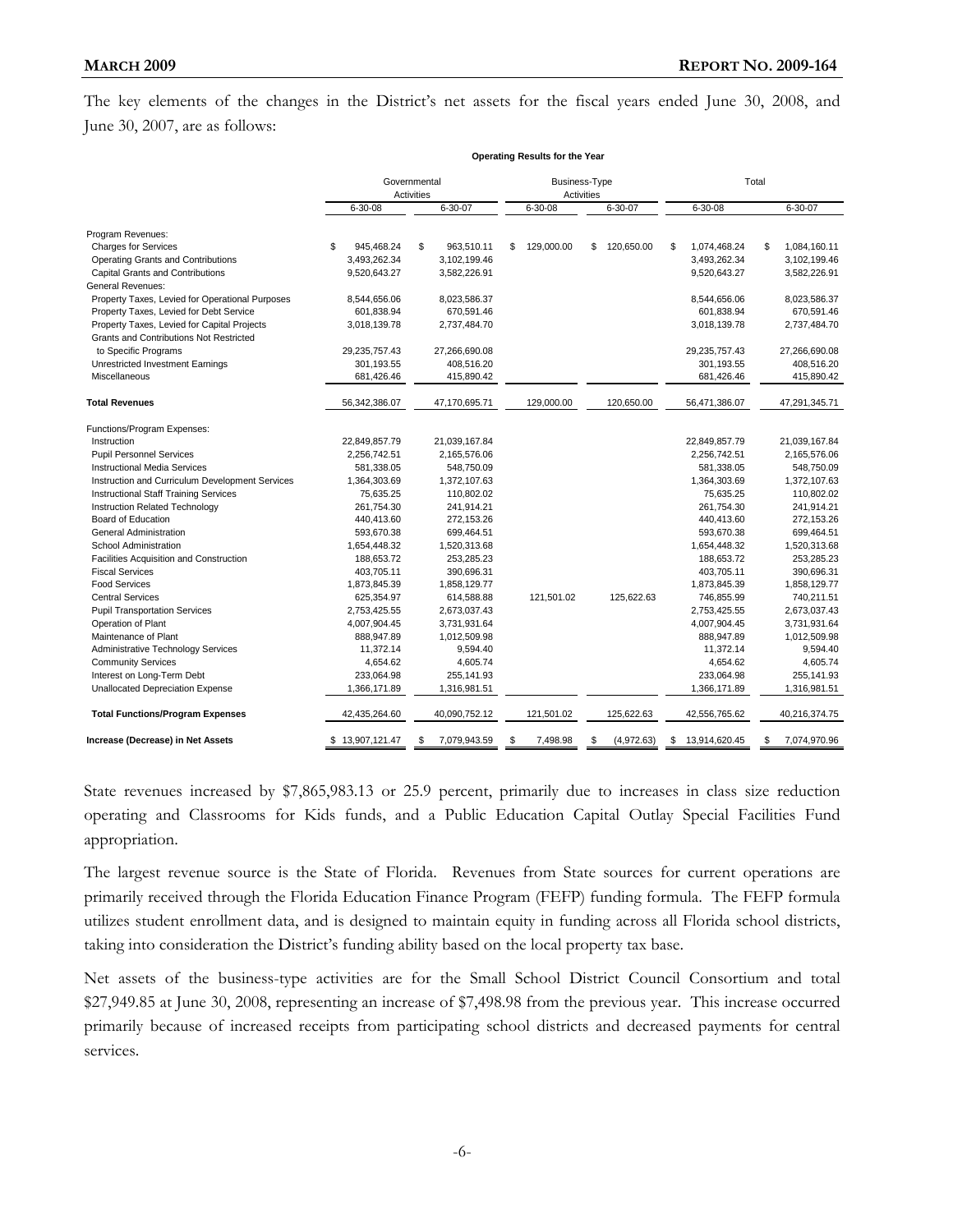The key elements of the changes in the District's net assets for the fiscal years ended June 30, 2008, and June 30, 2007, are as follows:

**Operating Results for the Year**

| | Governmental Activities | | Business-Type Activities | | Total | |
|---|---|---|---|---|---|---|
| | 6-30-08 | 6-30-07 | 6-30-08 | 6-30-07 | 6-30-08 | 6-30-07 |
| Program Revenues: | | | | | | |
| Charges for Services | $ 945,468.24 | $ 963,510.11 | $ 129,000.00 | $ 120,650.00 | $ 1,074,468.24 | $ 1,084,160.11 |
| Operating Grants and Contributions | 3,493,262.34 | 3,102,199.46 | | | 3,493,262.34 | 3,102,199.46 |
| Capital Grants and Contributions | 9,520,643.27 | 3,582,226.91 | | | 9,520,643.27 | 3,582,226.91 |
| General Revenues: | | | | | | |
| Property Taxes, Levied for Operational Purposes | 8,544,656.06 | 8,023,586.37 | | | 8,544,656.06 | 8,023,586.37 |
| Property Taxes, Levied for Debt Service | 601,838.94 | 670,591.46 | | | 601,838.94 | 670,591.46 |
| Property Taxes, Levied for Capital Projects | 3,018,139.78 | 2,737,484.70 | | | 3,018,139.78 | 2,737,484.70 |
| Grants and Contributions Not Restricted to Specific Programs | 29,235,757.43 | 27,266,690.08 | | | 29,235,757.43 | 27,266,690.08 |
| Unrestricted Investment Earnings | 301,193.55 | 408,516.20 | | | 301,193.55 | 408,516.20 |
| Miscellaneous | 681,426.46 | 415,890.42 | | | 681,426.46 | 415,890.42 |
| **Total Revenues** | 56,342,386.07 | 47,170,695.71 | 129,000.00 | 120,650.00 | 56,471,386.07 | 47,291,345.71 |
| Functions/Program Expenses: | | | | | | |
| Instruction | 22,849,857.79 | 21,039,167.84 | | | 22,849,857.79 | 21,039,167.84 |
| Pupil Personnel Services | 2,256,742.51 | 2,165,576.06 | | | 2,256,742.51 | 2,165,576.06 |
| Instructional Media Services | 581,338.05 | 548,750.09 | | | 581,338.05 | 548,750.09 |
| Instruction and Curriculum Development Services | 1,364,303.69 | 1,372,107.63 | | | 1,364,303.69 | 1,372,107.63 |
| Instructional Staff Training Services | 75,635.25 | 110,802.02 | | | 75,635.25 | 110,802.02 |
| Instruction Related Technology | 261,754.30 | 241,914.21 | | | 261,754.30 | 241,914.21 |
| Board of Education | 440,413.60 | 272,153.26 | | | 440,413.60 | 272,153.26 |
| General Administration | 593,670.38 | 699,464.51 | | | 593,670.38 | 699,464.51 |
| School Administration | 1,654,448.32 | 1,520,313.68 | | | 1,654,448.32 | 1,520,313.68 |
| Facilities Acquisition and Construction | 188,653.72 | 253,285.23 | | | 188,653.72 | 253,285.23 |
| Fiscal Services | 403,705.11 | 390,696.31 | | | 403,705.11 | 390,696.31 |
| Food Services | 1,873,845.39 | 1,858,129.77 | | | 1,873,845.39 | 1,858,129.77 |
| Central Services | 625,354.97 | 614,588.88 | 121,501.02 | 125,622.63 | 746,855.99 | 740,211.51 |
| Pupil Transportation Services | 2,753,425.55 | 2,673,037.43 | | | 2,753,425.55 | 2,673,037.43 |
| Operation of Plant | 4,007,904.45 | 3,731,931.64 | | | 4,007,904.45 | 3,731,931.64 |
| Maintenance of Plant | 888,947.89 | 1,012,509.98 | | | 888,947.89 | 1,012,509.98 |
| Administrative Technology Services | 11,372.14 | 9,594.40 | | | 11,372.14 | 9,594.40 |
| Community Services | 4,654.62 | 4,605.74 | | | 4,654.62 | 4,605.74 |
| Interest on Long-Term Debt | 233,064.98 | 255,141.93 | | | 233,064.98 | 255,141.93 |
| Unallocated Depreciation Expense | 1,366,171.89 | 1,316,981.51 | | | 1,366,171.89 | 1,316,981.51 |
| **Total Functions/Program Expenses** | 42,435,264.60 | 40,090,752.12 | 121,501.02 | 125,622.63 | 42,556,765.62 | 40,216,374.75 |
| **Increase (Decrease) in Net Assets** | $ 13,907,121.47 | $ 7,079,943.59 | $ 7,498.98 | $ (4,972.63) | $ 13,914,620.45 | $ 7,074,970.96 |

State revenues increased by $7,865,983.13 or 25.9 percent, primarily due to increases in class size reduction operating and Classrooms for Kids funds, and a Public Education Capital Outlay Special Facilities Fund appropriation.

The largest revenue source is the State of Florida. Revenues from State sources for current operations are primarily received through the Florida Education Finance Program (FEFP) funding formula. The FEFP formula utilizes student enrollment data, and is designed to maintain equity in funding across all Florida school districts, taking into consideration the District's funding ability based on the local property tax base.

Net assets of the business-type activities are for the Small School District Council Consortium and total $27,949.85 at June 30, 2008, representing an increase of $7,498.98 from the previous year. This increase occurred primarily because of increased receipts from participating school districts and decreased payments for central services.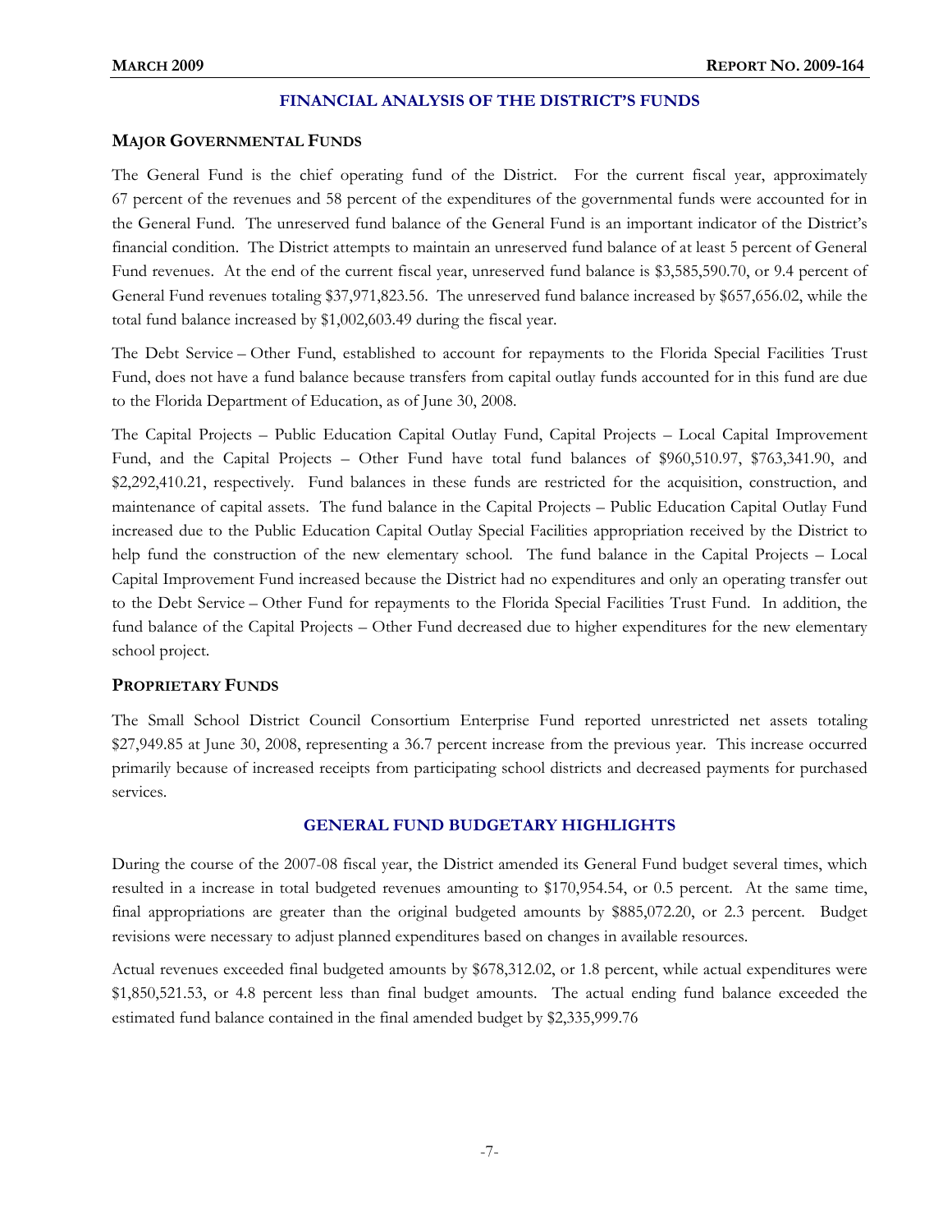## FINANCIAL ANALYSIS OF THE DISTRICT'S FUNDS

### MAJOR GOVERNMENTAL FUNDS

The General Fund is the chief operating fund of the District. For the current fiscal year, approximately 67 percent of the revenues and 58 percent of the expenditures of the governmental funds were accounted for in the General Fund. The unreserved fund balance of the General Fund is an important indicator of the District's financial condition. The District attempts to maintain an unreserved fund balance of at least 5 percent of General Fund revenues. At the end of the current fiscal year, unreserved fund balance is $3,585,590.70, or 9.4 percent of General Fund revenues totaling $37,971,823.56. The unreserved fund balance increased by $657,656.02, while the total fund balance increased by $1,002,603.49 during the fiscal year.

The Debt Service – Other Fund, established to account for repayments to the Florida Special Facilities Trust Fund, does not have a fund balance because transfers from capital outlay funds accounted for in this fund are due to the Florida Department of Education, as of June 30, 2008.

The Capital Projects – Public Education Capital Outlay Fund, Capital Projects – Local Capital Improvement Fund, and the Capital Projects – Other Fund have total fund balances of $960,510.97, $763,341.90, and $2,292,410.21, respectively. Fund balances in these funds are restricted for the acquisition, construction, and maintenance of capital assets. The fund balance in the Capital Projects – Public Education Capital Outlay Fund increased due to the Public Education Capital Outlay Special Facilities appropriation received by the District to help fund the construction of the new elementary school. The fund balance in the Capital Projects – Local Capital Improvement Fund increased because the District had no expenditures and only an operating transfer out to the Debt Service – Other Fund for repayments to the Florida Special Facilities Trust Fund. In addition, the fund balance of the Capital Projects – Other Fund decreased due to higher expenditures for the new elementary school project.

### PROPRIETARY FUNDS

The Small School District Council Consortium Enterprise Fund reported unrestricted net assets totaling $27,949.85 at June 30, 2008, representing a 36.7 percent increase from the previous year. This increase occurred primarily because of increased receipts from participating school districts and decreased payments for purchased services.

## GENERAL FUND BUDGETARY HIGHLIGHTS

During the course of the 2007-08 fiscal year, the District amended its General Fund budget several times, which resulted in a increase in total budgeted revenues amounting to $170,954.54, or 0.5 percent. At the same time, final appropriations are greater than the original budgeted amounts by $885,072.20, or 2.3 percent. Budget revisions were necessary to adjust planned expenditures based on changes in available resources.

Actual revenues exceeded final budgeted amounts by $678,312.02, or 1.8 percent, while actual expenditures were $1,850,521.53, or 4.8 percent less than final budget amounts. The actual ending fund balance exceeded the estimated fund balance contained in the final amended budget by $2,335,999.76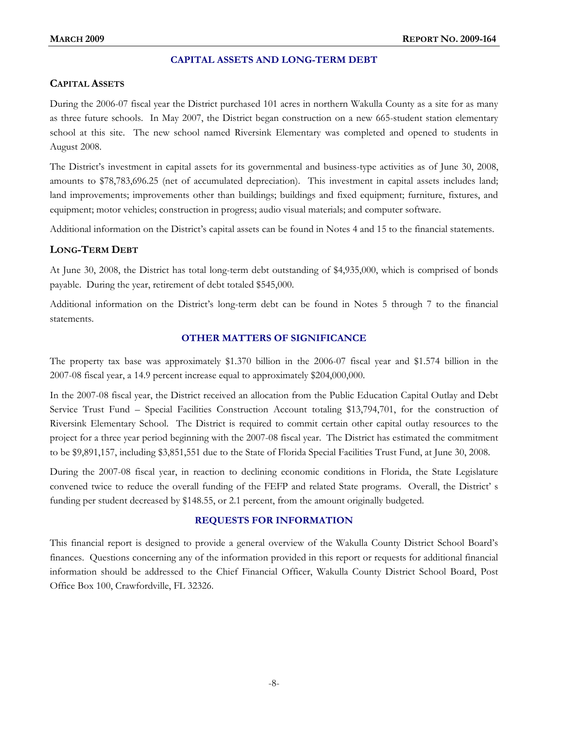## CAPITAL ASSETS AND LONG-TERM DEBT

### CAPITAL ASSETS

During the 2006-07 fiscal year the District purchased 101 acres in northern Wakulla County as a site for as many as three future schools. In May 2007, the District began construction on a new 665-student station elementary school at this site. The new school named Riversink Elementary was completed and opened to students in August 2008.

The District's investment in capital assets for its governmental and business-type activities as of June 30, 2008, amounts to $78,783,696.25 (net of accumulated depreciation). This investment in capital assets includes land; land improvements; improvements other than buildings; buildings and fixed equipment; furniture, fixtures, and equipment; motor vehicles; construction in progress; audio visual materials; and computer software.

Additional information on the District's capital assets can be found in Notes 4 and 15 to the financial statements.

### LONG-TERM DEBT

At June 30, 2008, the District has total long-term debt outstanding of $4,935,000, which is comprised of bonds payable. During the year, retirement of debt totaled $545,000.

Additional information on the District's long-term debt can be found in Notes 5 through 7 to the financial statements.

## OTHER MATTERS OF SIGNIFICANCE

The property tax base was approximately $1.370 billion in the 2006-07 fiscal year and $1.574 billion in the 2007-08 fiscal year, a 14.9 percent increase equal to approximately $204,000,000.

In the 2007-08 fiscal year, the District received an allocation from the Public Education Capital Outlay and Debt Service Trust Fund – Special Facilities Construction Account totaling $13,794,701, for the construction of Riversink Elementary School. The District is required to commit certain other capital outlay resources to the project for a three year period beginning with the 2007-08 fiscal year. The District has estimated the commitment to be $9,891,157, including $3,851,551 due to the State of Florida Special Facilities Trust Fund, at June 30, 2008.

During the 2007-08 fiscal year, in reaction to declining economic conditions in Florida, the State Legislature convened twice to reduce the overall funding of the FEFP and related State programs. Overall, the District' s funding per student decreased by $148.55, or 2.1 percent, from the amount originally budgeted.

## REQUESTS FOR INFORMATION

This financial report is designed to provide a general overview of the Wakulla County District School Board's finances. Questions concerning any of the information provided in this report or requests for additional financial information should be addressed to the Chief Financial Officer, Wakulla County District School Board, Post Office Box 100, Crawfordville, FL 32326.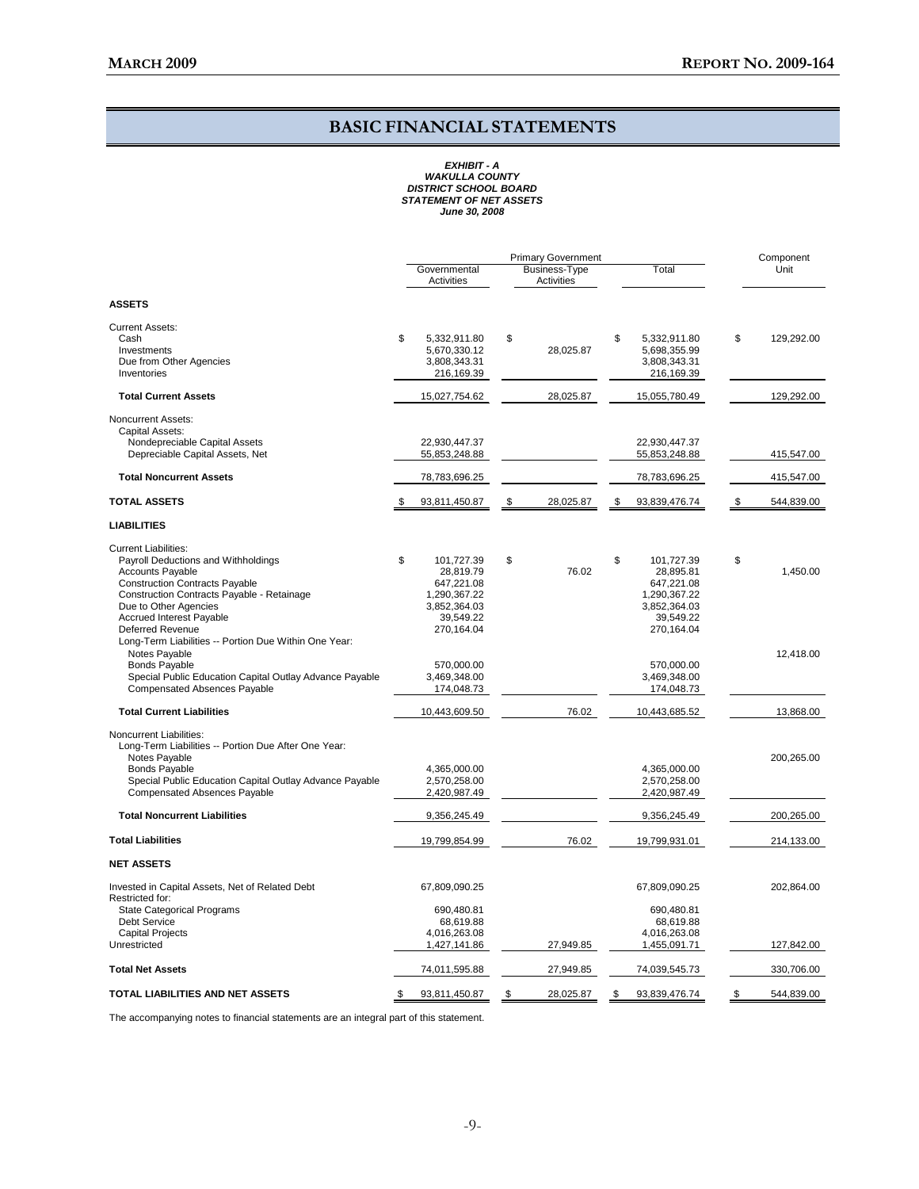# BASIC FINANCIAL STATEMENTS

***EXHIBIT - A***
***WAKULLA COUNTY***
***DISTRICT SCHOOL BOARD***
***STATEMENT OF NET ASSETS***
***June 30, 2008***

| | Primary Government | | | Component Unit |
|---|---|---|---|---|
| | Governmental Activities | Business-Type Activities | Total | |
| **ASSETS** | | | | |
| Current Assets: | | | | |
| Cash | $ 5,332,911.80 | $ | $ 5,332,911.80 | $ 129,292.00 |
| Investments | 5,670,330.12 | 28,025.87 | 5,698,355.99 | |
| Due from Other Agencies | 3,808,343.31 | | 3,808,343.31 | |
| Inventories | 216,169.39 | | 216,169.39 | |
| **Total Current Assets** | 15,027,754.62 | 28,025.87 | 15,055,780.49 | 129,292.00 |
| Noncurrent Assets: | | | | |
| Capital Assets: | | | | |
| Nondepreciable Capital Assets | 22,930,447.37 | | 22,930,447.37 | |
| Depreciable Capital Assets, Net | 55,853,248.88 | | 55,853,248.88 | 415,547.00 |
| **Total Noncurrent Assets** | 78,783,696.25 | | 78,783,696.25 | 415,547.00 |
| **TOTAL ASSETS** | $ 93,811,450.87 | $ 28,025.87 | $ 93,839,476.74 | $ 544,839.00 |
| **LIABILITIES** | | | | |
| Current Liabilities: | | | | |
| Payroll Deductions and Withholdings | $ 101,727.39 | $ | $ 101,727.39 | $ |
| Accounts Payable | 28,819.79 | 76.02 | 28,895.81 | 1,450.00 |
| Construction Contracts Payable | 647,221.08 | | 647,221.08 | |
| Construction Contracts Payable - Retainage | 1,290,367.22 | | 1,290,367.22 | |
| Due to Other Agencies | 3,852,364.03 | | 3,852,364.03 | |
| Accrued Interest Payable | 39,549.22 | | 39,549.22 | |
| Deferred Revenue | 270,164.04 | | 270,164.04 | |
| Long-Term Liabilities -- Portion Due Within One Year: | | | | |
| Notes Payable | | | | 12,418.00 |
| Bonds Payable | 570,000.00 | | 570,000.00 | |
| Special Public Education Capital Outlay Advance Payable | 3,469,348.00 | | 3,469,348.00 | |
| Compensated Absences Payable | 174,048.73 | | 174,048.73 | |
| **Total Current Liabilities** | 10,443,609.50 | 76.02 | 10,443,685.52 | 13,868.00 |
| Noncurrent Liabilities: | | | | |
| Long-Term Liabilities -- Portion Due After One Year: | | | | |
| Notes Payable | | | | 200,265.00 |
| Bonds Payable | 4,365,000.00 | | 4,365,000.00 | |
| Special Public Education Capital Outlay Advance Payable | 2,570,258.00 | | 2,570,258.00 | |
| Compensated Absences Payable | 2,420,987.49 | | 2,420,987.49 | |
| **Total Noncurrent Liabilities** | 9,356,245.49 | | 9,356,245.49 | 200,265.00 |
| **Total Liabilities** | 19,799,854.99 | 76.02 | 19,799,931.01 | 214,133.00 |
| **NET ASSETS** | | | | |
| Invested in Capital Assets, Net of Related Debt | 67,809,090.25 | | 67,809,090.25 | 202,864.00 |
| Restricted for: | | | | |
| State Categorical Programs | 690,480.81 | | 690,480.81 | |
| Debt Service | 68,619.88 | | 68,619.88 | |
| Capital Projects | 4,016,263.08 | | 4,016,263.08 | |
| Unrestricted | 1,427,141.86 | 27,949.85 | 1,455,091.71 | 127,842.00 |
| **Total Net Assets** | 74,011,595.88 | 27,949.85 | 74,039,545.73 | 330,706.00 |
| **TOTAL LIABILITIES AND NET ASSETS** | $ 93,811,450.87 | $ 28,025.87 | $ 93,839,476.74 | $ 544,839.00 |

The accompanying notes to financial statements are an integral part of this statement.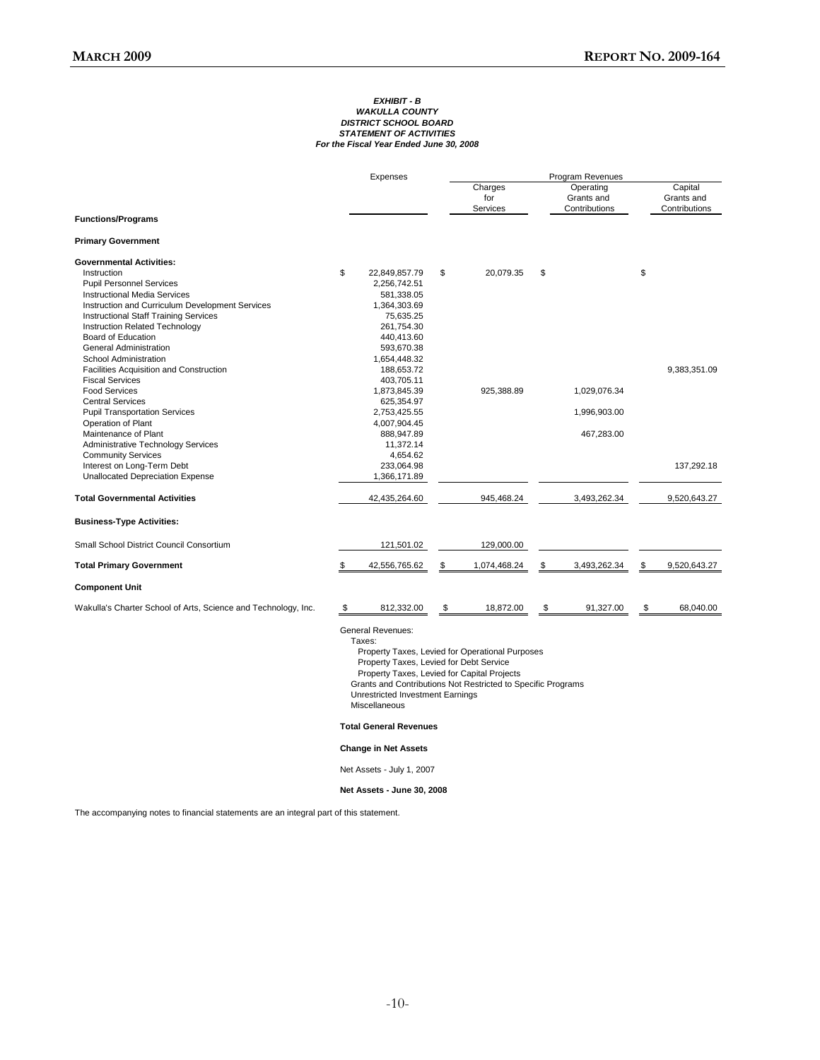***EXHIBIT - B***
***WAKULLA COUNTY***
***DISTRICT SCHOOL BOARD***
***STATEMENT OF ACTIVITIES***
***For the Fiscal Year Ended June 30, 2008***

| | Expenses | Program Revenues | | |
|---|---|---|---|---|
| | | Charges for Services | Operating Grants and Contributions | Capital Grants and Contributions |
| **Functions/Programs** | | | | |
| **Primary Government** | | | | |
| **Governmental Activities:** | | | | |
| Instruction | $ 22,849,857.79 | $ 20,079.35 | $ | $ |
| Pupil Personnel Services | 2,256,742.51 | | | |
| Instructional Media Services | 581,338.05 | | | |
| Instruction and Curriculum Development Services | 1,364,303.69 | | | |
| Instructional Staff Training Services | 75,635.25 | | | |
| Instruction Related Technology | 261,754.30 | | | |
| Board of Education | 440,413.60 | | | |
| General Administration | 593,670.38 | | | |
| School Administration | 1,654,448.32 | | | |
| Facilities Acquisition and Construction | 188,653.72 | | | 9,383,351.09 |
| Fiscal Services | 403,705.11 | | | |
| Food Services | 1,873,845.39 | 925,388.89 | 1,029,076.34 | |
| Central Services | 625,354.97 | | | |
| Pupil Transportation Services | 2,753,425.55 | | 1,996,903.00 | |
| Operation of Plant | 4,007,904.45 | | | |
| Maintenance of Plant | 888,947.89 | | 467,283.00 | |
| Administrative Technology Services | 11,372.14 | | | |
| Community Services | 4,654.62 | | | |
| Interest on Long-Term Debt | 233,064.98 | | | 137,292.18 |
| Unallocated Depreciation Expense | 1,366,171.89 | | | |
| **Total Governmental Activities** | 42,435,264.60 | 945,468.24 | 3,493,262.34 | 9,520,643.27 |
| **Business-Type Activities:** | | | | |
| Small School District Council Consortium | 121,501.02 | 129,000.00 | | |
| **Total Primary Government** | $ 42,556,765.62 | $ 1,074,468.24 | $ 3,493,262.34 | $ 9,520,643.27 |
| **Component Unit** | | | | |
| Wakulla's Charter School of Arts, Science and Technology, Inc. | $ 812,332.00 | $ 18,872.00 | $ 91,327.00 | $ 68,040.00 |

General Revenues:
Taxes:
Property Taxes, Levied for Operational Purposes
Property Taxes, Levied for Debt Service
Property Taxes, Levied for Capital Projects
Grants and Contributions Not Restricted to Specific Programs
Unrestricted Investment Earnings
Miscellaneous

**Total General Revenues**

**Change in Net Assets**

Net Assets - July 1, 2007

**Net Assets - June 30, 2008**

The accompanying notes to financial statements are an integral part of this statement.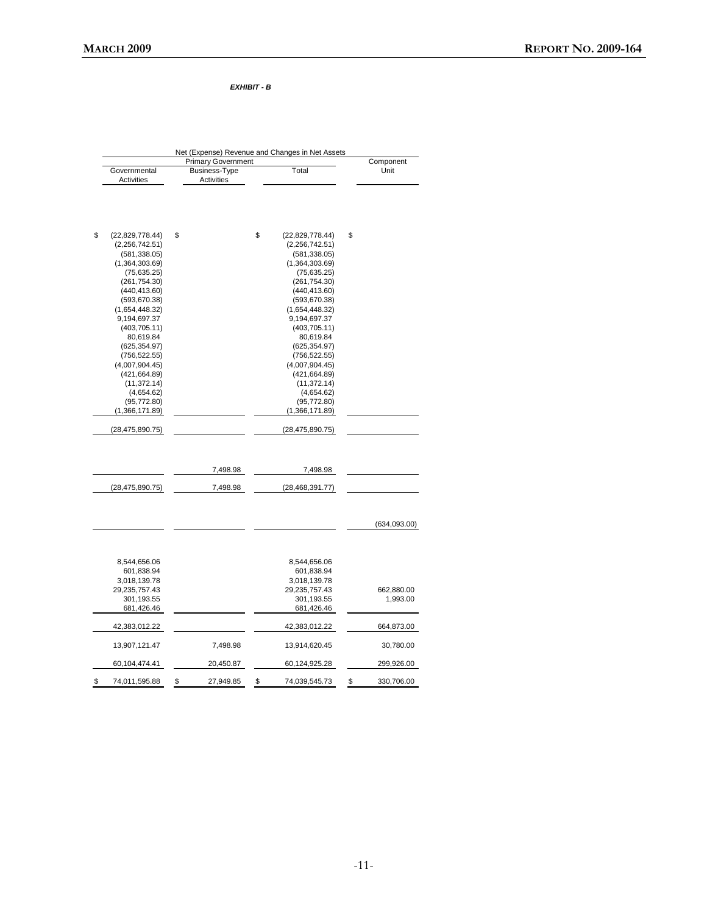*EXHIBIT - B*

| Net (Expense) Revenue and Changes in Net Assets | | | |
|---|---|---|---|
| Primary Government | | | Component Unit |
| Governmental Activities | Business-Type Activities | Total | |
| | | | |
| $ (22,829,778.44) | $ | $ (22,829,778.44) | $ |
| (2,256,742.51) | | (2,256,742.51) | |
| (581,338.05) | | (581,338.05) | |
| (1,364,303.69) | | (1,364,303.69) | |
| (75,635.25) | | (75,635.25) | |
| (261,754.30) | | (261,754.30) | |
| (440,413.60) | | (440,413.60) | |
| (593,670.38) | | (593,670.38) | |
| (1,654,448.32) | | (1,654,448.32) | |
| 9,194,697.37 | | 9,194,697.37 | |
| (403,705.11) | | (403,705.11) | |
| 80,619.84 | | 80,619.84 | |
| (625,354.97) | | (625,354.97) | |
| (756,522.55) | | (756,522.55) | |
| (4,007,904.45) | | (4,007,904.45) | |
| (421,664.89) | | (421,664.89) | |
| (11,372.14) | | (11,372.14) | |
| (4,654.62) | | (4,654.62) | |
| (95,772.80) | | (95,772.80) | |
| (1,366,171.89) | | (1,366,171.89) | |
| (28,475,890.75) | | (28,475,890.75) | |
| | 7,498.98 | 7,498.98 | |
| (28,475,890.75) | 7,498.98 | (28,468,391.77) | |
| | | | (634,093.00) |
| 8,544,656.06 | | 8,544,656.06 | |
| 601,838.94 | | 601,838.94 | |
| 3,018,139.78 | | 3,018,139.78 | |
| 29,235,757.43 | | 29,235,757.43 | 662,880.00 |
| 301,193.55 | | 301,193.55 | 1,993.00 |
| 681,426.46 | | 681,426.46 | |
| 42,383,012.22 | | 42,383,012.22 | 664,873.00 |
| 13,907,121.47 | 7,498.98 | 13,914,620.45 | 30,780.00 |
| 60,104,474.41 | 20,450.87 | 60,124,925.28 | 299,926.00 |
| $ 74,011,595.88 | $ 27,949.85 | $ 74,039,545.73 | $ 330,706.00 |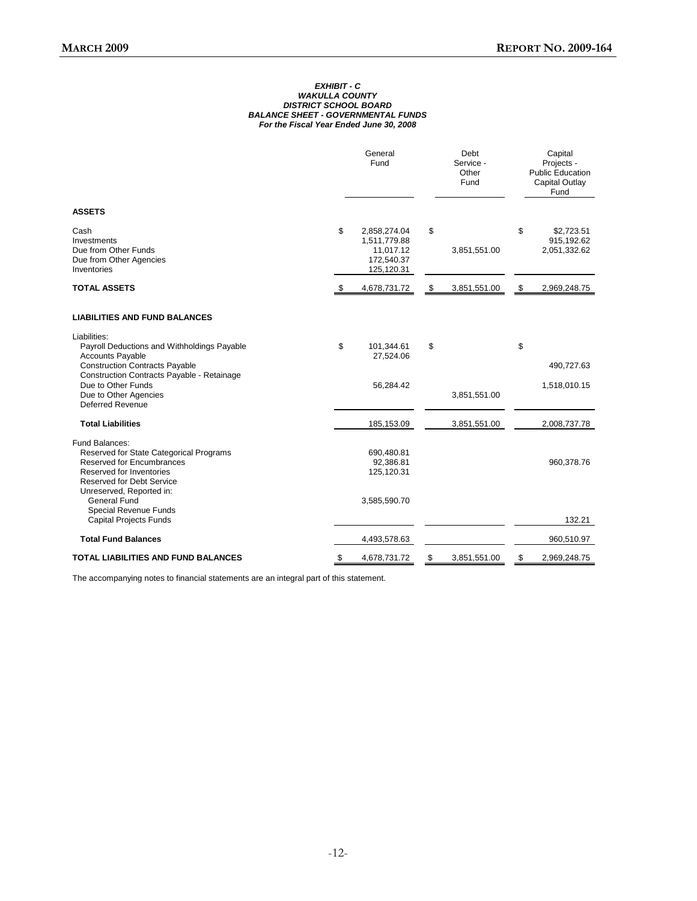***EXHIBIT - C***
***WAKULLA COUNTY***
***DISTRICT SCHOOL BOARD***
***BALANCE SHEET - GOVERNMENTAL FUNDS***
***For the Fiscal Year Ended June 30, 2008***

| | General Fund | Debt Service - Other Fund | Capital Projects - Public Education Capital Outlay Fund |
|---|---|---|---|
| **ASSETS** | | | |
| Cash | $ 2,858,274.04 | $ | $ $2,723.51 |
| Investments | 1,511,779.88 | | 915,192.62 |
| Due from Other Funds | 11,017.12 | 3,851,551.00 | 2,051,332.62 |
| Due from Other Agencies | 172,540.37 | | |
| Inventories | 125,120.31 | | |
| **TOTAL ASSETS** | $ 4,678,731.72 | $ 3,851,551.00 | $ 2,969,248.75 |
| **LIABILITIES AND FUND BALANCES** | | | |
| Liabilities: | | | |
| Payroll Deductions and Withholdings Payable | $ 101,344.61 | $ | $ |
| Accounts Payable | 27,524.06 | | |
| Construction Contracts Payable | | | 490,727.63 |
| Construction Contracts Payable - Retainage | | | |
| Due to Other Funds | 56,284.42 | | 1,518,010.15 |
| Due to Other Agencies | | 3,851,551.00 | |
| Deferred Revenue | | | |
| **Total Liabilities** | 185,153.09 | 3,851,551.00 | 2,008,737.78 |
| Fund Balances: | | | |
| Reserved for State Categorical Programs | 690,480.81 | | |
| Reserved for Encumbrances | 92,386.81 | | 960,378.76 |
| Reserved for Inventories | 125,120.31 | | |
| Reserved for Debt Service | | | |
| Unreserved, Reported in: | | | |
| General Fund | 3,585,590.70 | | |
| Special Revenue Funds | | | |
| Capital Projects Funds | | | 132.21 |
| **Total Fund Balances** | 4,493,578.63 | | 960,510.97 |
| **TOTAL LIABILITIES AND FUND BALANCES** | $ 4,678,731.72 | $ 3,851,551.00 | $ 2,969,248.75 |

The accompanying notes to financial statements are an integral part of this statement.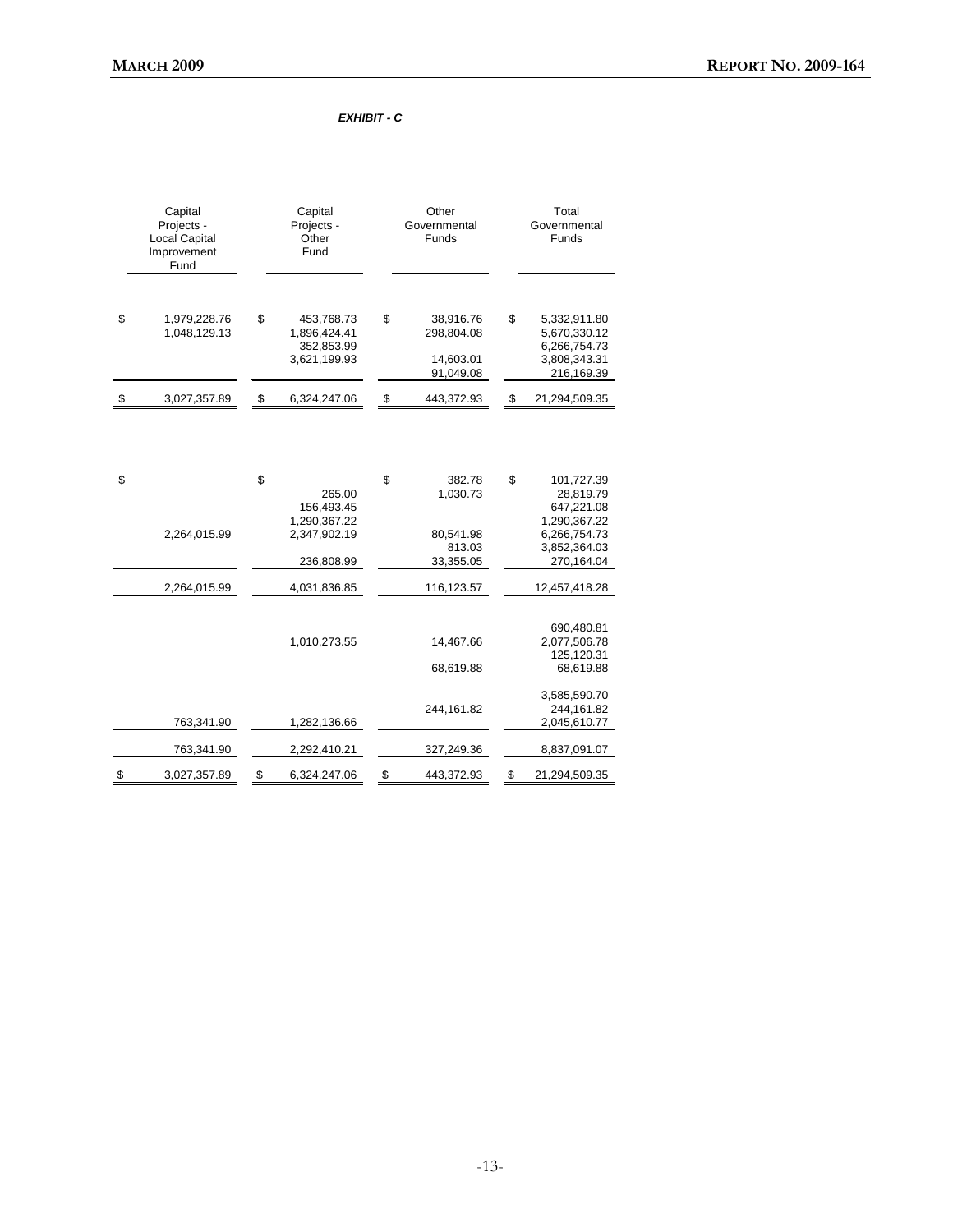***EXHIBIT - C***

| Capital Projects - Local Capital Improvement Fund | Capital Projects - Other Fund | Other Governmental Funds | Total Governmental Funds |
|---|---|---|---|
| $ 1,979,228.76 | $ 453,768.73 | $ 38,916.76 | $ 5,332,911.80 |
| 1,048,129.13 | 1,896,424.41 | 298,804.08 | 5,670,330.12 |
| | 352,853.99 | | 6,266,754.73 |
| | 3,621,199.93 | 14,603.01 | 3,808,343.31 |
| | | 91,049.08 | 216,169.39 |
| $ 3,027,357.89 | $ 6,324,247.06 | $ 443,372.93 | $ 21,294,509.35 |
| | | | |
| $ | $ | $ 382.78 | $ 101,727.39 |
| | 265.00 | 1,030.73 | 28,819.79 |
| | 156,493.45 | | 647,221.08 |
| | 1,290,367.22 | | 1,290,367.22 |
| 2,264,015.99 | 2,347,902.19 | 80,541.98 | 6,266,754.73 |
| | | 813.03 | 3,852,364.03 |
| | 236,808.99 | 33,355.05 | 270,164.04 |
| 2,264,015.99 | 4,031,836.85 | 116,123.57 | 12,457,418.28 |
| | | | |
| | | | 690,480.81 |
| | 1,010,273.55 | 14,467.66 | 2,077,506.78 |
| | | | 125,120.31 |
| | | 68,619.88 | 68,619.88 |
| | | | 3,585,590.70 |
| | | 244,161.82 | 244,161.82 |
| 763,341.90 | 1,282,136.66 | | 2,045,610.77 |
| 763,341.90 | 2,292,410.21 | 327,249.36 | 8,837,091.07 |
| $ 3,027,357.89 | $ 6,324,247.06 | $ 443,372.93 | $ 21,294,509.35 |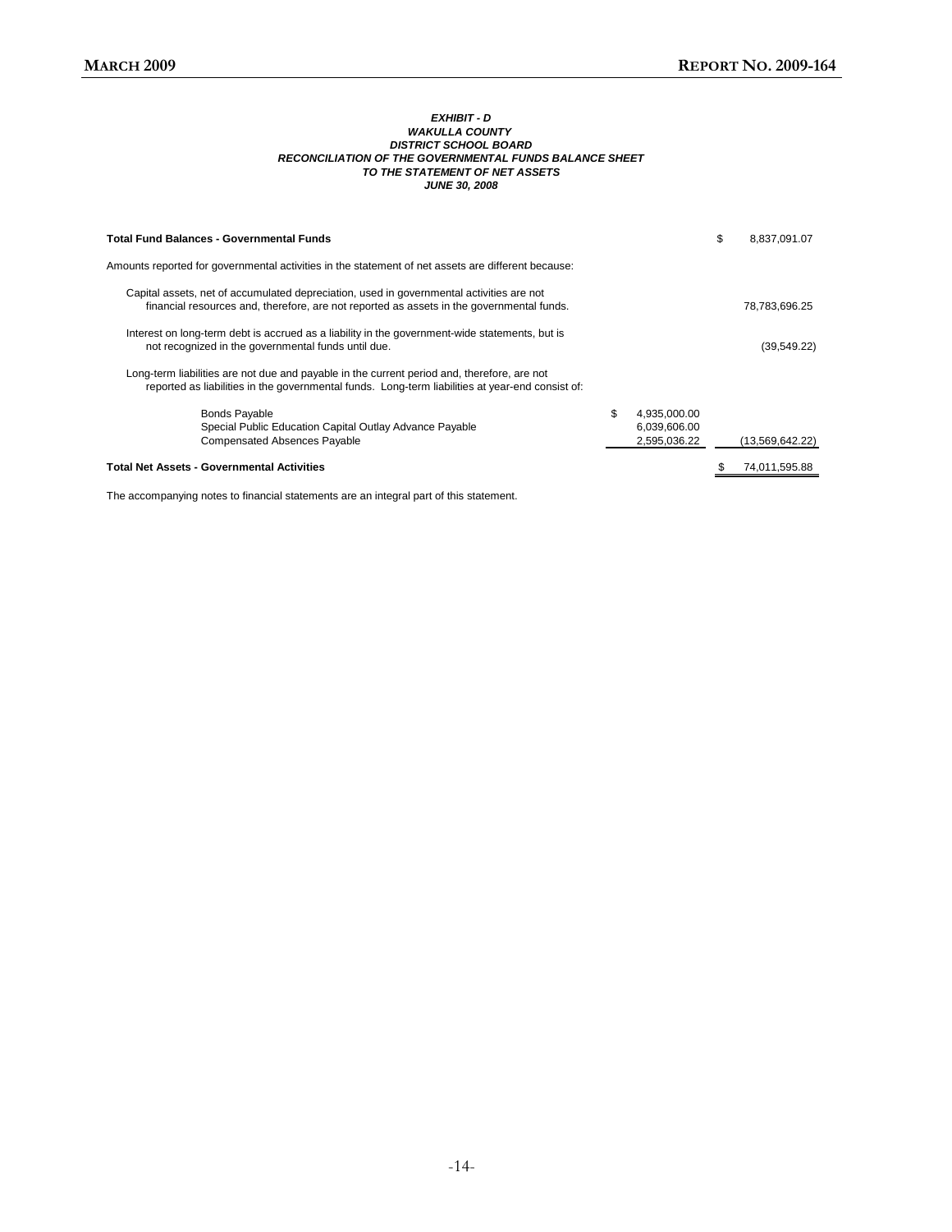***EXHIBIT - D***
***WAKULLA COUNTY***
***DISTRICT SCHOOL BOARD***
***RECONCILIATION OF THE GOVERNMENTAL FUNDS BALANCE SHEET***
***TO THE STATEMENT OF NET ASSETS***
***JUNE 30, 2008***

| | | |
|---|---|---|
| **Total Fund Balances - Governmental Funds** | | $ 8,837,091.07 |
| Amounts reported for governmental activities in the statement of net assets are different because: | | |
| Capital assets, net of accumulated depreciation, used in governmental activities are not financial resources and, therefore, are not reported as assets in the governmental funds. | | 78,783,696.25 |
| Interest on long-term debt is accrued as a liability in the government-wide statements, but is not recognized in the governmental funds until due. | | (39,549.22) |
| Long-term liabilities are not due and payable in the current period and, therefore, are not reported as liabilities in the governmental funds. Long-term liabilities at year-end consist of: | | |
| Bonds Payable | $ 4,935,000.00 | |
| Special Public Education Capital Outlay Advance Payable | 6,039,606.00 | |
| Compensated Absences Payable | 2,595,036.22 | (13,569,642.22) |
| **Total Net Assets - Governmental Activities** | | $ 74,011,595.88 |

The accompanying notes to financial statements are an integral part of this statement.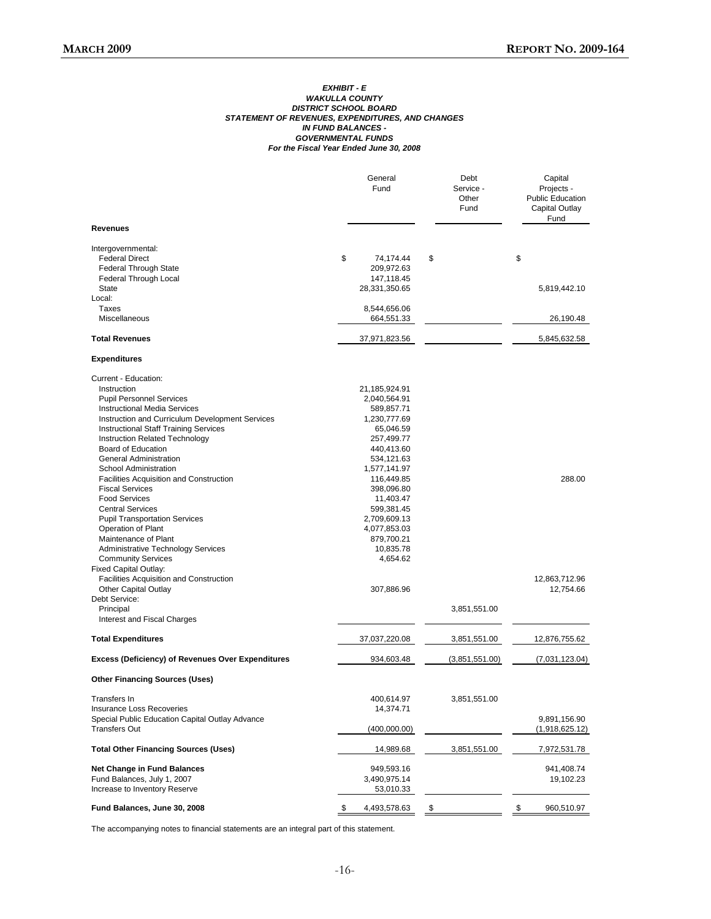***EXHIBIT - E***
***WAKULLA COUNTY***
***DISTRICT SCHOOL BOARD***
***STATEMENT OF REVENUES, EXPENDITURES, AND CHANGES***
***IN FUND BALANCES -***
***GOVERNMENTAL FUNDS***
***For the Fiscal Year Ended June 30, 2008***

| | General Fund | Debt Service - Other Fund | Capital Projects - Public Education Capital Outlay Fund |
|---|---|---|---|
| **Revenues** | | | |
| Intergovernmental: | | | |
| Federal Direct | $ 74,174.44 | $ | $ |
| Federal Through State | 209,972.63 | | |
| Federal Through Local | 147,118.45 | | |
| State | 28,331,350.65 | | 5,819,442.10 |
| Local: | | | |
| Taxes | 8,544,656.06 | | |
| Miscellaneous | 664,551.33 | | 26,190.48 |
| **Total Revenues** | 37,971,823.56 | | 5,845,632.58 |
| **Expenditures** | | | |
| Current - Education: | | | |
| Instruction | 21,185,924.91 | | |
| Pupil Personnel Services | 2,040,564.91 | | |
| Instructional Media Services | 589,857.71 | | |
| Instruction and Curriculum Development Services | 1,230,777.69 | | |
| Instructional Staff Training Services | 65,046.59 | | |
| Instruction Related Technology | 257,499.77 | | |
| Board of Education | 440,413.60 | | |
| General Administration | 534,121.63 | | |
| School Administration | 1,577,141.97 | | |
| Facilities Acquisition and Construction | 116,449.85 | | 288.00 |
| Fiscal Services | 398,096.80 | | |
| Food Services | 11,403.47 | | |
| Central Services | 599,381.45 | | |
| Pupil Transportation Services | 2,709,609.13 | | |
| Operation of Plant | 4,077,853.03 | | |
| Maintenance of Plant | 879,700.21 | | |
| Administrative Technology Services | 10,835.78 | | |
| Community Services | 4,654.62 | | |
| Fixed Capital Outlay: | | | |
| Facilities Acquisition and Construction | | | 12,863,712.96 |
| Other Capital Outlay | 307,886.96 | | 12,754.66 |
| Debt Service: | | | |
| Principal | | 3,851,551.00 | |
| Interest and Fiscal Charges | | | |
| **Total Expenditures** | 37,037,220.08 | 3,851,551.00 | 12,876,755.62 |
| **Excess (Deficiency) of Revenues Over Expenditures** | 934,603.48 | (3,851,551.00) | (7,031,123.04) |
| **Other Financing Sources (Uses)** | | | |
| Transfers In | 400,614.97 | 3,851,551.00 | |
| Insurance Loss Recoveries | 14,374.71 | | |
| Special Public Education Capital Outlay Advance | | | 9,891,156.90 |
| Transfers Out | (400,000.00) | | (1,918,625.12) |
| **Total Other Financing Sources (Uses)** | 14,989.68 | 3,851,551.00 | 7,972,531.78 |
| **Net Change in Fund Balances** | 949,593.16 | | 941,408.74 |
| Fund Balances, July 1, 2007 | 3,490,975.14 | | 19,102.23 |
| Increase to Inventory Reserve | 53,010.33 | | |
| **Fund Balances, June 30, 2008** | $ 4,493,578.63 | $ | $ 960,510.97 |

The accompanying notes to financial statements are an integral part of this statement.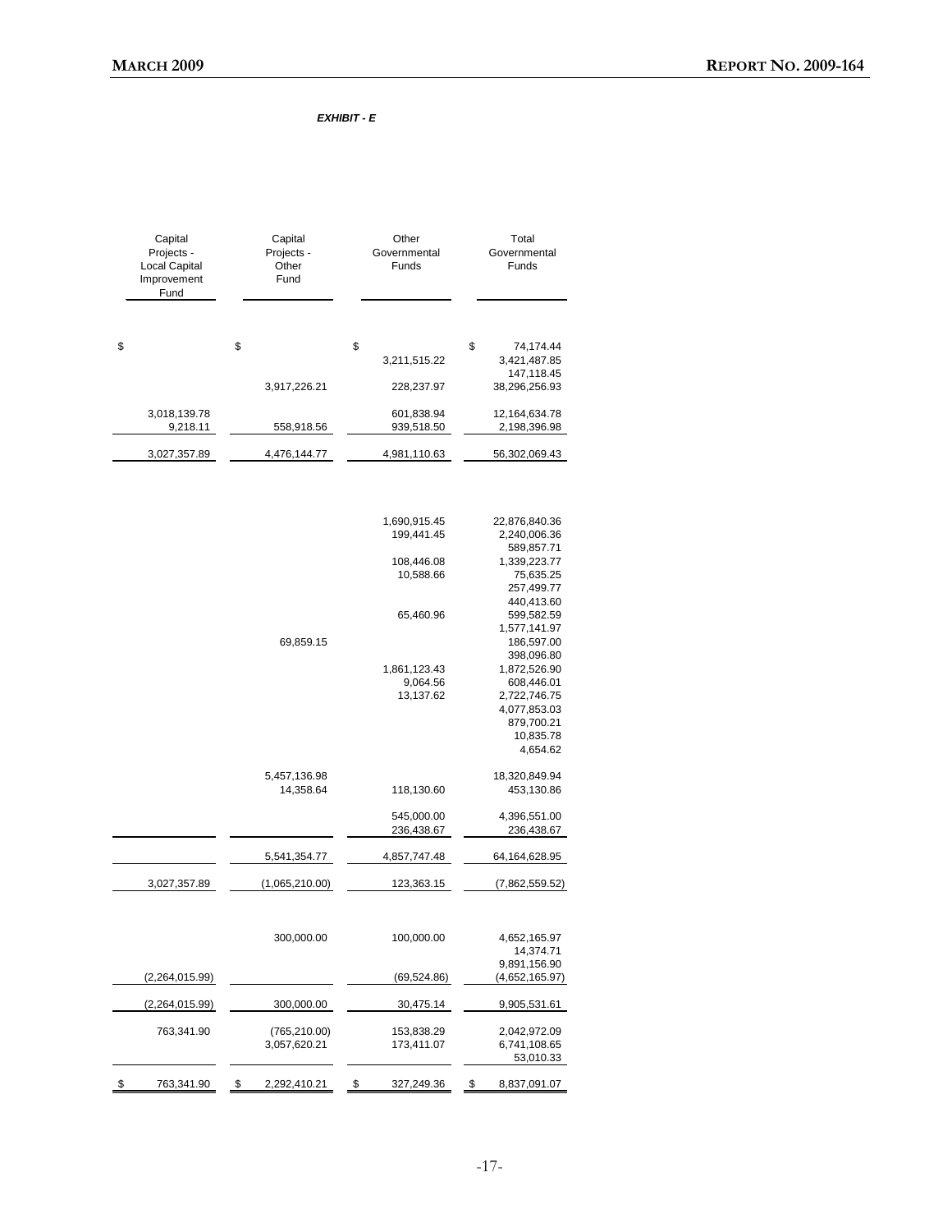*EXHIBIT - E*

| Capital Projects - Local Capital Improvement Fund | Capital Projects - Other Fund | Other Governmental Funds | Total Governmental Funds |
|---|---|---|---|
| $ | $ | $ | $ 74,174.44 |
| | | 3,211,515.22 | 3,421,487.85 |
| | | | 147,118.45 |
| | 3,917,226.21 | 228,237.97 | 38,296,256.93 |
| 3,018,139.78 | | 601,838.94 | 12,164,634.78 |
| 9,218.11 | 558,918.56 | 939,518.50 | 2,198,396.98 |
| 3,027,357.89 | 4,476,144.77 | 4,981,110.63 | 56,302,069.43 |
| | | | |
| | | 1,690,915.45 | 22,876,840.36 |
| | | 199,441.45 | 2,240,006.36 |
| | | | 589,857.71 |
| | | 108,446.08 | 1,339,223.77 |
| | | 10,588.66 | 75,635.25 |
| | | | 257,499.77 |
| | | | 440,413.60 |
| | | 65,460.96 | 599,582.59 |
| | | | 1,577,141.97 |
| | 69,859.15 | | 186,597.00 |
| | | | 398,096.80 |
| | | 1,861,123.43 | 1,872,526.90 |
| | | 9,064.56 | 608,446.01 |
| | | 13,137.62 | 2,722,746.75 |
| | | | 4,077,853.03 |
| | | | 879,700.21 |
| | | | 10,835.78 |
| | | | 4,654.62 |
| | 5,457,136.98 | | 18,320,849.94 |
| | 14,358.64 | 118,130.60 | 453,130.86 |
| | | 545,000.00 | 4,396,551.00 |
| | | 236,438.67 | 236,438.67 |
| | 5,541,354.77 | 4,857,747.48 | 64,164,628.95 |
| 3,027,357.89 | (1,065,210.00) | 123,363.15 | (7,862,559.52) |
| | | | |
| | 300,000.00 | 100,000.00 | 4,652,165.97 |
| | | | 14,374.71 |
| | | | 9,891,156.90 |
| (2,264,015.99) | | (69,524.86) | (4,652,165.97) |
| (2,264,015.99) | 300,000.00 | 30,475.14 | 9,905,531.61 |
| 763,341.90 | (765,210.00) | 153,838.29 | 2,042,972.09 |
| | 3,057,620.21 | 173,411.07 | 6,741,108.65 |
| | | | 53,010.33 |
| $ 763,341.90 | $ 2,292,410.21 | $ 327,249.36 | $ 8,837,091.07 |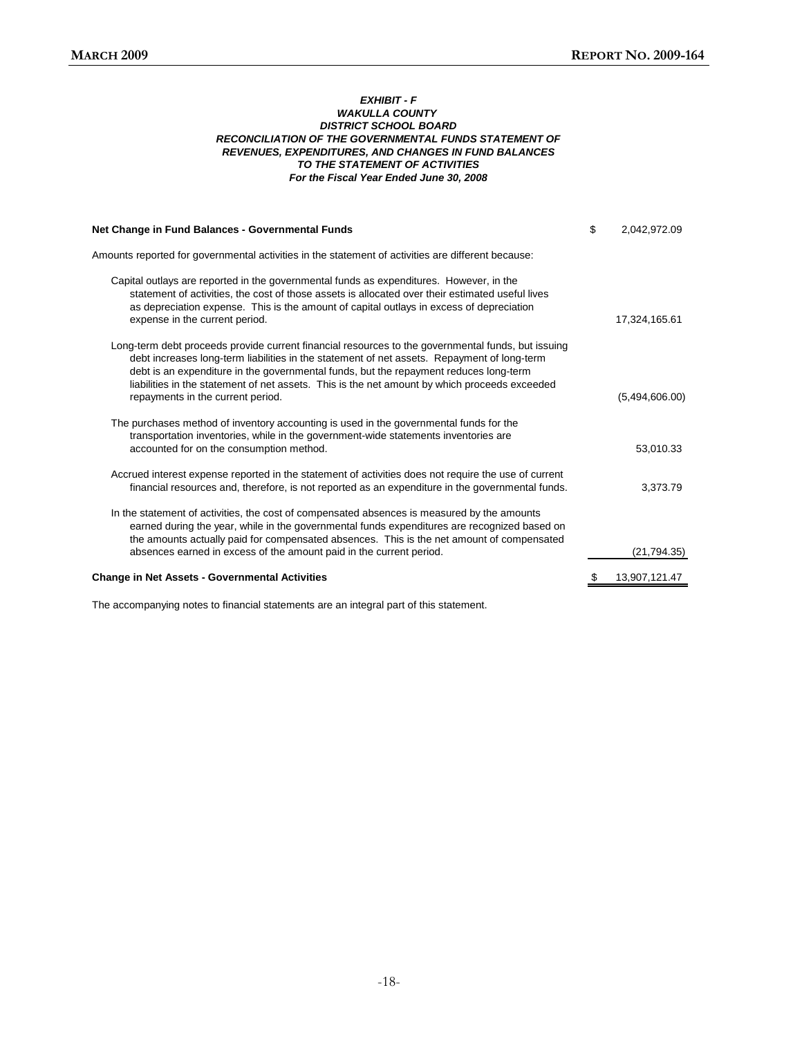***EXHIBIT - F***
***WAKULLA COUNTY***
***DISTRICT SCHOOL BOARD***
***RECONCILIATION OF THE GOVERNMENTAL FUNDS STATEMENT OF REVENUES, EXPENDITURES, AND CHANGES IN FUND BALANCES TO THE STATEMENT OF ACTIVITIES***
***For the Fiscal Year Ended June 30, 2008***

| | |
|---|---|
| **Net Change in Fund Balances - Governmental Funds** | $ 2,042,972.09 |
| Amounts reported for governmental activities in the statement of activities are different because: | |
| Capital outlays are reported in the governmental funds as expenditures. However, in the statement of activities, the cost of those assets is allocated over their estimated useful lives as depreciation expense. This is the amount of capital outlays in excess of depreciation expense in the current period. | 17,324,165.61 |
| Long-term debt proceeds provide current financial resources to the governmental funds, but issuing debt increases long-term liabilities in the statement of net assets. Repayment of long-term debt is an expenditure in the governmental funds, but the repayment reduces long-term liabilities in the statement of net assets. This is the net amount by which proceeds exceeded repayments in the current period. | (5,494,606.00) |
| The purchases method of inventory accounting is used in the governmental funds for the transportation inventories, while in the government-wide statements inventories are accounted for on the consumption method. | 53,010.33 |
| Accrued interest expense reported in the statement of activities does not require the use of current financial resources and, therefore, is not reported as an expenditure in the governmental funds. | 3,373.79 |
| In the statement of activities, the cost of compensated absences is measured by the amounts earned during the year, while in the governmental funds expenditures are recognized based on the amounts actually paid for compensated absences. This is the net amount of compensated absences earned in excess of the amount paid in the current period. | (21,794.35) |
| **Change in Net Assets - Governmental Activities** | $ 13,907,121.47 |

The accompanying notes to financial statements are an integral part of this statement.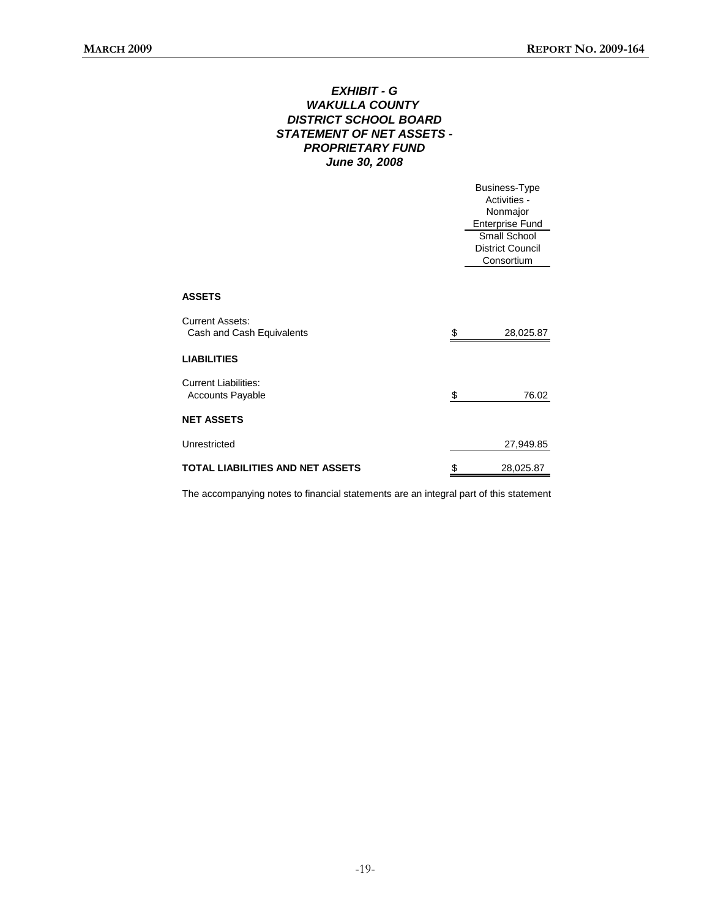***EXHIBIT - G***
***WAKULLA COUNTY***
***DISTRICT SCHOOL BOARD***
***STATEMENT OF NET ASSETS -***
***PROPRIETARY FUND***
***June 30, 2008***

| | Business-Type Activities - Nonmajor Enterprise Fund |
|---|---|
| | Small School District Council Consortium |
| **ASSETS** | |
| Current Assets: | |
| Cash and Cash Equivalents | $ 28,025.87 |
| **LIABILITIES** | |
| Current Liabilities: | |
| Accounts Payable | $ 76.02 |
| **NET ASSETS** | |
| Unrestricted | 27,949.85 |
| **TOTAL LIABILITIES AND NET ASSETS** | $ 28,025.87 |

The accompanying notes to financial statements are an integral part of this statement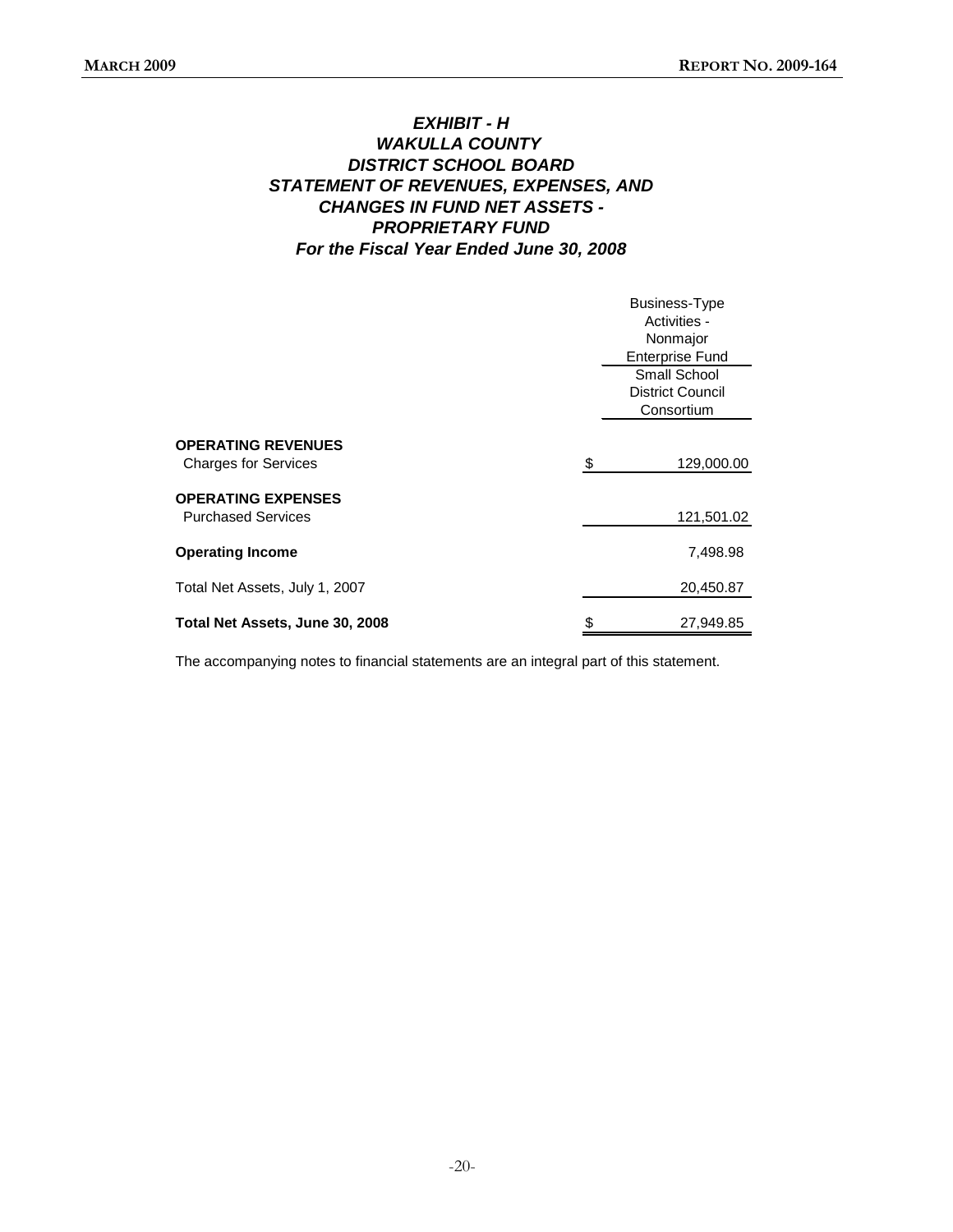***EXHIBIT - H***
***WAKULLA COUNTY***
***DISTRICT SCHOOL BOARD***
***STATEMENT OF REVENUES, EXPENSES, AND***
***CHANGES IN FUND NET ASSETS -***
***PROPRIETARY FUND***
***For the Fiscal Year Ended June 30, 2008***

| | Business-Type Activities - Nonmajor Enterprise Fund |
|---|---|
| | Small School District Council Consortium |
| **OPERATING REVENUES** | |
| Charges for Services | $ 129,000.00 |
| **OPERATING EXPENSES** | |
| Purchased Services | 121,501.02 |
| **Operating Income** | 7,498.98 |
| Total Net Assets, July 1, 2007 | 20,450.87 |
| **Total Net Assets, June 30, 2008** | $ 27,949.85 |

The accompanying notes to financial statements are an integral part of this statement.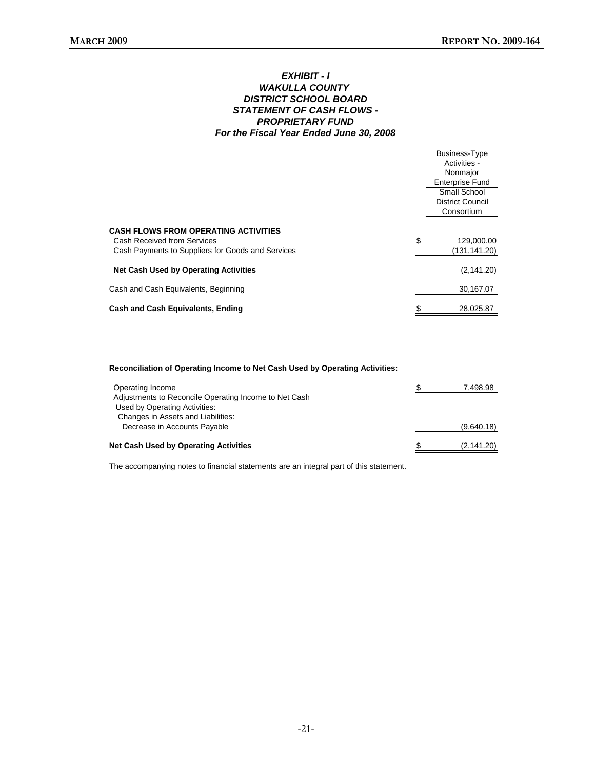# *EXHIBIT - I*
## *WAKULLA COUNTY*
## *DISTRICT SCHOOL BOARD*
## *STATEMENT OF CASH FLOWS - PROPRIETARY FUND*
### *For the Fiscal Year Ended June 30, 2008*

| | Business-Type Activities - Nonmajor Enterprise Fund |
|---|---|
| | Small School District Council Consortium |
| **CASH FLOWS FROM OPERATING ACTIVITIES** | |
| Cash Received from Services | $ 129,000.00 |
| Cash Payments to Suppliers for Goods and Services | (131,141.20) |
| **Net Cash Used by Operating Activities** | (2,141.20) |
| Cash and Cash Equivalents, Beginning | 30,167.07 |
| **Cash and Cash Equivalents, Ending** | $ 28,025.87 |

**Reconciliation of Operating Income to Net Cash Used by Operating Activities:**

| | |
|---|---|
| Operating Income | $ 7,498.98 |
| Adjustments to Reconcile Operating Income to Net Cash Used by Operating Activities: | |
| Changes in Assets and Liabilities: | |
| Decrease in Accounts Payable | (9,640.18) |
| **Net Cash Used by Operating Activities** | $ (2,141.20) |

The accompanying notes to financial statements are an integral part of this statement.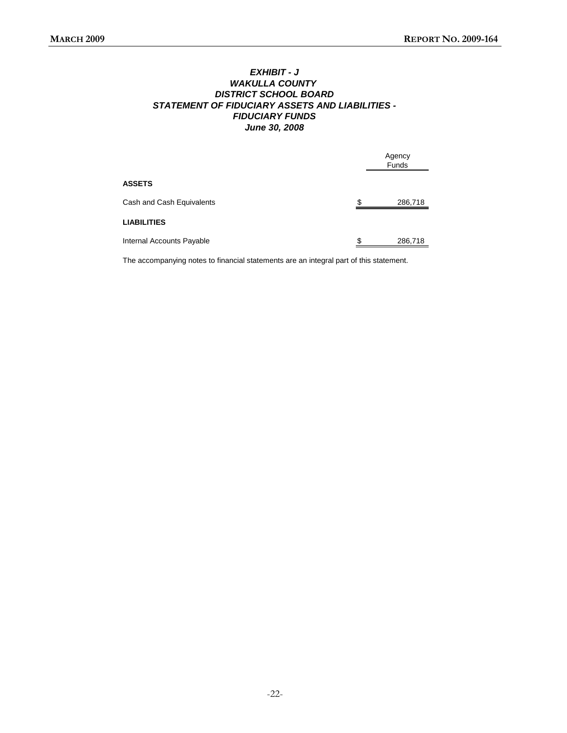***EXHIBIT - J***
***WAKULLA COUNTY***
***DISTRICT SCHOOL BOARD***
***STATEMENT OF FIDUCIARY ASSETS AND LIABILITIES -***
***FIDUCIARY FUNDS***
***June 30, 2008***

| | Agency Funds |
|---|---|
| **ASSETS** | |
| Cash and Cash Equivalents | $ 286,718 |
| **LIABILITIES** | |
| Internal Accounts Payable | $ 286,718 |

The accompanying notes to financial statements are an integral part of this statement.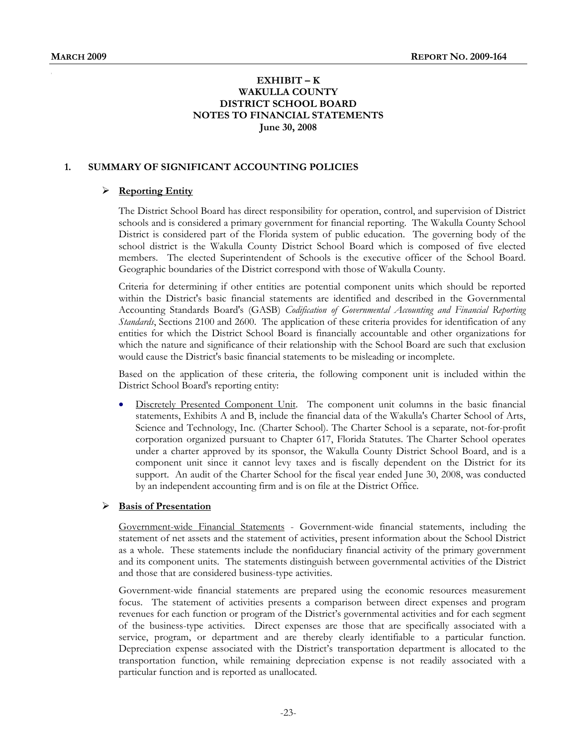# EXHIBIT – K
# WAKULLA COUNTY
# DISTRICT SCHOOL BOARD
# NOTES TO FINANCIAL STATEMENTS
# June 30, 2008

## 1. SUMMARY OF SIGNIFICANT ACCOUNTING POLICIES

### ➢ Reporting Entity

The District School Board has direct responsibility for operation, control, and supervision of District schools and is considered a primary government for financial reporting. The Wakulla County School District is considered part of the Florida system of public education. The governing body of the school district is the Wakulla County District School Board which is composed of five elected members. The elected Superintendent of Schools is the executive officer of the School Board. Geographic boundaries of the District correspond with those of Wakulla County.

Criteria for determining if other entities are potential component units which should be reported within the District's basic financial statements are identified and described in the Governmental Accounting Standards Board's (GASB) *Codification of Governmental Accounting and Financial Reporting Standards*, Sections 2100 and 2600. The application of these criteria provides for identification of any entities for which the District School Board is financially accountable and other organizations for which the nature and significance of their relationship with the School Board are such that exclusion would cause the District's basic financial statements to be misleading or incomplete.

Based on the application of these criteria, the following component unit is included within the District School Board's reporting entity:

- Discretely Presented Component Unit. The component unit columns in the basic financial statements, Exhibits A and B, include the financial data of the Wakulla's Charter School of Arts, Science and Technology, Inc. (Charter School). The Charter School is a separate, not-for-profit corporation organized pursuant to Chapter 617, Florida Statutes. The Charter School operates under a charter approved by its sponsor, the Wakulla County District School Board, and is a component unit since it cannot levy taxes and is fiscally dependent on the District for its support. An audit of the Charter School for the fiscal year ended June 30, 2008, was conducted by an independent accounting firm and is on file at the District Office.

### ➢ Basis of Presentation

Government-wide Financial Statements - Government-wide financial statements, including the statement of net assets and the statement of activities, present information about the School District as a whole. These statements include the nonfiduciary financial activity of the primary government and its component units. The statements distinguish between governmental activities of the District and those that are considered business-type activities.

Government-wide financial statements are prepared using the economic resources measurement focus. The statement of activities presents a comparison between direct expenses and program revenues for each function or program of the District's governmental activities and for each segment of the business-type activities. Direct expenses are those that are specifically associated with a service, program, or department and are thereby clearly identifiable to a particular function. Depreciation expense associated with the District's transportation department is allocated to the transportation function, while remaining depreciation expense is not readily associated with a particular function and is reported as unallocated.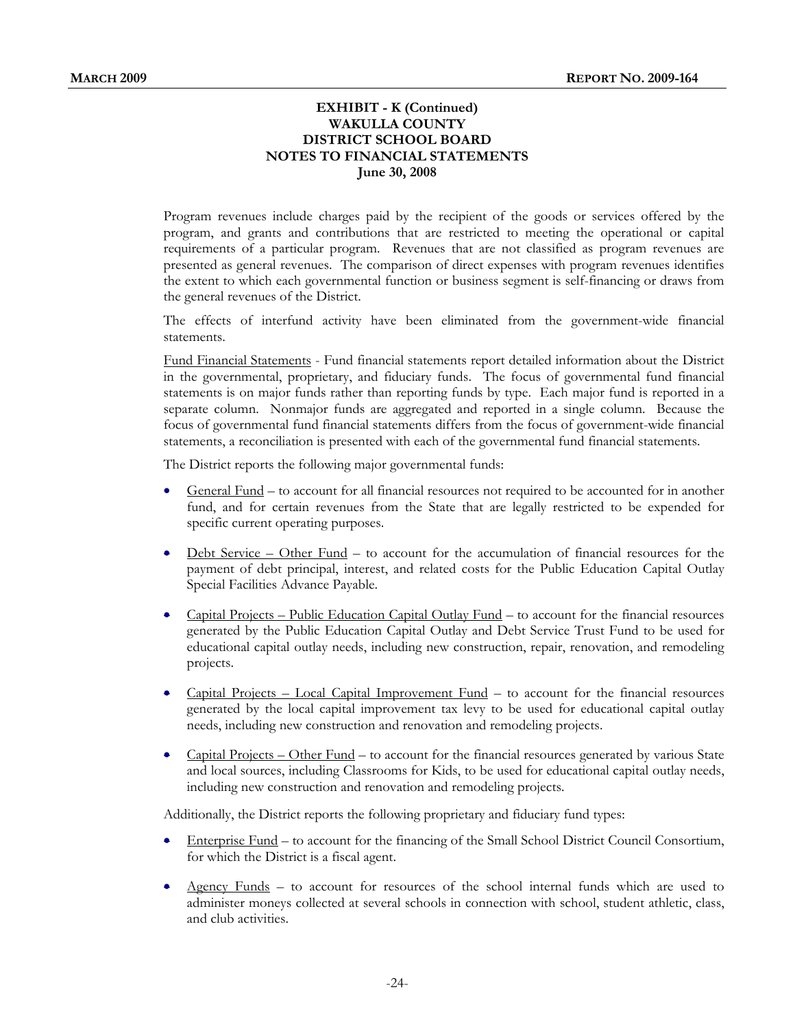**EXHIBIT - K (Continued)**
**WAKULLA COUNTY**
**DISTRICT SCHOOL BOARD**
**NOTES TO FINANCIAL STATEMENTS**
**June 30, 2008**

Program revenues include charges paid by the recipient of the goods or services offered by the program, and grants and contributions that are restricted to meeting the operational or capital requirements of a particular program. Revenues that are not classified as program revenues are presented as general revenues. The comparison of direct expenses with program revenues identifies the extent to which each governmental function or business segment is self-financing or draws from the general revenues of the District.

The effects of interfund activity have been eliminated from the government-wide financial statements.

Fund Financial Statements - Fund financial statements report detailed information about the District in the governmental, proprietary, and fiduciary funds. The focus of governmental fund financial statements is on major funds rather than reporting funds by type. Each major fund is reported in a separate column. Nonmajor funds are aggregated and reported in a single column. Because the focus of governmental fund financial statements differs from the focus of government-wide financial statements, a reconciliation is presented with each of the governmental fund financial statements.

The District reports the following major governmental funds:

- General Fund – to account for all financial resources not required to be accounted for in another fund, and for certain revenues from the State that are legally restricted to be expended for specific current operating purposes.

- Debt Service – Other Fund – to account for the accumulation of financial resources for the payment of debt principal, interest, and related costs for the Public Education Capital Outlay Special Facilities Advance Payable.

- Capital Projects – Public Education Capital Outlay Fund – to account for the financial resources generated by the Public Education Capital Outlay and Debt Service Trust Fund to be used for educational capital outlay needs, including new construction, repair, renovation, and remodeling projects.

- Capital Projects – Local Capital Improvement Fund – to account for the financial resources generated by the local capital improvement tax levy to be used for educational capital outlay needs, including new construction and renovation and remodeling projects.

- Capital Projects – Other Fund – to account for the financial resources generated by various State and local sources, including Classrooms for Kids, to be used for educational capital outlay needs, including new construction and renovation and remodeling projects.

Additionally, the District reports the following proprietary and fiduciary fund types:

- Enterprise Fund – to account for the financing of the Small School District Council Consortium, for which the District is a fiscal agent.

- Agency Funds – to account for resources of the school internal funds which are used to administer moneys collected at several schools in connection with school, student athletic, class, and club activities.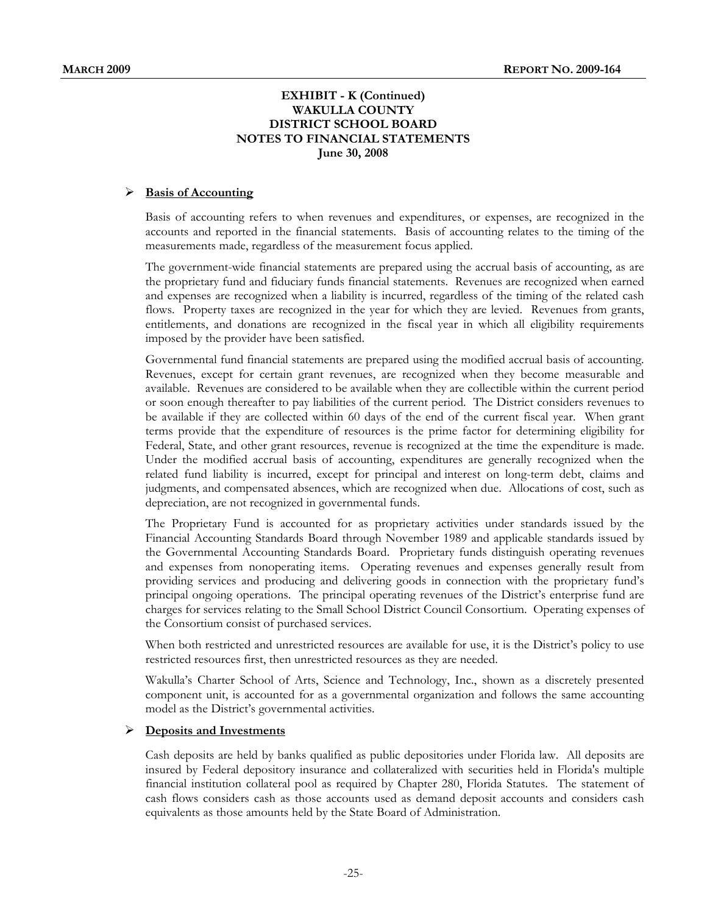**EXHIBIT - K (Continued)**
**WAKULLA COUNTY**
**DISTRICT SCHOOL BOARD**
**NOTES TO FINANCIAL STATEMENTS**
**June 30, 2008**

- **Basis of Accounting**

Basis of accounting refers to when revenues and expenditures, or expenses, are recognized in the accounts and reported in the financial statements. Basis of accounting relates to the timing of the measurements made, regardless of the measurement focus applied.

The government-wide financial statements are prepared using the accrual basis of accounting, as are the proprietary fund and fiduciary funds financial statements. Revenues are recognized when earned and expenses are recognized when a liability is incurred, regardless of the timing of the related cash flows. Property taxes are recognized in the year for which they are levied. Revenues from grants, entitlements, and donations are recognized in the fiscal year in which all eligibility requirements imposed by the provider have been satisfied.

Governmental fund financial statements are prepared using the modified accrual basis of accounting. Revenues, except for certain grant revenues, are recognized when they become measurable and available. Revenues are considered to be available when they are collectible within the current period or soon enough thereafter to pay liabilities of the current period. The District considers revenues to be available if they are collected within 60 days of the end of the current fiscal year. When grant terms provide that the expenditure of resources is the prime factor for determining eligibility for Federal, State, and other grant resources, revenue is recognized at the time the expenditure is made. Under the modified accrual basis of accounting, expenditures are generally recognized when the related fund liability is incurred, except for principal and interest on long-term debt, claims and judgments, and compensated absences, which are recognized when due. Allocations of cost, such as depreciation, are not recognized in governmental funds.

The Proprietary Fund is accounted for as proprietary activities under standards issued by the Financial Accounting Standards Board through November 1989 and applicable standards issued by the Governmental Accounting Standards Board. Proprietary funds distinguish operating revenues and expenses from nonoperating items. Operating revenues and expenses generally result from providing services and producing and delivering goods in connection with the proprietary fund's principal ongoing operations. The principal operating revenues of the District's enterprise fund are charges for services relating to the Small School District Council Consortium. Operating expenses of the Consortium consist of purchased services.

When both restricted and unrestricted resources are available for use, it is the District's policy to use restricted resources first, then unrestricted resources as they are needed.

Wakulla's Charter School of Arts, Science and Technology, Inc., shown as a discretely presented component unit, is accounted for as a governmental organization and follows the same accounting model as the District's governmental activities.

- **Deposits and Investments**

Cash deposits are held by banks qualified as public depositories under Florida law. All deposits are insured by Federal depository insurance and collateralized with securities held in Florida's multiple financial institution collateral pool as required by Chapter 280, Florida Statutes. The statement of cash flows considers cash as those accounts used as demand deposit accounts and considers cash equivalents as those amounts held by the State Board of Administration.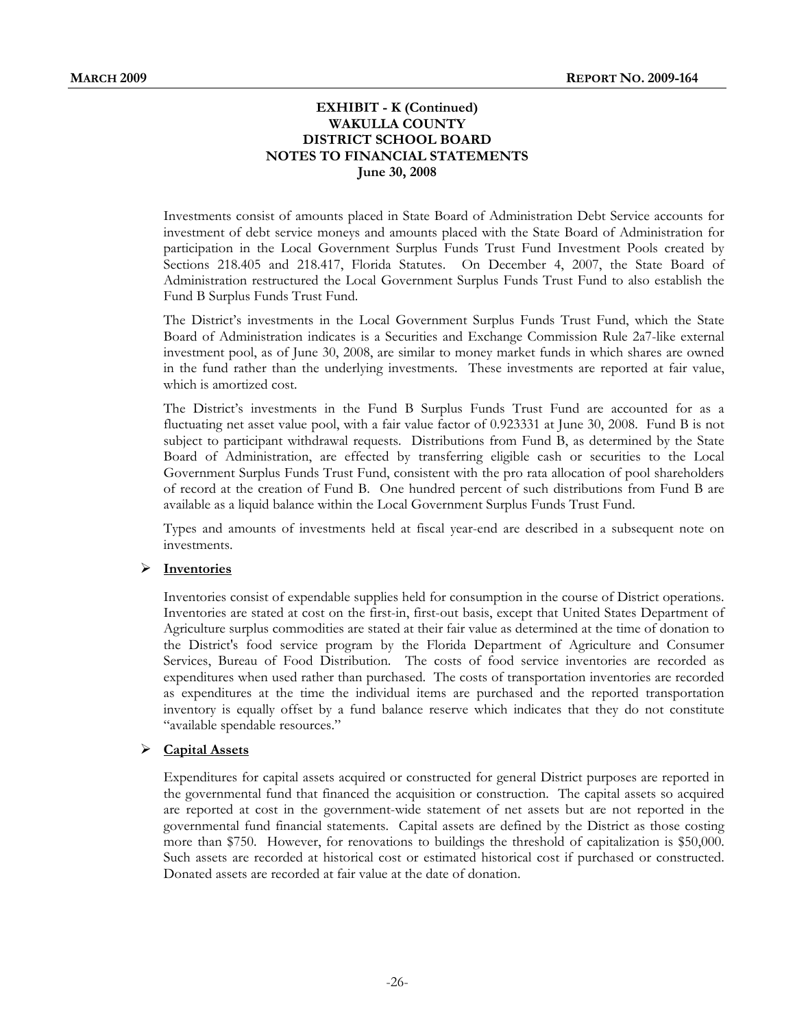**EXHIBIT - K (Continued)**
**WAKULLA COUNTY**
**DISTRICT SCHOOL BOARD**
**NOTES TO FINANCIAL STATEMENTS**
**June 30, 2008**

Investments consist of amounts placed in State Board of Administration Debt Service accounts for investment of debt service moneys and amounts placed with the State Board of Administration for participation in the Local Government Surplus Funds Trust Fund Investment Pools created by Sections 218.405 and 218.417, Florida Statutes. On December 4, 2007, the State Board of Administration restructured the Local Government Surplus Funds Trust Fund to also establish the Fund B Surplus Funds Trust Fund.

The District's investments in the Local Government Surplus Funds Trust Fund, which the State Board of Administration indicates is a Securities and Exchange Commission Rule 2a7-like external investment pool, as of June 30, 2008, are similar to money market funds in which shares are owned in the fund rather than the underlying investments. These investments are reported at fair value, which is amortized cost.

The District's investments in the Fund B Surplus Funds Trust Fund are accounted for as a fluctuating net asset value pool, with a fair value factor of 0.923331 at June 30, 2008. Fund B is not subject to participant withdrawal requests. Distributions from Fund B, as determined by the State Board of Administration, are effected by transferring eligible cash or securities to the Local Government Surplus Funds Trust Fund, consistent with the pro rata allocation of pool shareholders of record at the creation of Fund B. One hundred percent of such distributions from Fund B are available as a liquid balance within the Local Government Surplus Funds Trust Fund.

Types and amounts of investments held at fiscal year-end are described in a subsequent note on investments.

- **Inventories**

Inventories consist of expendable supplies held for consumption in the course of District operations. Inventories are stated at cost on the first-in, first-out basis, except that United States Department of Agriculture surplus commodities are stated at their fair value as determined at the time of donation to the District's food service program by the Florida Department of Agriculture and Consumer Services, Bureau of Food Distribution. The costs of food service inventories are recorded as expenditures when used rather than purchased. The costs of transportation inventories are recorded as expenditures at the time the individual items are purchased and the reported transportation inventory is equally offset by a fund balance reserve which indicates that they do not constitute "available spendable resources."

- **Capital Assets**

Expenditures for capital assets acquired or constructed for general District purposes are reported in the governmental fund that financed the acquisition or construction. The capital assets so acquired are reported at cost in the government-wide statement of net assets but are not reported in the governmental fund financial statements. Capital assets are defined by the District as those costing more than $750. However, for renovations to buildings the threshold of capitalization is $50,000. Such assets are recorded at historical cost or estimated historical cost if purchased or constructed. Donated assets are recorded at fair value at the date of donation.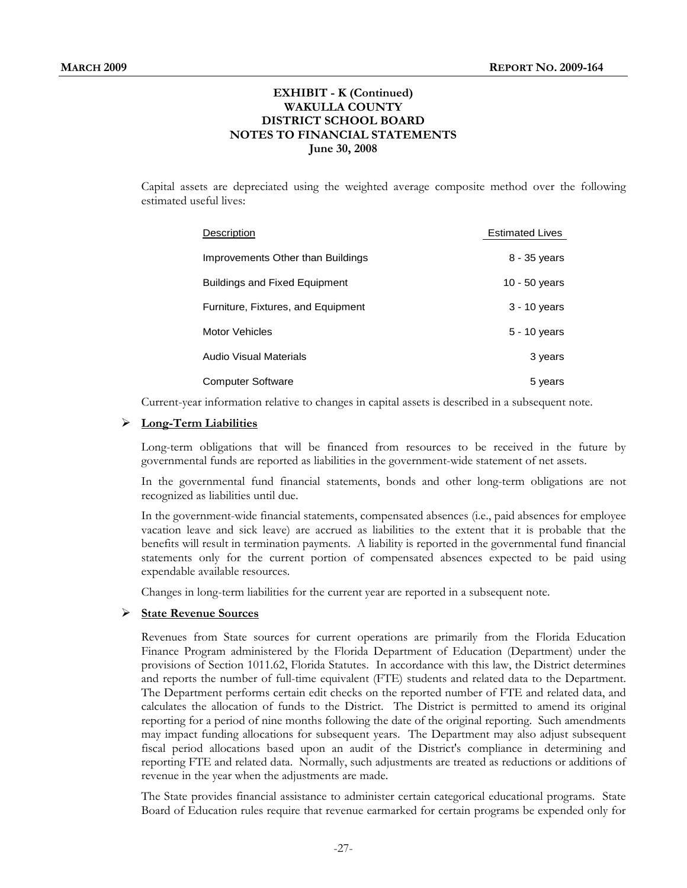## EXHIBIT - K (Continued)
## WAKULLA COUNTY
## DISTRICT SCHOOL BOARD
## NOTES TO FINANCIAL STATEMENTS
## June 30, 2008

Capital assets are depreciated using the weighted average composite method over the following estimated useful lives:

| Description | Estimated Lives |
|---|---|
| Improvements Other than Buildings | 8 - 35 years |
| Buildings and Fixed Equipment | 10 - 50 years |
| Furniture, Fixtures, and Equipment | 3 - 10 years |
| Motor Vehicles | 5 - 10 years |
| Audio Visual Materials | 3 years |
| Computer Software | 5 years |

Current-year information relative to changes in capital assets is described in a subsequent note.

- **Long-Term Liabilities**

Long-term obligations that will be financed from resources to be received in the future by governmental funds are reported as liabilities in the government-wide statement of net assets.

In the governmental fund financial statements, bonds and other long-term obligations are not recognized as liabilities until due.

In the government-wide financial statements, compensated absences (i.e., paid absences for employee vacation leave and sick leave) are accrued as liabilities to the extent that it is probable that the benefits will result in termination payments. A liability is reported in the governmental fund financial statements only for the current portion of compensated absences expected to be paid using expendable available resources.

Changes in long-term liabilities for the current year are reported in a subsequent note.

- **State Revenue Sources**

Revenues from State sources for current operations are primarily from the Florida Education Finance Program administered by the Florida Department of Education (Department) under the provisions of Section 1011.62, Florida Statutes. In accordance with this law, the District determines and reports the number of full-time equivalent (FTE) students and related data to the Department. The Department performs certain edit checks on the reported number of FTE and related data, and calculates the allocation of funds to the District. The District is permitted to amend its original reporting for a period of nine months following the date of the original reporting. Such amendments may impact funding allocations for subsequent years. The Department may also adjust subsequent fiscal period allocations based upon an audit of the District's compliance in determining and reporting FTE and related data. Normally, such adjustments are treated as reductions or additions of revenue in the year when the adjustments are made.

The State provides financial assistance to administer certain categorical educational programs. State Board of Education rules require that revenue earmarked for certain programs be expended only for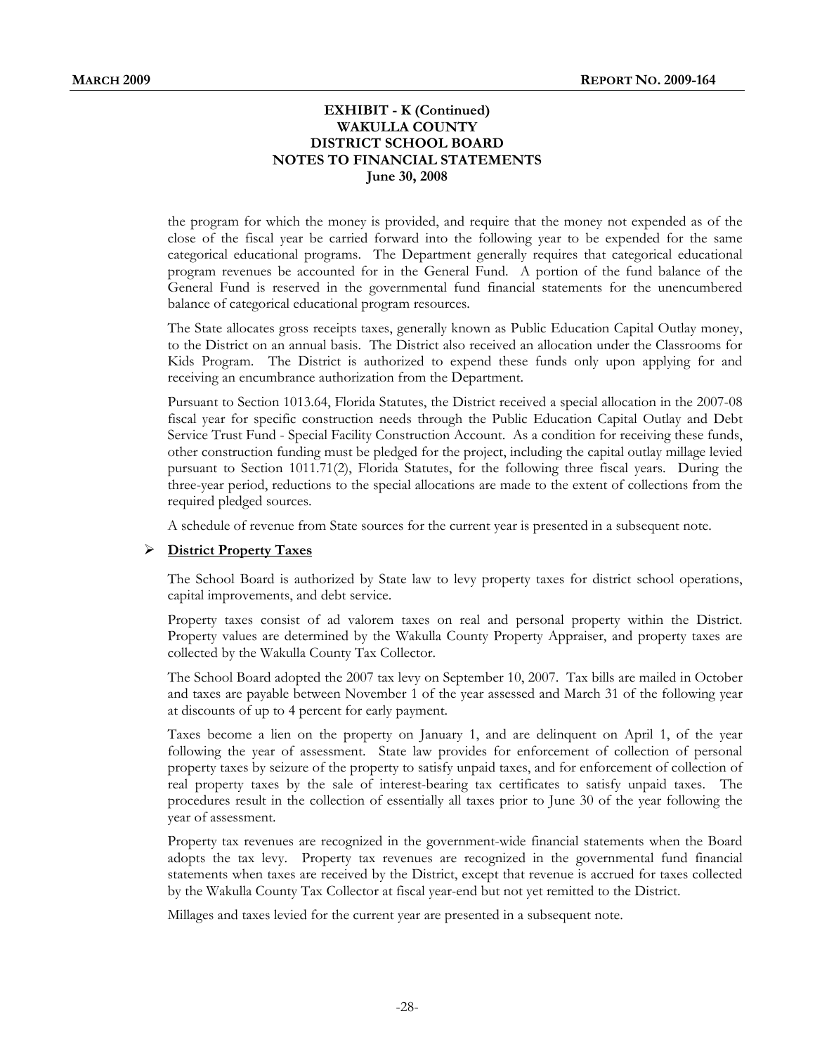## EXHIBIT - K (Continued)
## WAKULLA COUNTY
## DISTRICT SCHOOL BOARD
## NOTES TO FINANCIAL STATEMENTS
## June 30, 2008

the program for which the money is provided, and require that the money not expended as of the close of the fiscal year be carried forward into the following year to be expended for the same categorical educational programs. The Department generally requires that categorical educational program revenues be accounted for in the General Fund. A portion of the fund balance of the General Fund is reserved in the governmental fund financial statements for the unencumbered balance of categorical educational program resources.

The State allocates gross receipts taxes, generally known as Public Education Capital Outlay money, to the District on an annual basis. The District also received an allocation under the Classrooms for Kids Program. The District is authorized to expend these funds only upon applying for and receiving an encumbrance authorization from the Department.

Pursuant to Section 1013.64, Florida Statutes, the District received a special allocation in the 2007-08 fiscal year for specific construction needs through the Public Education Capital Outlay and Debt Service Trust Fund - Special Facility Construction Account. As a condition for receiving these funds, other construction funding must be pledged for the project, including the capital outlay millage levied pursuant to Section 1011.71(2), Florida Statutes, for the following three fiscal years. During the three-year period, reductions to the special allocations are made to the extent of collections from the required pledged sources.

A schedule of revenue from State sources for the current year is presented in a subsequent note.

- **District Property Taxes**

The School Board is authorized by State law to levy property taxes for district school operations, capital improvements, and debt service.

Property taxes consist of ad valorem taxes on real and personal property within the District. Property values are determined by the Wakulla County Property Appraiser, and property taxes are collected by the Wakulla County Tax Collector.

The School Board adopted the 2007 tax levy on September 10, 2007. Tax bills are mailed in October and taxes are payable between November 1 of the year assessed and March 31 of the following year at discounts of up to 4 percent for early payment.

Taxes become a lien on the property on January 1, and are delinquent on April 1, of the year following the year of assessment. State law provides for enforcement of collection of personal property taxes by seizure of the property to satisfy unpaid taxes, and for enforcement of collection of real property taxes by the sale of interest-bearing tax certificates to satisfy unpaid taxes. The procedures result in the collection of essentially all taxes prior to June 30 of the year following the year of assessment.

Property tax revenues are recognized in the government-wide financial statements when the Board adopts the tax levy. Property tax revenues are recognized in the governmental fund financial statements when taxes are received by the District, except that revenue is accrued for taxes collected by the Wakulla County Tax Collector at fiscal year-end but not yet remitted to the District.

Millages and taxes levied for the current year are presented in a subsequent note.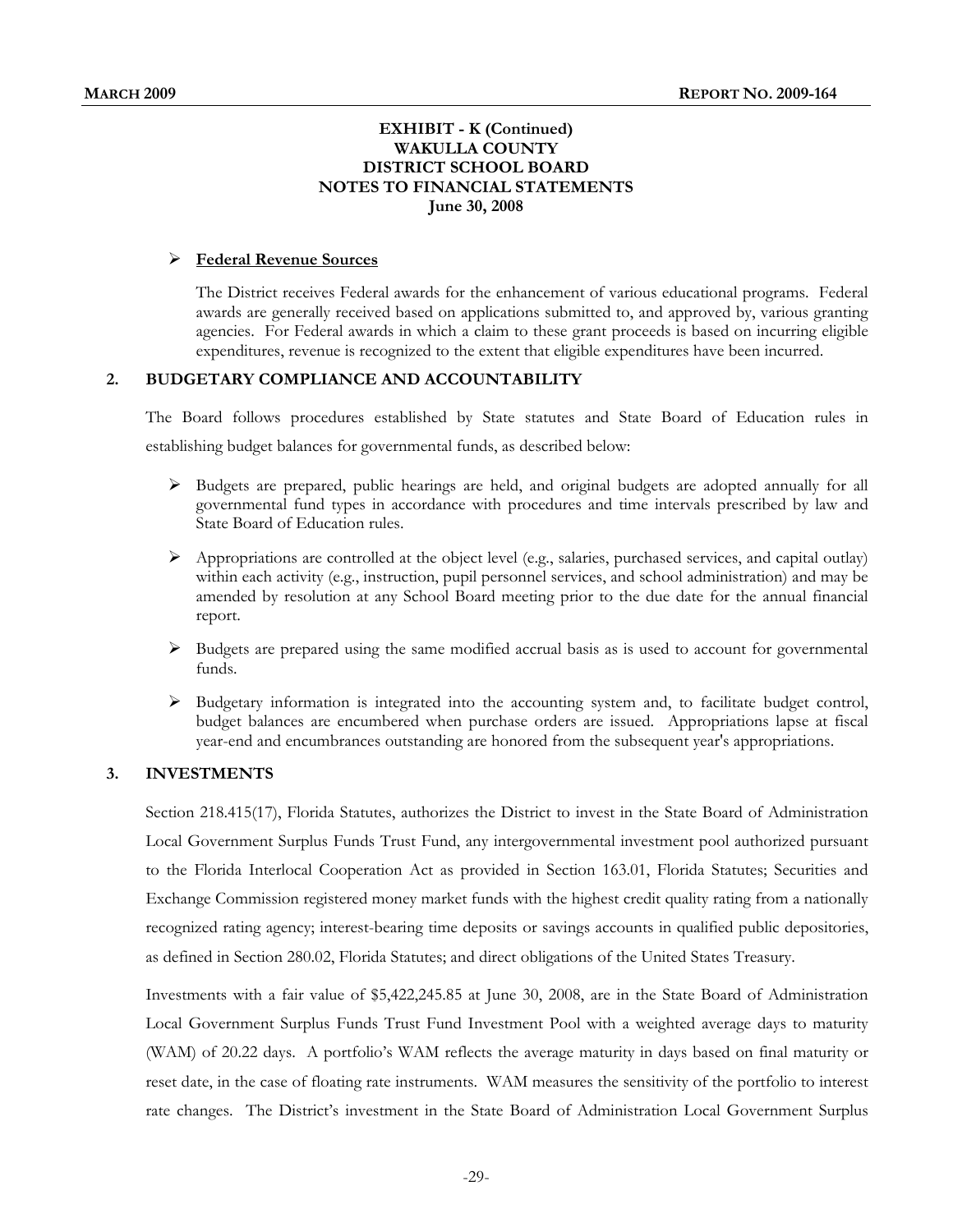**EXHIBIT - K (Continued)**
**WAKULLA COUNTY**
**DISTRICT SCHOOL BOARD**
**NOTES TO FINANCIAL STATEMENTS**
**June 30, 2008**

- **Federal Revenue Sources**

  The District receives Federal awards for the enhancement of various educational programs. Federal awards are generally received based on applications submitted to, and approved by, various granting agencies. For Federal awards in which a claim to these grant proceeds is based on incurring eligible expenditures, revenue is recognized to the extent that eligible expenditures have been incurred.

## 2. BUDGETARY COMPLIANCE AND ACCOUNTABILITY

The Board follows procedures established by State statutes and State Board of Education rules in establishing budget balances for governmental funds, as described below:

- Budgets are prepared, public hearings are held, and original budgets are adopted annually for all governmental fund types in accordance with procedures and time intervals prescribed by law and State Board of Education rules.
- Appropriations are controlled at the object level (e.g., salaries, purchased services, and capital outlay) within each activity (e.g., instruction, pupil personnel services, and school administration) and may be amended by resolution at any School Board meeting prior to the due date for the annual financial report.
- Budgets are prepared using the same modified accrual basis as is used to account for governmental funds.
- Budgetary information is integrated into the accounting system and, to facilitate budget control, budget balances are encumbered when purchase orders are issued. Appropriations lapse at fiscal year-end and encumbrances outstanding are honored from the subsequent year's appropriations.

## 3. INVESTMENTS

Section 218.415(17), Florida Statutes, authorizes the District to invest in the State Board of Administration Local Government Surplus Funds Trust Fund, any intergovernmental investment pool authorized pursuant to the Florida Interlocal Cooperation Act as provided in Section 163.01, Florida Statutes; Securities and Exchange Commission registered money market funds with the highest credit quality rating from a nationally recognized rating agency; interest-bearing time deposits or savings accounts in qualified public depositories, as defined in Section 280.02, Florida Statutes; and direct obligations of the United States Treasury.

Investments with a fair value of $5,422,245.85 at June 30, 2008, are in the State Board of Administration Local Government Surplus Funds Trust Fund Investment Pool with a weighted average days to maturity (WAM) of 20.22 days. A portfolio's WAM reflects the average maturity in days based on final maturity or reset date, in the case of floating rate instruments. WAM measures the sensitivity of the portfolio to interest rate changes. The District's investment in the State Board of Administration Local Government Surplus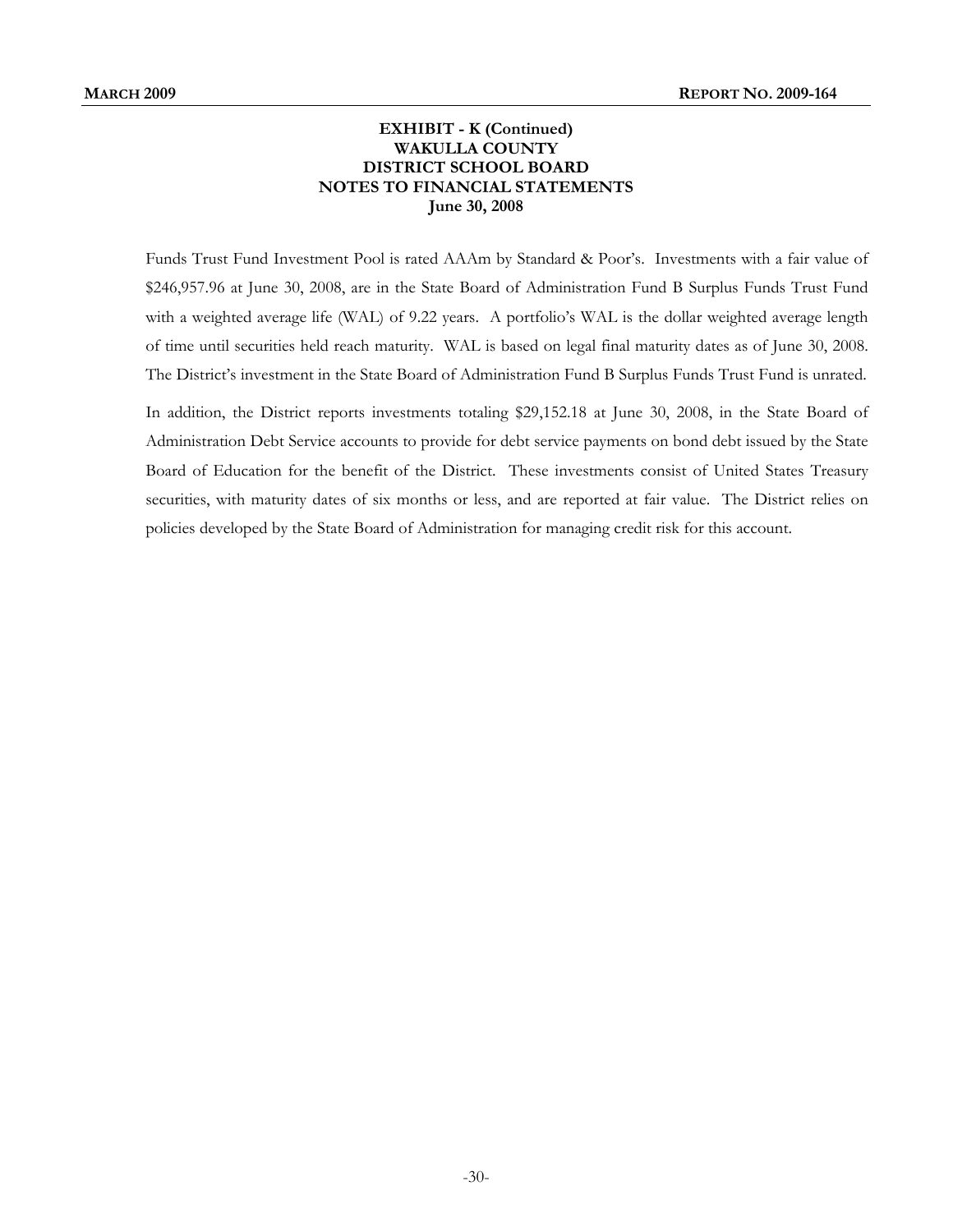**EXHIBIT - K (Continued)**
**WAKULLA COUNTY**
**DISTRICT SCHOOL BOARD**
**NOTES TO FINANCIAL STATEMENTS**
**June 30, 2008**

Funds Trust Fund Investment Pool is rated AAAm by Standard & Poor's. Investments with a fair value of $246,957.96 at June 30, 2008, are in the State Board of Administration Fund B Surplus Funds Trust Fund with a weighted average life (WAL) of 9.22 years. A portfolio's WAL is the dollar weighted average length of time until securities held reach maturity. WAL is based on legal final maturity dates as of June 30, 2008. The District's investment in the State Board of Administration Fund B Surplus Funds Trust Fund is unrated.

In addition, the District reports investments totaling $29,152.18 at June 30, 2008, in the State Board of Administration Debt Service accounts to provide for debt service payments on bond debt issued by the State Board of Education for the benefit of the District. These investments consist of United States Treasury securities, with maturity dates of six months or less, and are reported at fair value. The District relies on policies developed by the State Board of Administration for managing credit risk for this account.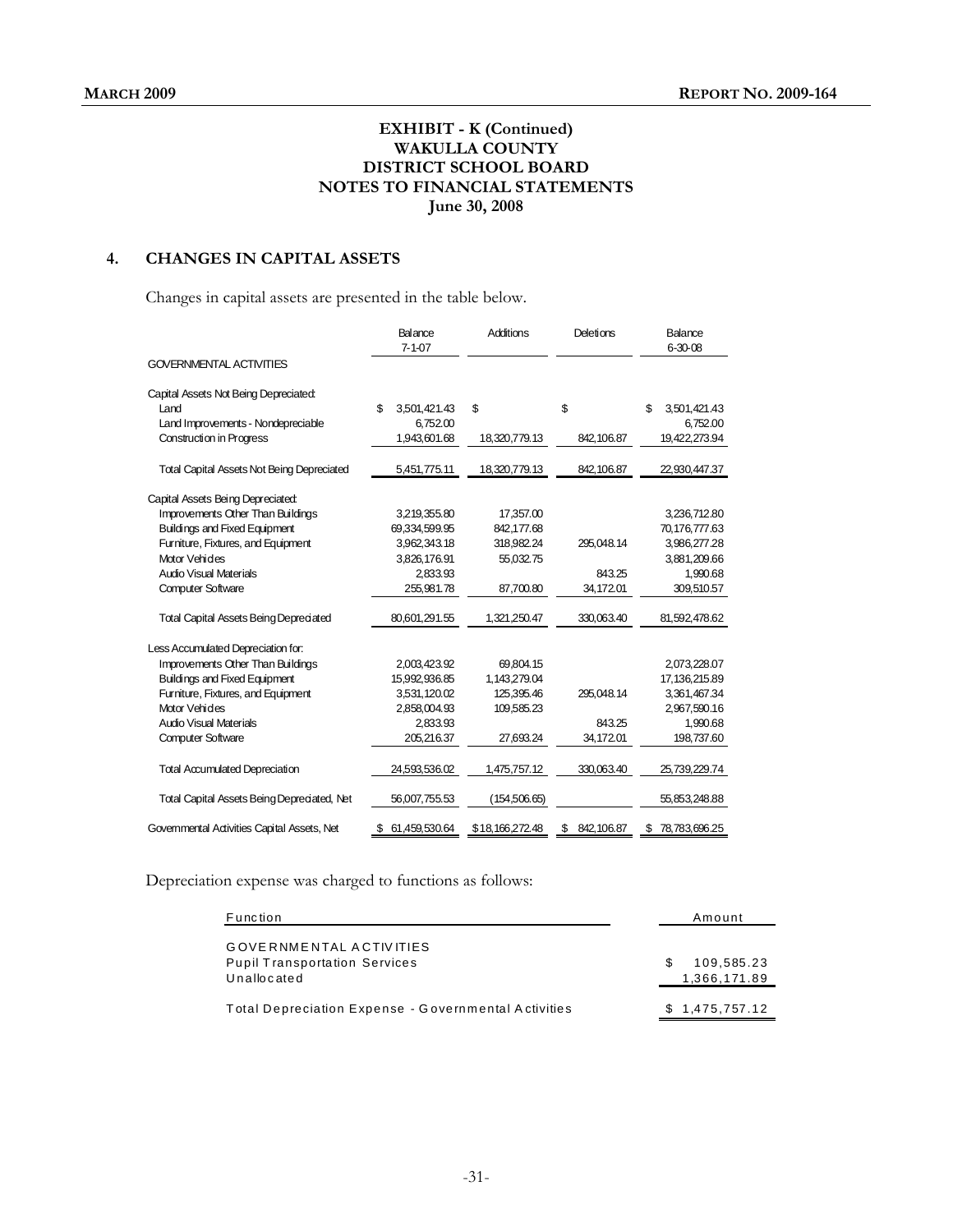# EXHIBIT - K (Continued)
# WAKULLA COUNTY
# DISTRICT SCHOOL BOARD
# NOTES TO FINANCIAL STATEMENTS
# June 30, 2008

## 4. CHANGES IN CAPITAL ASSETS

Changes in capital assets are presented in the table below.

| | Balance 7-1-07 | Additions | Deletions | Balance 6-30-08 |
|---|---|---|---|---|
| GOVERNMENTAL ACTIVITIES | | | | |
| Capital Assets Not Being Depreciated: | | | | |
| Land | $ 3,501,421.43 | $ | $ | $ 3,501,421.43 |
| Land Improvements - Nondepreciable | 6,752.00 | | | 6,752.00 |
| Construction in Progress | 1,943,601.68 | 18,320,779.13 | 842,106.87 | 19,422,273.94 |
| Total Capital Assets Not Being Depreciated | 5,451,775.11 | 18,320,779.13 | 842,106.87 | 22,930,447.37 |
| Capital Assets Being Depreciated: | | | | |
| Improvements Other Than Buildings | 3,219,355.80 | 17,357.00 | | 3,236,712.80 |
| Buildings and Fixed Equipment | 69,334,599.95 | 842,177.68 | | 70,176,777.63 |
| Furniture, Fixtures, and Equipment | 3,962,343.18 | 318,982.24 | 295,048.14 | 3,986,277.28 |
| Motor Vehicles | 3,826,176.91 | 55,032.75 | | 3,881,209.66 |
| Audio Visual Materials | 2,833.93 | | 843.25 | 1,990.68 |
| Computer Software | 255,981.78 | 87,700.80 | 34,172.01 | 309,510.57 |
| Total Capital Assets Being Depreciated | 80,601,291.55 | 1,321,250.47 | 330,063.40 | 81,592,478.62 |
| Less Accumulated Depreciation for: | | | | |
| Improvements Other Than Buildings | 2,003,423.92 | 69,804.15 | | 2,073,228.07 |
| Buildings and Fixed Equipment | 15,992,936.85 | 1,143,279.04 | | 17,136,215.89 |
| Furniture, Fixtures, and Equipment | 3,531,120.02 | 125,395.46 | 295,048.14 | 3,361,467.34 |
| Motor Vehicles | 2,858,004.93 | 109,585.23 | | 2,967,590.16 |
| Audio Visual Materials | 2,833.93 | | 843.25 | 1,990.68 |
| Computer Software | 205,216.37 | 27,693.24 | 34,172.01 | 198,737.60 |
| Total Accumulated Depreciation | 24,593,536.02 | 1,475,757.12 | 330,063.40 | 25,739,229.74 |
| Total Capital Assets Being Depreciated, Net | 56,007,755.53 | (154,506.65) | | 55,853,248.88 |
| Governmental Activities Capital Assets, Net | $ 61,459,530.64 | $18,166,272.48 | $ 842,106.87 | $ 78,783,696.25 |

Depreciation expense was charged to functions as follows:

| Function | Amount |
|---|---|
| GOVERNMENTAL ACTIVITIES | |
| Pupil Transportation Services | $ 109,585.23 |
| Unallocated | 1,366,171.89 |
| Total Depreciation Expense - Governmental Activities | $ 1,475,757.12 |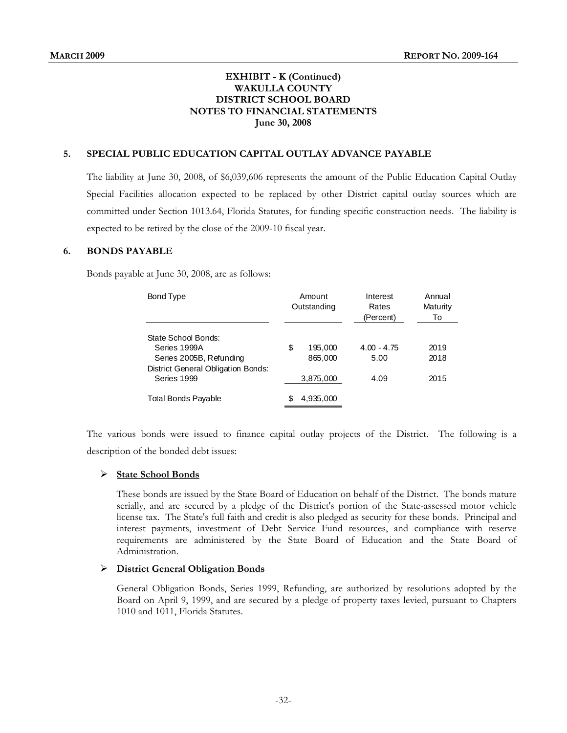# EXHIBIT - K (Continued)
# WAKULLA COUNTY
# DISTRICT SCHOOL BOARD
# NOTES TO FINANCIAL STATEMENTS
# June 30, 2008

## 5. SPECIAL PUBLIC EDUCATION CAPITAL OUTLAY ADVANCE PAYABLE

The liability at June 30, 2008, of $6,039,606 represents the amount of the Public Education Capital Outlay Special Facilities allocation expected to be replaced by other District capital outlay sources which are committed under Section 1013.64, Florida Statutes, for funding specific construction needs. The liability is expected to be retired by the close of the 2009-10 fiscal year.

## 6. BONDS PAYABLE

Bonds payable at June 30, 2008, are as follows:

| Bond Type | Amount Outstanding | Interest Rates (Percent) | Annual Maturity To |
|---|---|---|---|
| State School Bonds: | | | |
| Series 1999A | $ 195,000 | 4.00 - 4.75 | 2019 |
| Series 2005B, Refunding | 865,000 | 5.00 | 2018 |
| District General Obligation Bonds: | | | |
| Series 1999 | 3,875,000 | 4.09 | 2015 |
| Total Bonds Payable | $ 4,935,000 | | |

The various bonds were issued to finance capital outlay projects of the District. The following is a description of the bonded debt issues:

- **State School Bonds**

  These bonds are issued by the State Board of Education on behalf of the District. The bonds mature serially, and are secured by a pledge of the District's portion of the State-assessed motor vehicle license tax. The State's full faith and credit is also pledged as security for these bonds. Principal and interest payments, investment of Debt Service Fund resources, and compliance with reserve requirements are administered by the State Board of Education and the State Board of Administration.

- **District General Obligation Bonds**

  General Obligation Bonds, Series 1999, Refunding, are authorized by resolutions adopted by the Board on April 9, 1999, and are secured by a pledge of property taxes levied, pursuant to Chapters 1010 and 1011, Florida Statutes.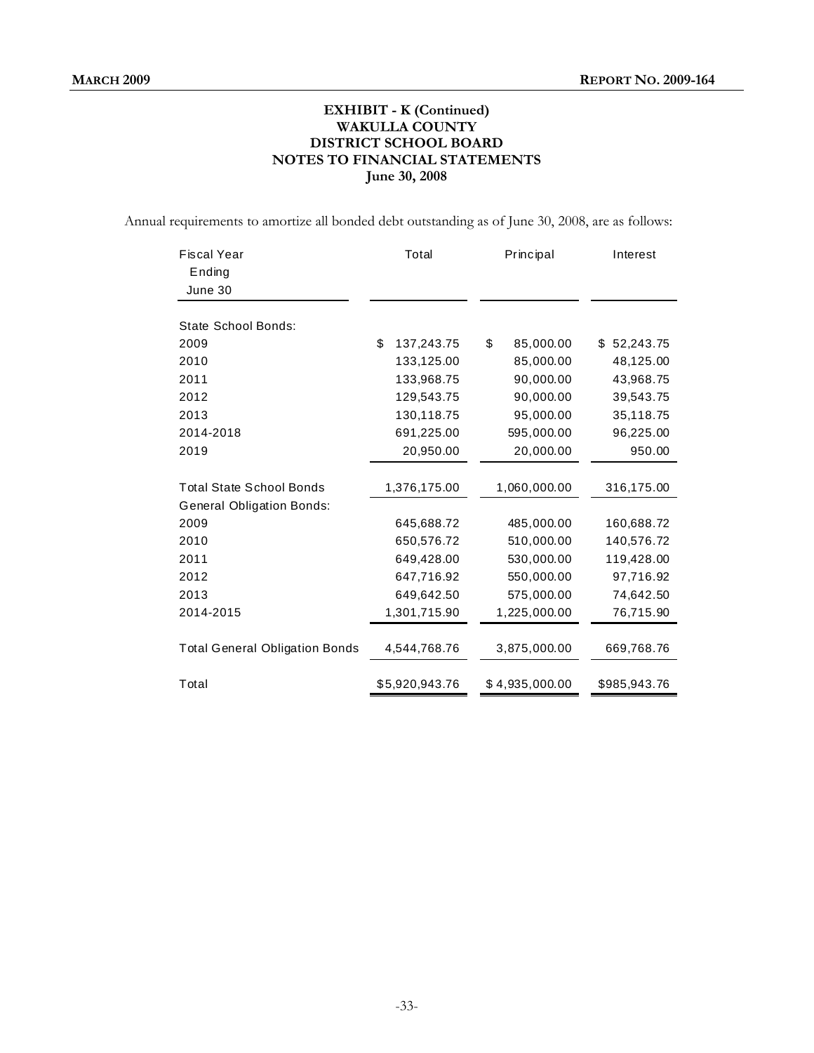**EXHIBIT - K (Continued)**
**WAKULLA COUNTY**
**DISTRICT SCHOOL BOARD**
**NOTES TO FINANCIAL STATEMENTS**
**June 30, 2008**

Annual requirements to amortize all bonded debt outstanding as of June 30, 2008, are as follows:

| Fiscal Year Ending June 30 | Total | Principal | Interest |
|---|---|---|---|
| State School Bonds: | | | |
| 2009 | $ 137,243.75 | $ 85,000.00 | $ 52,243.75 |
| 2010 | 133,125.00 | 85,000.00 | 48,125.00 |
| 2011 | 133,968.75 | 90,000.00 | 43,968.75 |
| 2012 | 129,543.75 | 90,000.00 | 39,543.75 |
| 2013 | 130,118.75 | 95,000.00 | 35,118.75 |
| 2014-2018 | 691,225.00 | 595,000.00 | 96,225.00 |
| 2019 | 20,950.00 | 20,000.00 | 950.00 |
| Total State School Bonds | 1,376,175.00 | 1,060,000.00 | 316,175.00 |
| General Obligation Bonds: | | | |
| 2009 | 645,688.72 | 485,000.00 | 160,688.72 |
| 2010 | 650,576.72 | 510,000.00 | 140,576.72 |
| 2011 | 649,428.00 | 530,000.00 | 119,428.00 |
| 2012 | 647,716.92 | 550,000.00 | 97,716.92 |
| 2013 | 649,642.50 | 575,000.00 | 74,642.50 |
| 2014-2015 | 1,301,715.90 | 1,225,000.00 | 76,715.90 |
| Total General Obligation Bonds | 4,544,768.76 | 3,875,000.00 | 669,768.76 |
| Total | $5,920,943.76 | $ 4,935,000.00 | $985,943.76 |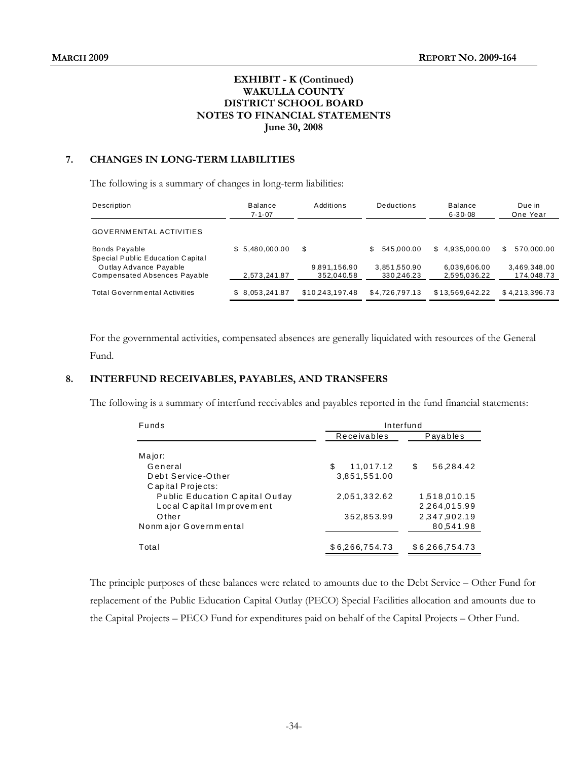**EXHIBIT - K (Continued)**
**WAKULLA COUNTY**
**DISTRICT SCHOOL BOARD**
**NOTES TO FINANCIAL STATEMENTS**
**June 30, 2008**

## 7. CHANGES IN LONG-TERM LIABILITIES

The following is a summary of changes in long-term liabilities:

| Description | Balance 7-1-07 | Additions | Deductions | Balance 6-30-08 | Due in One Year |
|---|---|---|---|---|---|
| GOVERNMENTAL ACTIVITIES | | | | | |
| Bonds Payable | $ 5,480,000.00 | $ | $ 545,000.00 | $ 4,935,000.00 | $ 570,000.00 |
| Special Public Education Capital Outlay Advance Payable | | 9,891,156.90 | 3,851,550.90 | 6,039,606.00 | 3,469,348.00 |
| Compensated Absences Payable | 2,573,241.87 | 352,040.58 | 330,246.23 | 2,595,036.22 | 174,048.73 |
| Total Governmental Activities | $ 8,053,241.87 | $10,243,197.48 | $4,726,797.13 | $13,569,642.22 | $ 4,213,396.73 |

For the governmental activities, compensated absences are generally liquidated with resources of the General Fund.

## 8. INTERFUND RECEIVABLES, PAYABLES, AND TRANSFERS

The following is a summary of interfund receivables and payables reported in the fund financial statements:

| Funds | Interfund | |
|---|---|---|
| | Receivables | Payables |
| Major: | | |
| General | $ 11,017.12 | $ 56,284.42 |
| Debt Service-Other | 3,851,551.00 | |
| Capital Projects: | | |
| Public Education Capital Outlay | 2,051,332.62 | 1,518,010.15 |
| Local Capital Improvement | | 2,264,015.99 |
| Other | 352,853.99 | 2,347,902.19 |
| Nonmajor Governmental | | 80,541.98 |
| Total | $6,266,754.73 | $6,266,754.73 |

The principle purposes of these balances were related to amounts due to the Debt Service – Other Fund for replacement of the Public Education Capital Outlay (PECO) Special Facilities allocation and amounts due to the Capital Projects – PECO Fund for expenditures paid on behalf of the Capital Projects – Other Fund.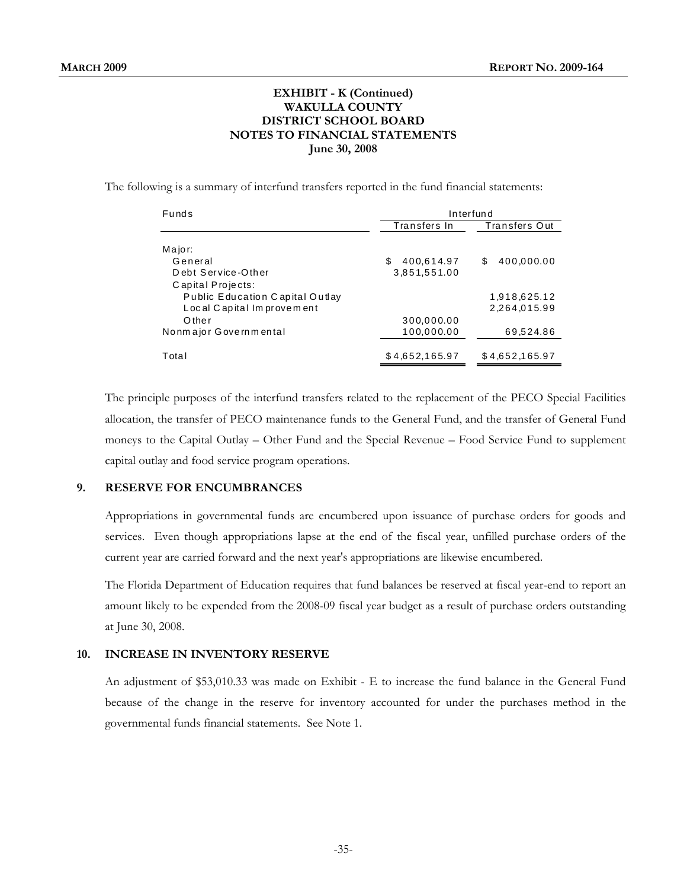**EXHIBIT - K (Continued)**
**WAKULLA COUNTY**
**DISTRICT SCHOOL BOARD**
**NOTES TO FINANCIAL STATEMENTS**
**June 30, 2008**

The following is a summary of interfund transfers reported in the fund financial statements:

| Funds | Interfund | |
|---|---|---|
| | Transfers In | Transfers Out |
| Major: | | |
| General | $ 400,614.97 | $ 400,000.00 |
| Debt Service-Other | 3,851,551.00 | |
| Capital Projects: | | |
| Public Education Capital Outlay | | 1,918,625.12 |
| Local Capital Improvement | | 2,264,015.99 |
| Other | 300,000.00 | |
| Nonmajor Governmental | 100,000.00 | 69,524.86 |
| Total | $ 4,652,165.97 | $ 4,652,165.97 |

The principle purposes of the interfund transfers related to the replacement of the PECO Special Facilities allocation, the transfer of PECO maintenance funds to the General Fund, and the transfer of General Fund moneys to the Capital Outlay – Other Fund and the Special Revenue – Food Service Fund to supplement capital outlay and food service program operations.

## 9. RESERVE FOR ENCUMBRANCES

Appropriations in governmental funds are encumbered upon issuance of purchase orders for goods and services. Even though appropriations lapse at the end of the fiscal year, unfilled purchase orders of the current year are carried forward and the next year's appropriations are likewise encumbered.

The Florida Department of Education requires that fund balances be reserved at fiscal year-end to report an amount likely to be expended from the 2008-09 fiscal year budget as a result of purchase orders outstanding at June 30, 2008.

## 10. INCREASE IN INVENTORY RESERVE

An adjustment of $53,010.33 was made on Exhibit - E to increase the fund balance in the General Fund because of the change in the reserve for inventory accounted for under the purchases method in the governmental funds financial statements. See Note 1.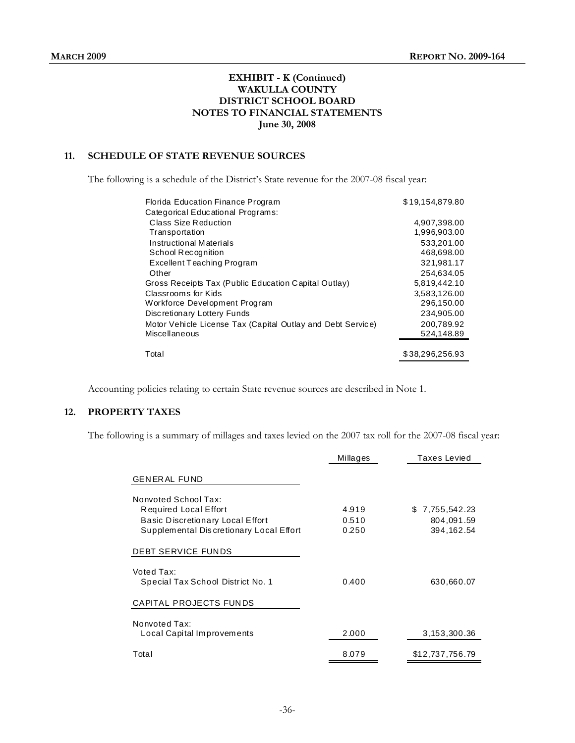**EXHIBIT - K (Continued)**
**WAKULLA COUNTY**
**DISTRICT SCHOOL BOARD**
**NOTES TO FINANCIAL STATEMENTS**
**June 30, 2008**

## 11. SCHEDULE OF STATE REVENUE SOURCES

The following is a schedule of the District's State revenue for the 2007-08 fiscal year:

| | |
|---|---|
| Florida Education Finance Program | $19,154,879.80 |
| Categorical Educational Programs: | |
| Class Size Reduction | 4,907,398.00 |
| Transportation | 1,996,903.00 |
| Instructional Materials | 533,201.00 |
| School Recognition | 468,698.00 |
| Excellent Teaching Program | 321,981.17 |
| Other | 254,634.05 |
| Gross Receipts Tax (Public Education Capital Outlay) | 5,819,442.10 |
| Classrooms for Kids | 3,583,126.00 |
| Workforce Development Program | 296,150.00 |
| Discretionary Lottery Funds | 234,905.00 |
| Motor Vehicle License Tax (Capital Outlay and Debt Service) | 200,789.92 |
| Miscellaneous | 524,148.89 |
| Total | $38,296,256.93 |

Accounting policies relating to certain State revenue sources are described in Note 1.

## 12. PROPERTY TAXES

The following is a summary of millages and taxes levied on the 2007 tax roll for the 2007-08 fiscal year:

| | Millages | Taxes Levied |
|---|---|---|
| GENERAL FUND | | |
| Nonvoted School Tax: | | |
| Required Local Effort | 4.919 | $ 7,755,542.23 |
| Basic Discretionary Local Effort | 0.510 | 804,091.59 |
| Supplemental Discretionary Local Effort | 0.250 | 394,162.54 |
| DEBT SERVICE FUNDS | | |
| Voted Tax: | | |
| Special Tax School District No. 1 | 0.400 | 630,660.07 |
| CAPITAL PROJECTS FUNDS | | |
| Nonvoted Tax: | | |
| Local Capital Improvements | 2.000 | 3,153,300.36 |
| Total | 8.079 | $12,737,756.79 |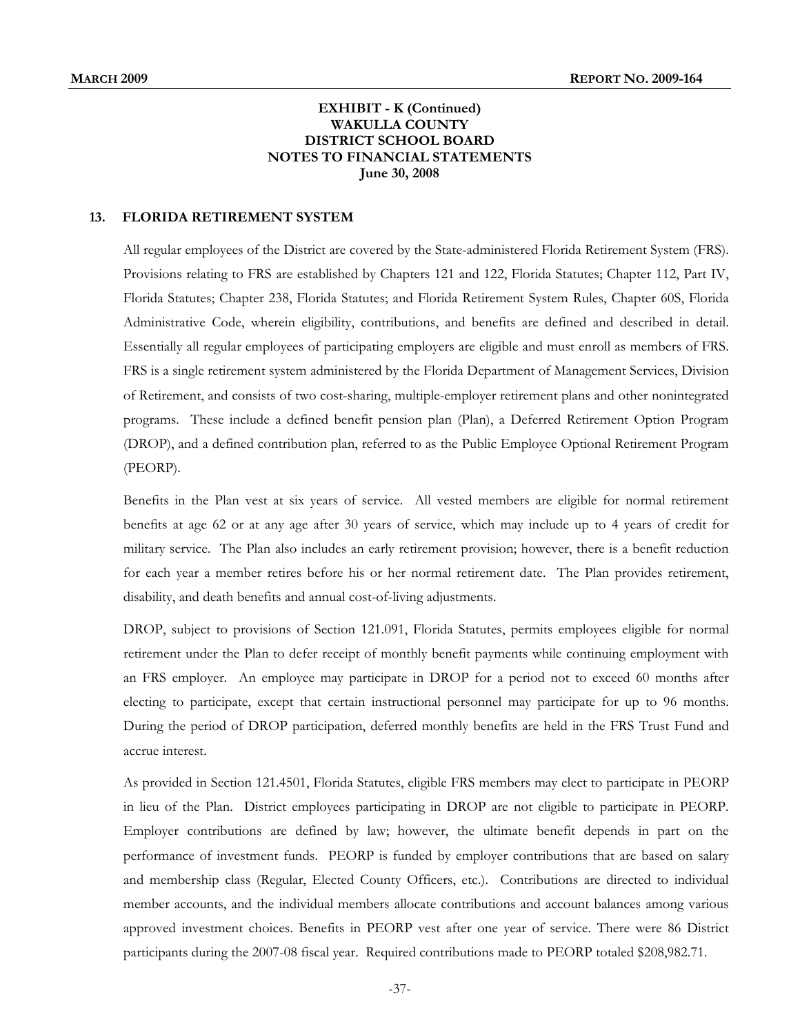**EXHIBIT - K (Continued)**
**WAKULLA COUNTY**
**DISTRICT SCHOOL BOARD**
**NOTES TO FINANCIAL STATEMENTS**
**June 30, 2008**

## 13. FLORIDA RETIREMENT SYSTEM

All regular employees of the District are covered by the State-administered Florida Retirement System (FRS). Provisions relating to FRS are established by Chapters 121 and 122, Florida Statutes; Chapter 112, Part IV, Florida Statutes; Chapter 238, Florida Statutes; and Florida Retirement System Rules, Chapter 60S, Florida Administrative Code, wherein eligibility, contributions, and benefits are defined and described in detail. Essentially all regular employees of participating employers are eligible and must enroll as members of FRS. FRS is a single retirement system administered by the Florida Department of Management Services, Division of Retirement, and consists of two cost-sharing, multiple-employer retirement plans and other nonintegrated programs. These include a defined benefit pension plan (Plan), a Deferred Retirement Option Program (DROP), and a defined contribution plan, referred to as the Public Employee Optional Retirement Program (PEORP).

Benefits in the Plan vest at six years of service. All vested members are eligible for normal retirement benefits at age 62 or at any age after 30 years of service, which may include up to 4 years of credit for military service. The Plan also includes an early retirement provision; however, there is a benefit reduction for each year a member retires before his or her normal retirement date. The Plan provides retirement, disability, and death benefits and annual cost-of-living adjustments.

DROP, subject to provisions of Section 121.091, Florida Statutes, permits employees eligible for normal retirement under the Plan to defer receipt of monthly benefit payments while continuing employment with an FRS employer. An employee may participate in DROP for a period not to exceed 60 months after electing to participate, except that certain instructional personnel may participate for up to 96 months. During the period of DROP participation, deferred monthly benefits are held in the FRS Trust Fund and accrue interest.

As provided in Section 121.4501, Florida Statutes, eligible FRS members may elect to participate in PEORP in lieu of the Plan. District employees participating in DROP are not eligible to participate in PEORP. Employer contributions are defined by law; however, the ultimate benefit depends in part on the performance of investment funds. PEORP is funded by employer contributions that are based on salary and membership class (Regular, Elected County Officers, etc.). Contributions are directed to individual member accounts, and the individual members allocate contributions and account balances among various approved investment choices. Benefits in PEORP vest after one year of service. There were 86 District participants during the 2007-08 fiscal year. Required contributions made to PEORP totaled $208,982.71.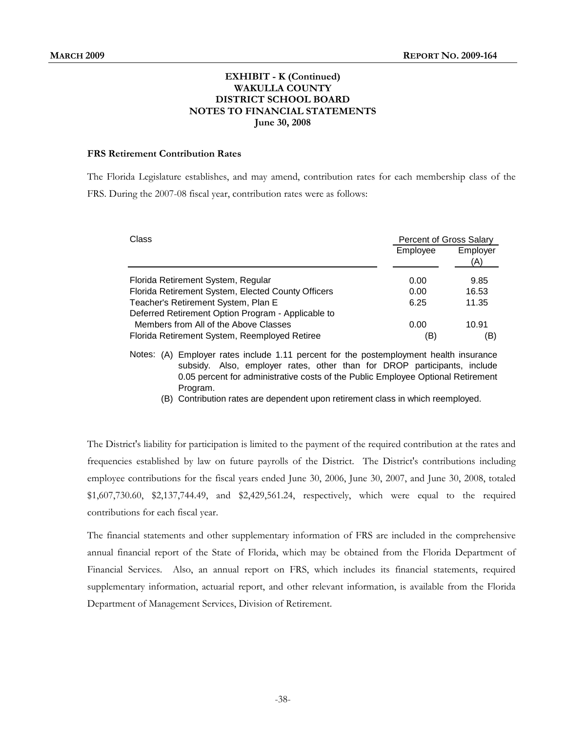**EXHIBIT - K (Continued)**
**WAKULLA COUNTY**
**DISTRICT SCHOOL BOARD**
**NOTES TO FINANCIAL STATEMENTS**
**June 30, 2008**

**FRS Retirement Contribution Rates**

The Florida Legislature establishes, and may amend, contribution rates for each membership class of the FRS. During the 2007-08 fiscal year, contribution rates were as follows:

| Class | Percent of Gross Salary | |
|---|---|---|
| | Employee | Employer (A) |
| Florida Retirement System, Regular | 0.00 | 9.85 |
| Florida Retirement System, Elected County Officers | 0.00 | 16.53 |
| Teacher's Retirement System, Plan E | 6.25 | 11.35 |
| Deferred Retirement Option Program - Applicable to Members from All of the Above Classes | 0.00 | 10.91 |
| Florida Retirement System, Reemployed Retiree | (B) | (B) |

Notes: (A) Employer rates include 1.11 percent for the postemployment health insurance subsidy. Also, employer rates, other than for DROP participants, include 0.05 percent for administrative costs of the Public Employee Optional Retirement Program.

(B) Contribution rates are dependent upon retirement class in which reemployed.

The District's liability for participation is limited to the payment of the required contribution at the rates and frequencies established by law on future payrolls of the District. The District's contributions including employee contributions for the fiscal years ended June 30, 2006, June 30, 2007, and June 30, 2008, totaled \$1,607,730.60, \$2,137,744.49, and \$2,429,561.24, respectively, which were equal to the required contributions for each fiscal year.

The financial statements and other supplementary information of FRS are included in the comprehensive annual financial report of the State of Florida, which may be obtained from the Florida Department of Financial Services. Also, an annual report on FRS, which includes its financial statements, required supplementary information, actuarial report, and other relevant information, is available from the Florida Department of Management Services, Division of Retirement.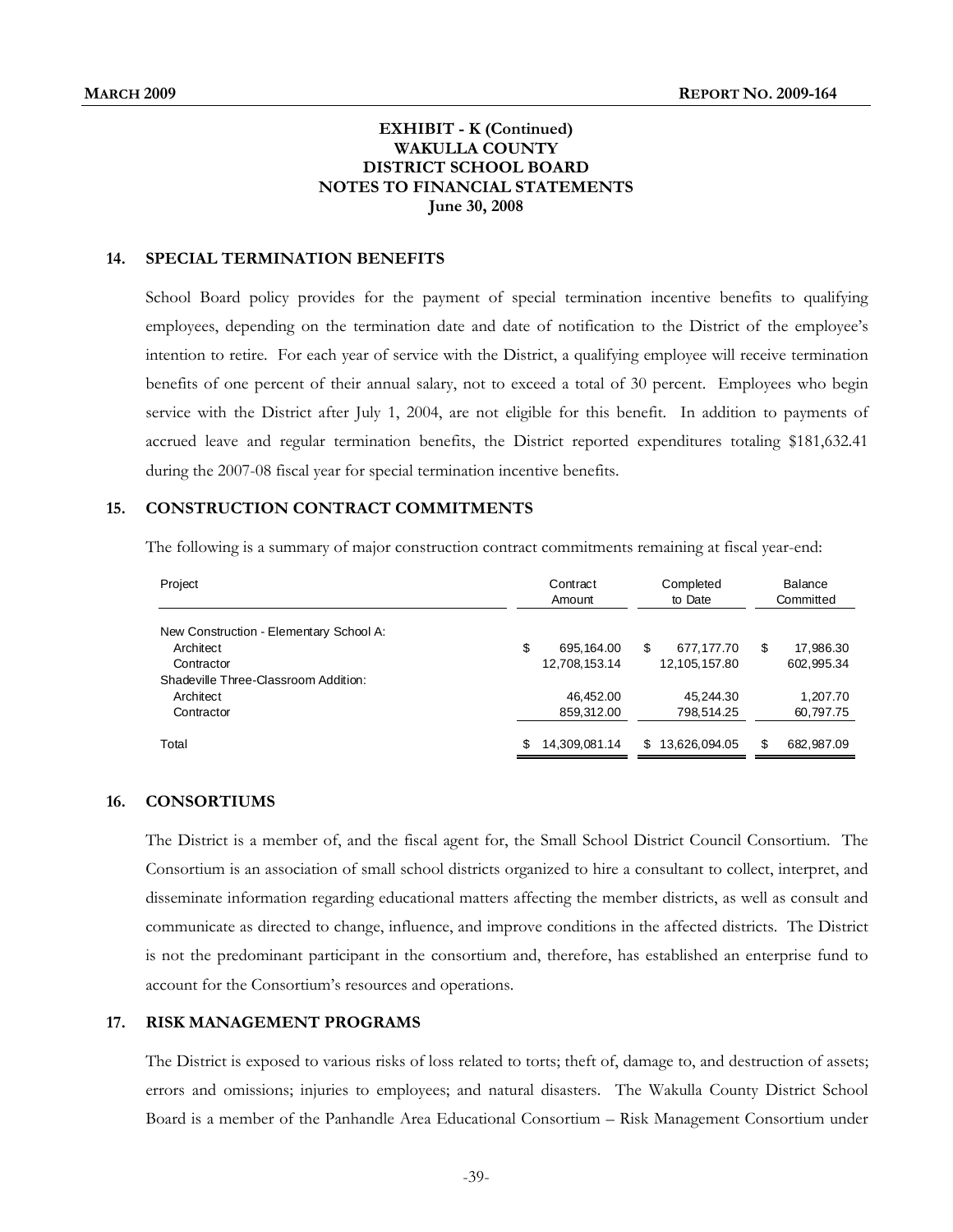**EXHIBIT - K (Continued)**
**WAKULLA COUNTY**
**DISTRICT SCHOOL BOARD**
**NOTES TO FINANCIAL STATEMENTS**
**June 30, 2008**

## 14. SPECIAL TERMINATION BENEFITS

School Board policy provides for the payment of special termination incentive benefits to qualifying employees, depending on the termination date and date of notification to the District of the employee's intention to retire. For each year of service with the District, a qualifying employee will receive termination benefits of one percent of their annual salary, not to exceed a total of 30 percent. Employees who begin service with the District after July 1, 2004, are not eligible for this benefit. In addition to payments of accrued leave and regular termination benefits, the District reported expenditures totaling $181,632.41 during the 2007-08 fiscal year for special termination incentive benefits.

## 15. CONSTRUCTION CONTRACT COMMITMENTS

The following is a summary of major construction contract commitments remaining at fiscal year-end:

| Project | Contract Amount | Completed to Date | Balance Committed |
|---|---|---|---|
| New Construction - Elementary School A: | | | |
| Architect | $ 695,164.00 | $ 677,177.70 | $ 17,986.30 |
| Contractor | 12,708,153.14 | 12,105,157.80 | 602,995.34 |
| Shadeville Three-Classroom Addition: | | | |
| Architect | 46,452.00 | 45,244.30 | 1,207.70 |
| Contractor | 859,312.00 | 798,514.25 | 60,797.75 |
| Total | $ 14,309,081.14 | $ 13,626,094.05 | $ 682,987.09 |

## 16. CONSORTIUMS

The District is a member of, and the fiscal agent for, the Small School District Council Consortium. The Consortium is an association of small school districts organized to hire a consultant to collect, interpret, and disseminate information regarding educational matters affecting the member districts, as well as consult and communicate as directed to change, influence, and improve conditions in the affected districts. The District is not the predominant participant in the consortium and, therefore, has established an enterprise fund to account for the Consortium's resources and operations.

## 17. RISK MANAGEMENT PROGRAMS

The District is exposed to various risks of loss related to torts; theft of, damage to, and destruction of assets; errors and omissions; injuries to employees; and natural disasters. The Wakulla County District School Board is a member of the Panhandle Area Educational Consortium – Risk Management Consortium under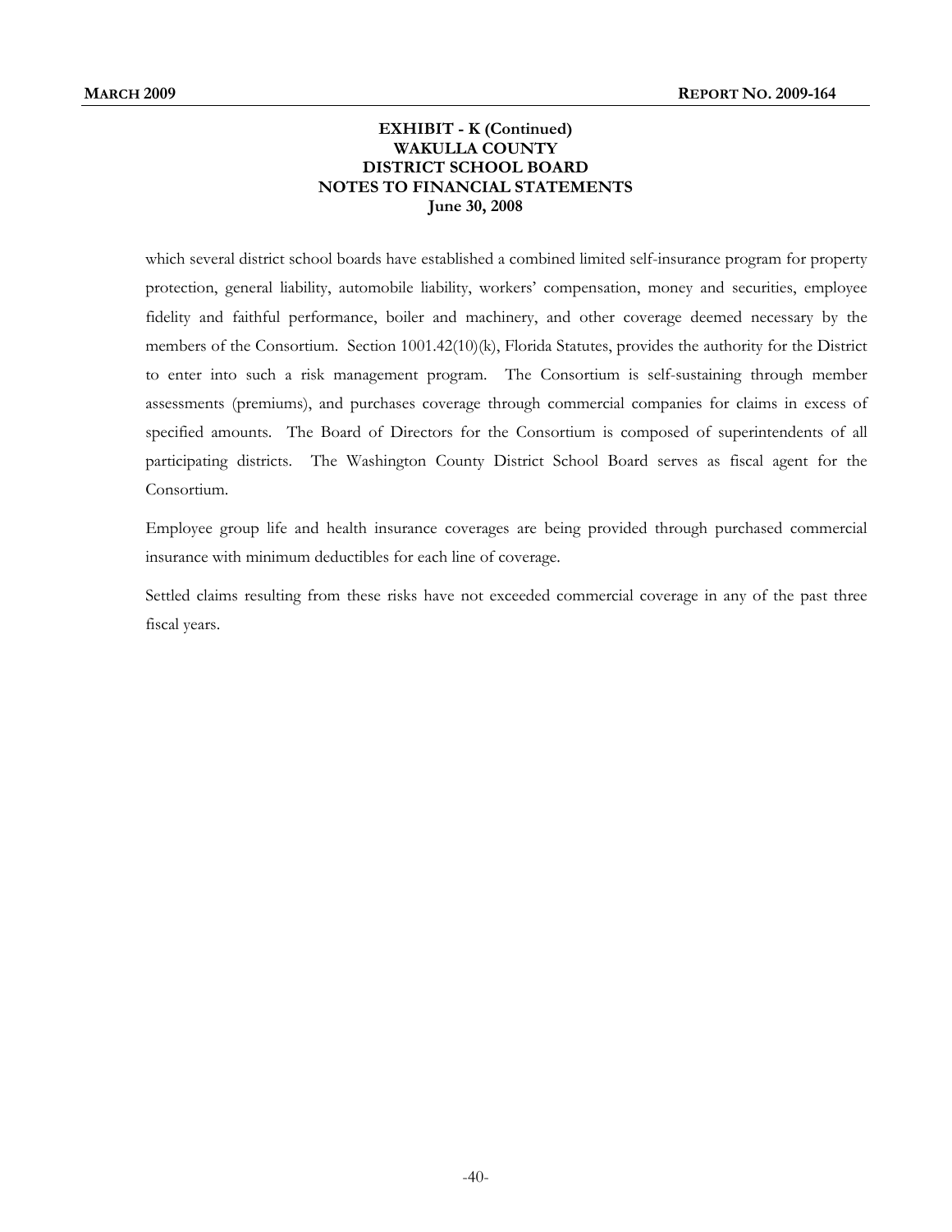**EXHIBIT - K (Continued)**
**WAKULLA COUNTY**
**DISTRICT SCHOOL BOARD**
**NOTES TO FINANCIAL STATEMENTS**
**June 30, 2008**

which several district school boards have established a combined limited self-insurance program for property protection, general liability, automobile liability, workers' compensation, money and securities, employee fidelity and faithful performance, boiler and machinery, and other coverage deemed necessary by the members of the Consortium. Section 1001.42(10)(k), Florida Statutes, provides the authority for the District to enter into such a risk management program. The Consortium is self-sustaining through member assessments (premiums), and purchases coverage through commercial companies for claims in excess of specified amounts. The Board of Directors for the Consortium is composed of superintendents of all participating districts. The Washington County District School Board serves as fiscal agent for the Consortium.

Employee group life and health insurance coverages are being provided through purchased commercial insurance with minimum deductibles for each line of coverage.

Settled claims resulting from these risks have not exceeded commercial coverage in any of the past three fiscal years.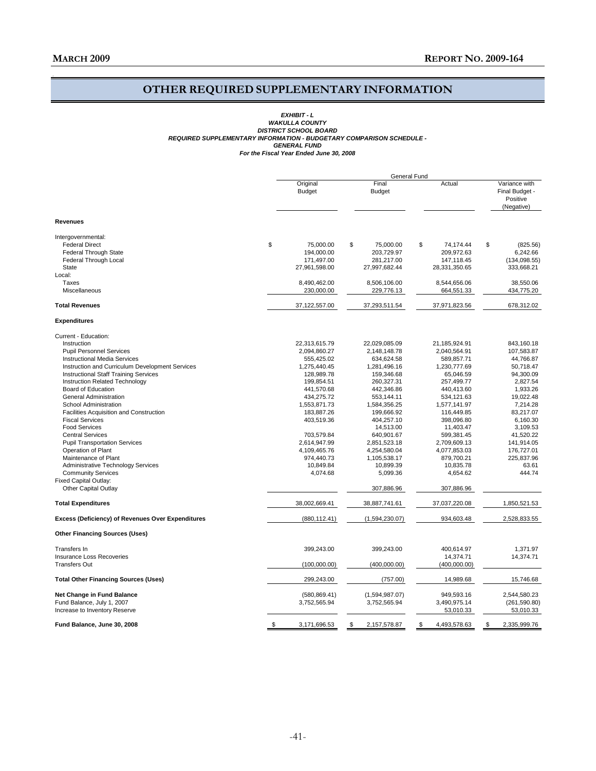# OTHER REQUIRED SUPPLEMENTARY INFORMATION

***EXHIBIT - L***
***WAKULLA COUNTY***
***DISTRICT SCHOOL BOARD***
***REQUIRED SUPPLEMENTARY INFORMATION - BUDGETARY COMPARISON SCHEDULE -***
***GENERAL FUND***
***For the Fiscal Year Ended June 30, 2008***

| | General Fund | | | |
|---|---|---|---|---|
| | Original Budget | Final Budget | Actual | Variance with Final Budget - Positive (Negative) |
| **Revenues** | | | | |
| Intergovernmental: | | | | |
| Federal Direct | $ 75,000.00 | $ 75,000.00 | $ 74,174.44 | $ (825.56) |
| Federal Through State | 194,000.00 | 203,729.97 | 209,972.63 | 6,242.66 |
| Federal Through Local | 171,497.00 | 281,217.00 | 147,118.45 | (134,098.55) |
| State | 27,961,598.00 | 27,997,682.44 | 28,331,350.65 | 333,668.21 |
| Local: | | | | |
| Taxes | 8,490,462.00 | 8,506,106.00 | 8,544,656.06 | 38,550.06 |
| Miscellaneous | 230,000.00 | 229,776.13 | 664,551.33 | 434,775.20 |
| **Total Revenues** | 37,122,557.00 | 37,293,511.54 | 37,971,823.56 | 678,312.02 |
| **Expenditures** | | | | |
| Current - Education: | | | | |
| Instruction | 22,313,615.79 | 22,029,085.09 | 21,185,924.91 | 843,160.18 |
| Pupil Personnel Services | 2,094,860.27 | 2,148,148.78 | 2,040,564.91 | 107,583.87 |
| Instructional Media Services | 555,425.02 | 634,624.58 | 589,857.71 | 44,766.87 |
| Instruction and Curriculum Development Services | 1,275,440.45 | 1,281,496.16 | 1,230,777.69 | 50,718.47 |
| Instructional Staff Training Services | 128,989.78 | 159,346.68 | 65,046.59 | 94,300.09 |
| Instruction Related Technology | 199,854.51 | 260,327.31 | 257,499.77 | 2,827.54 |
| Board of Education | 441,570.68 | 442,346.86 | 440,413.60 | 1,933.26 |
| General Administration | 434,275.72 | 553,144.11 | 534,121.63 | 19,022.48 |
| School Administration | 1,553,871.73 | 1,584,356.25 | 1,577,141.97 | 7,214.28 |
| Facilities Acquisition and Construction | 183,887.26 | 199,666.92 | 116,449.85 | 83,217.07 |
| Fiscal Services | 403,519.36 | 404,257.10 | 398,096.80 | 6,160.30 |
| Food Services | | 14,513.00 | 11,403.47 | 3,109.53 |
| Central Services | 703,579.84 | 640,901.67 | 599,381.45 | 41,520.22 |
| Pupil Transportation Services | 2,614,947.99 | 2,851,523.18 | 2,709,609.13 | 141,914.05 |
| Operation of Plant | 4,109,465.76 | 4,254,580.04 | 4,077,853.03 | 176,727.01 |
| Maintenance of Plant | 974,440.73 | 1,105,538.17 | 879,700.21 | 225,837.96 |
| Administrative Technology Services | 10,849.84 | 10,899.39 | 10,835.78 | 63.61 |
| Community Services | 4,074.68 | 5,099.36 | 4,654.62 | 444.74 |
| Fixed Capital Outlay: | | | | |
| Other Capital Outlay | | 307,886.96 | 307,886.96 | |
| **Total Expenditures** | 38,002,669.41 | 38,887,741.61 | 37,037,220.08 | 1,850,521.53 |
| **Excess (Deficiency) of Revenues Over Expenditures** | (880,112.41) | (1,594,230.07) | 934,603.48 | 2,528,833.55 |
| **Other Financing Sources (Uses)** | | | | |
| Transfers In | 399,243.00 | 399,243.00 | 400,614.97 | 1,371.97 |
| Insurance Loss Recoveries | | | 14,374.71 | 14,374.71 |
| Transfers Out | (100,000.00) | (400,000.00) | (400,000.00) | |
| **Total Other Financing Sources (Uses)** | 299,243.00 | (757.00) | 14,989.68 | 15,746.68 |
| **Net Change in Fund Balance** | (580,869.41) | (1,594,987.07) | 949,593.16 | 2,544,580.23 |
| Fund Balance, July 1, 2007 | 3,752,565.94 | 3,752,565.94 | 3,490,975.14 | (261,590.80) |
| Increase to Inventory Reserve | | | 53,010.33 | 53,010.33 |
| **Fund Balance, June 30, 2008** | $ 3,171,696.53 | $ 2,157,578.87 | $ 4,493,578.63 | $ 2,335,999.76 |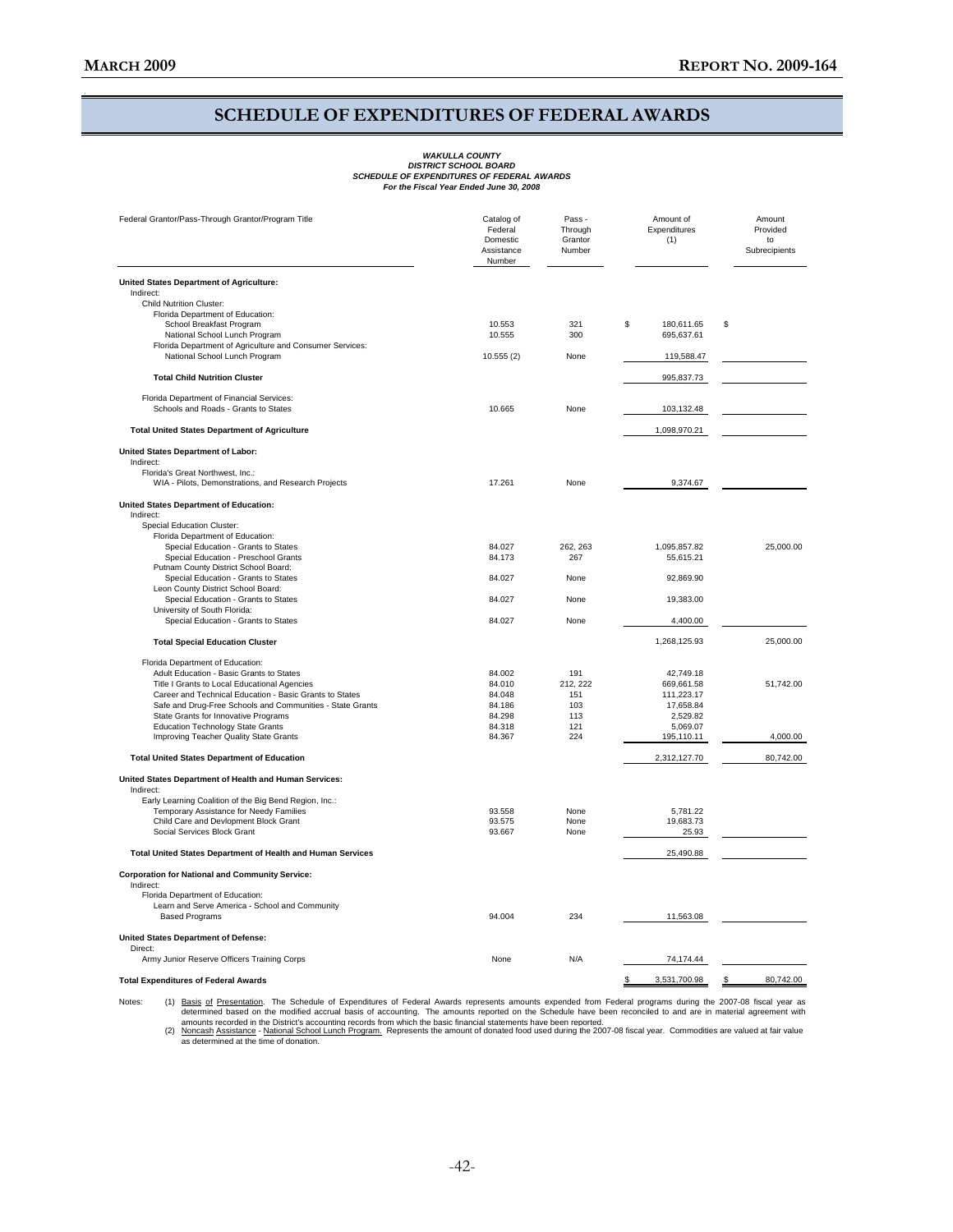# SCHEDULE OF EXPENDITURES OF FEDERAL AWARDS

***WAKULLA COUNTY***
***DISTRICT SCHOOL BOARD***
***SCHEDULE OF EXPENDITURES OF FEDERAL AWARDS***
***For the Fiscal Year Ended June 30, 2008***

| Federal Grantor/Pass-Through Grantor/Program Title | Catalog of Federal Domestic Assistance Number | Pass - Through Grantor Number | Amount of Expenditures (1) | Amount Provided to Subrecipients |
|---|---|---|---|---|
| **United States Department of Agriculture:** | | | | |
| Indirect: | | | | |
| Child Nutrition Cluster: | | | | |
| Florida Department of Education: | | | | |
| School Breakfast Program | 10.553 | 321 | $ 180,611.65 | $ |
| National School Lunch Program | 10.555 | 300 | 695,637.61 | |
| Florida Department of Agriculture and Consumer Services: | | | | |
| National School Lunch Program | 10.555 (2) | None | 119,588.47 | |
| **Total Child Nutrition Cluster** | | | 995,837.73 | |
| Florida Department of Financial Services: | | | | |
| Schools and Roads - Grants to States | 10.665 | None | 103,132.48 | |
| **Total United States Department of Agriculture** | | | 1,098,970.21 | |
| **United States Department of Labor:** | | | | |
| Indirect: | | | | |
| Florida's Great Northwest, Inc.: | | | | |
| WIA - Pilots, Demonstrations, and Research Projects | 17.261 | None | 9,374.67 | |
| **United States Department of Education:** | | | | |
| Indirect: | | | | |
| Special Education Cluster: | | | | |
| Florida Department of Education: | | | | |
| Special Education - Grants to States | 84.027 | 262, 263 | 1,095,857.82 | 25,000.00 |
| Special Education - Preschool Grants | 84.173 | 267 | 55,615.21 | |
| Putnam County District School Board: | | | | |
| Special Education - Grants to States | 84.027 | None | 92,869.90 | |
| Leon County District School Board: | | | | |
| Special Education - Grants to States | 84.027 | None | 19,383.00 | |
| University of South Florida: | | | | |
| Special Education - Grants to States | 84.027 | None | 4,400.00 | |
| **Total Special Education Cluster** | | | 1,268,125.93 | 25,000.00 |
| Florida Department of Education: | | | | |
| Adult Education - Basic Grants to States | 84.002 | 191 | 42,749.18 | |
| Title I Grants to Local Educational Agencies | 84.010 | 212, 222 | 669,661.58 | 51,742.00 |
| Career and Technical Education - Basic Grants to States | 84.048 | 151 | 111,223.17 | |
| Safe and Drug-Free Schools and Communities - State Grants | 84.186 | 103 | 17,658.84 | |
| State Grants for Innovative Programs | 84.298 | 113 | 2,529.82 | |
| Education Technology State Grants | 84.318 | 121 | 5,069.07 | |
| Improving Teacher Quality State Grants | 84.367 | 224 | 195,110.11 | 4,000.00 |
| **Total United States Department of Education** | | | 2,312,127.70 | 80,742.00 |
| **United States Department of Health and Human Services:** | | | | |
| Indirect: | | | | |
| Early Learning Coalition of the Big Bend Region, Inc.: | | | | |
| Temporary Assistance for Needy Families | 93.558 | None | 5,781.22 | |
| Child Care and Devlopment Block Grant | 93.575 | None | 19,683.73 | |
| Social Services Block Grant | 93.667 | None | 25.93 | |
| **Total United States Department of Health and Human Services** | | | 25,490.88 | |
| **Corporation for National and Community Service:** | | | | |
| Indirect: | | | | |
| Florida Department of Education: | | | | |
| Learn and Serve America - School and Community Based Programs | 94.004 | 234 | 11,563.08 | |
| **United States Department of Defense:** | | | | |
| Direct: | | | | |
| Army Junior Reserve Officers Training Corps | None | N/A | 74,174.44 | |
| **Total Expenditures of Federal Awards** | | | $ 3,531,700.98 | $ 80,742.00 |

Notes: (1) Basis of Presentation. The Schedule of Expenditures of Federal Awards represents amounts expended from Federal programs during the 2007-08 fiscal year as determined based on the modified accrual basis of accounting. The amounts reported on the Schedule have been reconciled to and are in material agreement with amounts recorded in the District's accounting records from which the basic financial statements have been reported.

(2) Noncash Assistance - National School Lunch Program. Represents the amount of donated food used during the 2007-08 fiscal year. Commodities are valued at fair value as determined at the time of donation.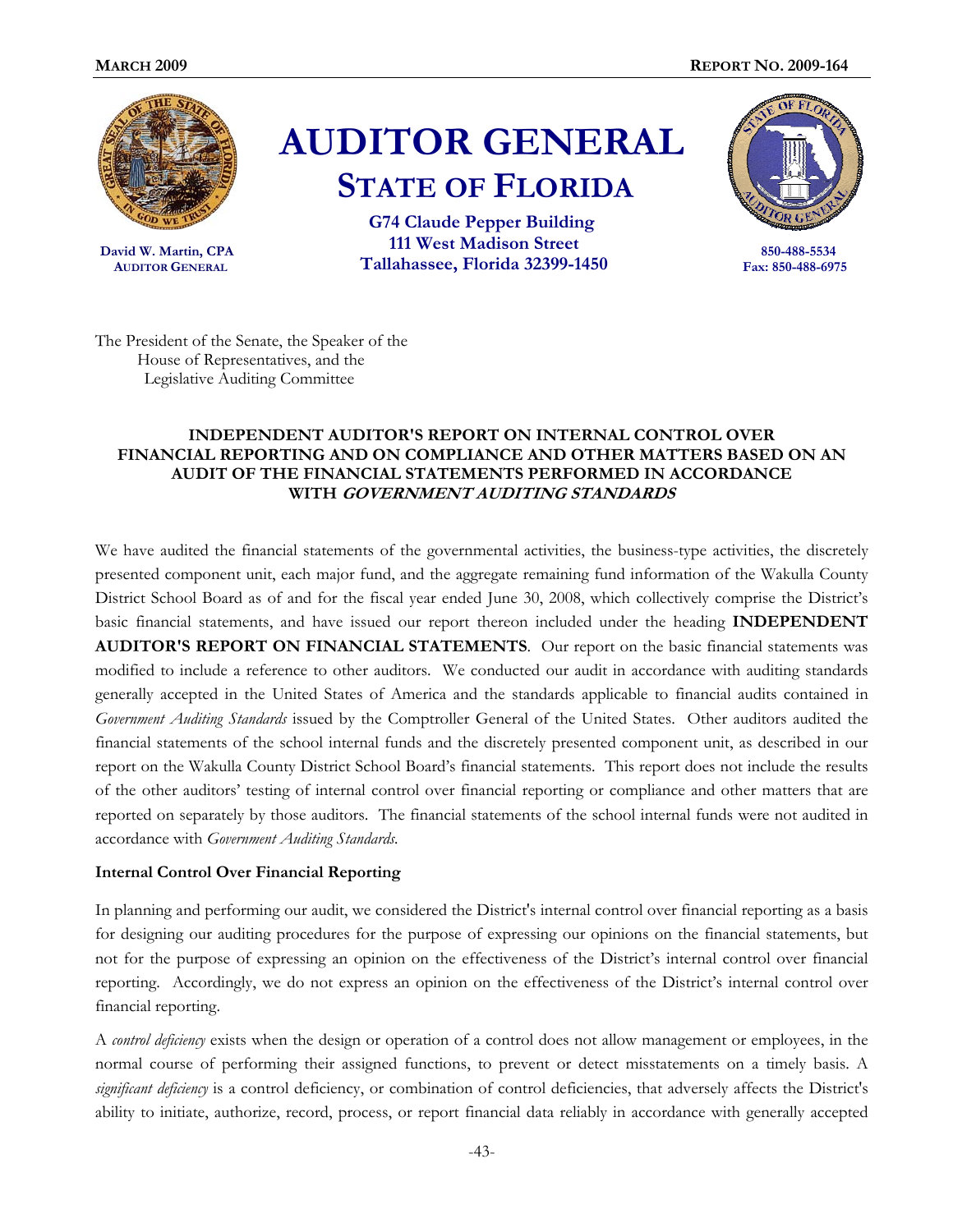**AUDITOR GENERAL**

**STATE OF FLORIDA**

**G74 Claude Pepper Building**
**111 West Madison Street**
**Tallahassee, Florida 32399-1450**

**David W. Martin, CPA**
**AUDITOR GENERAL**

**850-488-5534**
**Fax: 850-488-6975**

The President of the Senate, the Speaker of the House of Representatives, and the Legislative Auditing Committee

## INDEPENDENT AUDITOR'S REPORT ON INTERNAL CONTROL OVER FINANCIAL REPORTING AND ON COMPLIANCE AND OTHER MATTERS BASED ON AN AUDIT OF THE FINANCIAL STATEMENTS PERFORMED IN ACCORDANCE WITH *GOVERNMENT AUDITING STANDARDS*

We have audited the financial statements of the governmental activities, the business-type activities, the discretely presented component unit, each major fund, and the aggregate remaining fund information of the Wakulla County District School Board as of and for the fiscal year ended June 30, 2008, which collectively comprise the District's basic financial statements, and have issued our report thereon included under the heading **INDEPENDENT AUDITOR'S REPORT ON FINANCIAL STATEMENTS**. Our report on the basic financial statements was modified to include a reference to other auditors. We conducted our audit in accordance with auditing standards generally accepted in the United States of America and the standards applicable to financial audits contained in *Government Auditing Standards* issued by the Comptroller General of the United States. Other auditors audited the financial statements of the school internal funds and the discretely presented component unit, as described in our report on the Wakulla County District School Board's financial statements. This report does not include the results of the other auditors' testing of internal control over financial reporting or compliance and other matters that are reported on separately by those auditors. The financial statements of the school internal funds were not audited in accordance with *Government Auditing Standards.*

**Internal Control Over Financial Reporting**

In planning and performing our audit, we considered the District's internal control over financial reporting as a basis for designing our auditing procedures for the purpose of expressing our opinions on the financial statements, but not for the purpose of expressing an opinion on the effectiveness of the District's internal control over financial reporting. Accordingly, we do not express an opinion on the effectiveness of the District's internal control over financial reporting.

A *control deficiency* exists when the design or operation of a control does not allow management or employees, in the normal course of performing their assigned functions, to prevent or detect misstatements on a timely basis. A *significant deficiency* is a control deficiency, or combination of control deficiencies, that adversely affects the District's ability to initiate, authorize, record, process, or report financial data reliably in accordance with generally accepted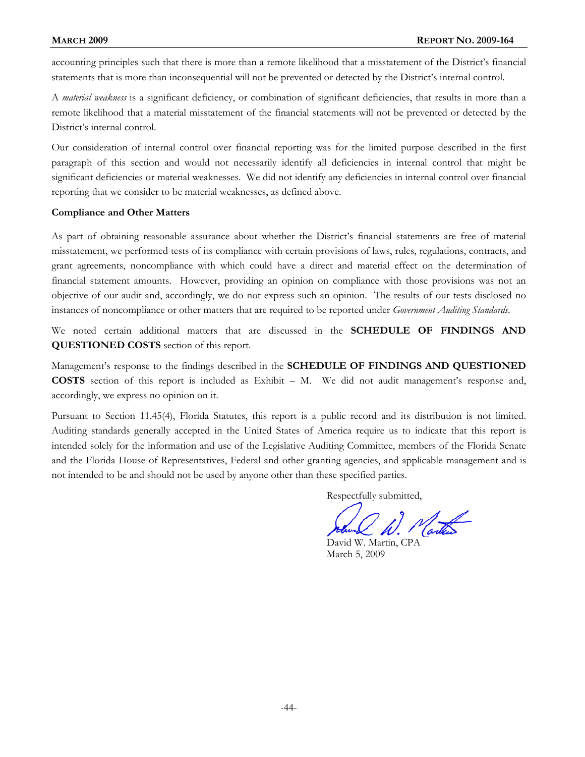accounting principles such that there is more than a remote likelihood that a misstatement of the District's financial statements that is more than inconsequential will not be prevented or detected by the District's internal control.

A *material weakness* is a significant deficiency, or combination of significant deficiencies, that results in more than a remote likelihood that a material misstatement of the financial statements will not be prevented or detected by the District's internal control.

Our consideration of internal control over financial reporting was for the limited purpose described in the first paragraph of this section and would not necessarily identify all deficiencies in internal control that might be significant deficiencies or material weaknesses. We did not identify any deficiencies in internal control over financial reporting that we consider to be material weaknesses, as defined above.

**Compliance and Other Matters**

As part of obtaining reasonable assurance about whether the District's financial statements are free of material misstatement, we performed tests of its compliance with certain provisions of laws, rules, regulations, contracts, and grant agreements, noncompliance with which could have a direct and material effect on the determination of financial statement amounts. However, providing an opinion on compliance with those provisions was not an objective of our audit and, accordingly, we do not express such an opinion. The results of our tests disclosed no instances of noncompliance or other matters that are required to be reported under *Government Auditing Standards*.

We noted certain additional matters that are discussed in the **SCHEDULE OF FINDINGS AND QUESTIONED COSTS** section of this report.

Management's response to the findings described in the **SCHEDULE OF FINDINGS AND QUESTIONED COSTS** section of this report is included as Exhibit – M. We did not audit management's response and, accordingly, we express no opinion on it.

Pursuant to Section 11.45(4), Florida Statutes, this report is a public record and its distribution is not limited. Auditing standards generally accepted in the United States of America require us to indicate that this report is intended solely for the information and use of the Legislative Auditing Committee, members of the Florida Senate and the Florida House of Representatives, Federal and other granting agencies, and applicable management and is not intended to be and should not be used by anyone other than these specified parties.

Respectfully submitted,

David W. Martin, CPA
March 5, 2009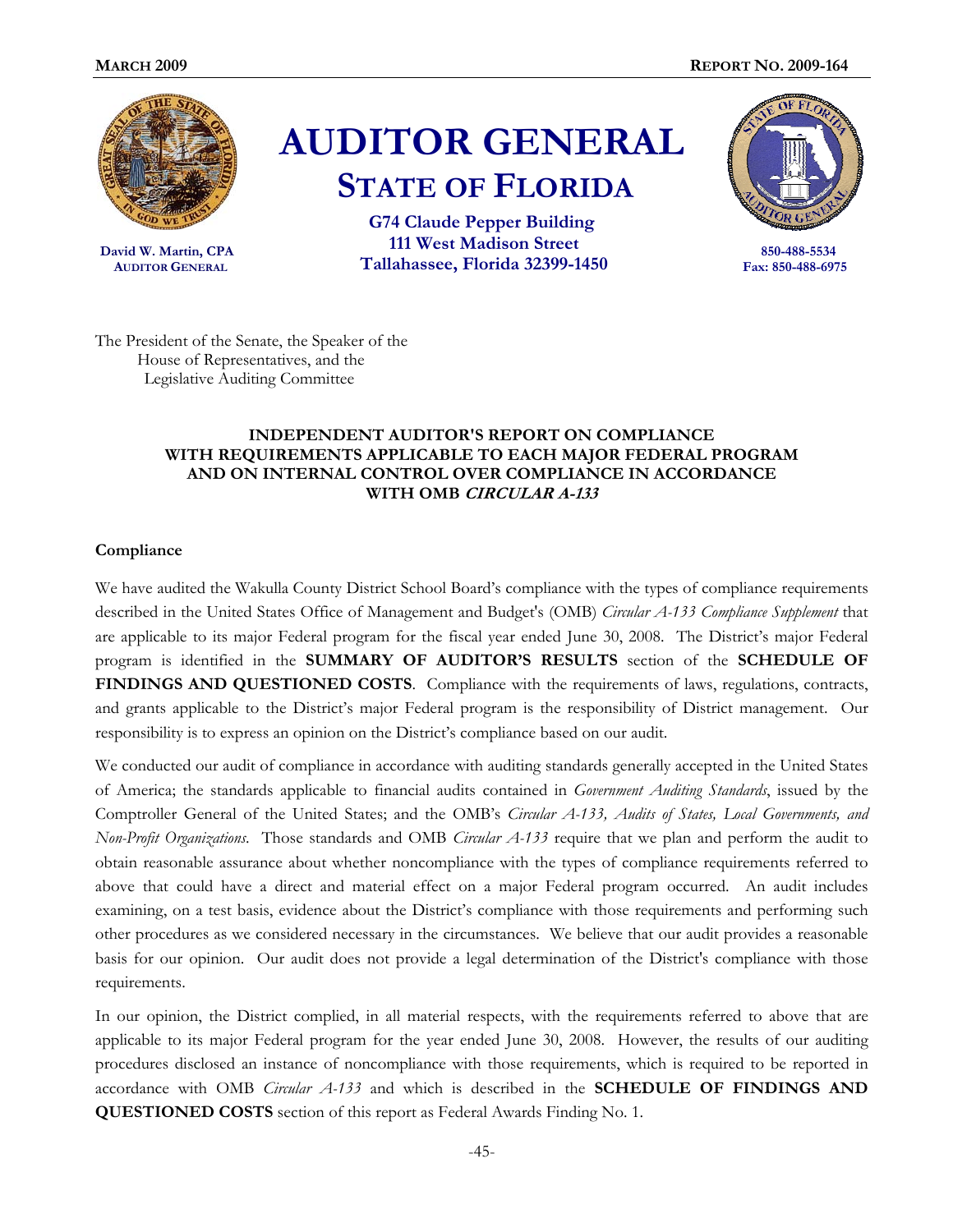# AUDITOR GENERAL
## STATE OF FLORIDA

**David W. Martin, CPA**
**AUDITOR GENERAL**

**G74 Claude Pepper Building**
**111 West Madison Street**
**Tallahassee, Florida 32399-1450**

**850-488-5534**
**Fax: 850-488-6975**

The President of the Senate, the Speaker of the House of Representatives, and the Legislative Auditing Committee

### INDEPENDENT AUDITOR'S REPORT ON COMPLIANCE WITH REQUIREMENTS APPLICABLE TO EACH MAJOR FEDERAL PROGRAM AND ON INTERNAL CONTROL OVER COMPLIANCE IN ACCORDANCE WITH OMB *CIRCULAR A-133*

**Compliance**

We have audited the Wakulla County District School Board's compliance with the types of compliance requirements described in the United States Office of Management and Budget's (OMB) *Circular A-133 Compliance Supplement* that are applicable to its major Federal program for the fiscal year ended June 30, 2008. The District's major Federal program is identified in the **SUMMARY OF AUDITOR'S RESULTS** section of the **SCHEDULE OF FINDINGS AND QUESTIONED COSTS**. Compliance with the requirements of laws, regulations, contracts, and grants applicable to the District's major Federal program is the responsibility of District management. Our responsibility is to express an opinion on the District's compliance based on our audit.

We conducted our audit of compliance in accordance with auditing standards generally accepted in the United States of America; the standards applicable to financial audits contained in *Government Auditing Standards*, issued by the Comptroller General of the United States; and the OMB's *Circular A-133, Audits of States, Local Governments, and Non-Profit Organizations*. Those standards and OMB *Circular A-133* require that we plan and perform the audit to obtain reasonable assurance about whether noncompliance with the types of compliance requirements referred to above that could have a direct and material effect on a major Federal program occurred. An audit includes examining, on a test basis, evidence about the District's compliance with those requirements and performing such other procedures as we considered necessary in the circumstances. We believe that our audit provides a reasonable basis for our opinion. Our audit does not provide a legal determination of the District's compliance with those requirements.

In our opinion, the District complied, in all material respects, with the requirements referred to above that are applicable to its major Federal program for the year ended June 30, 2008. However, the results of our auditing procedures disclosed an instance of noncompliance with those requirements, which is required to be reported in accordance with OMB *Circular A-133* and which is described in the **SCHEDULE OF FINDINGS AND QUESTIONED COSTS** section of this report as Federal Awards Finding No. 1.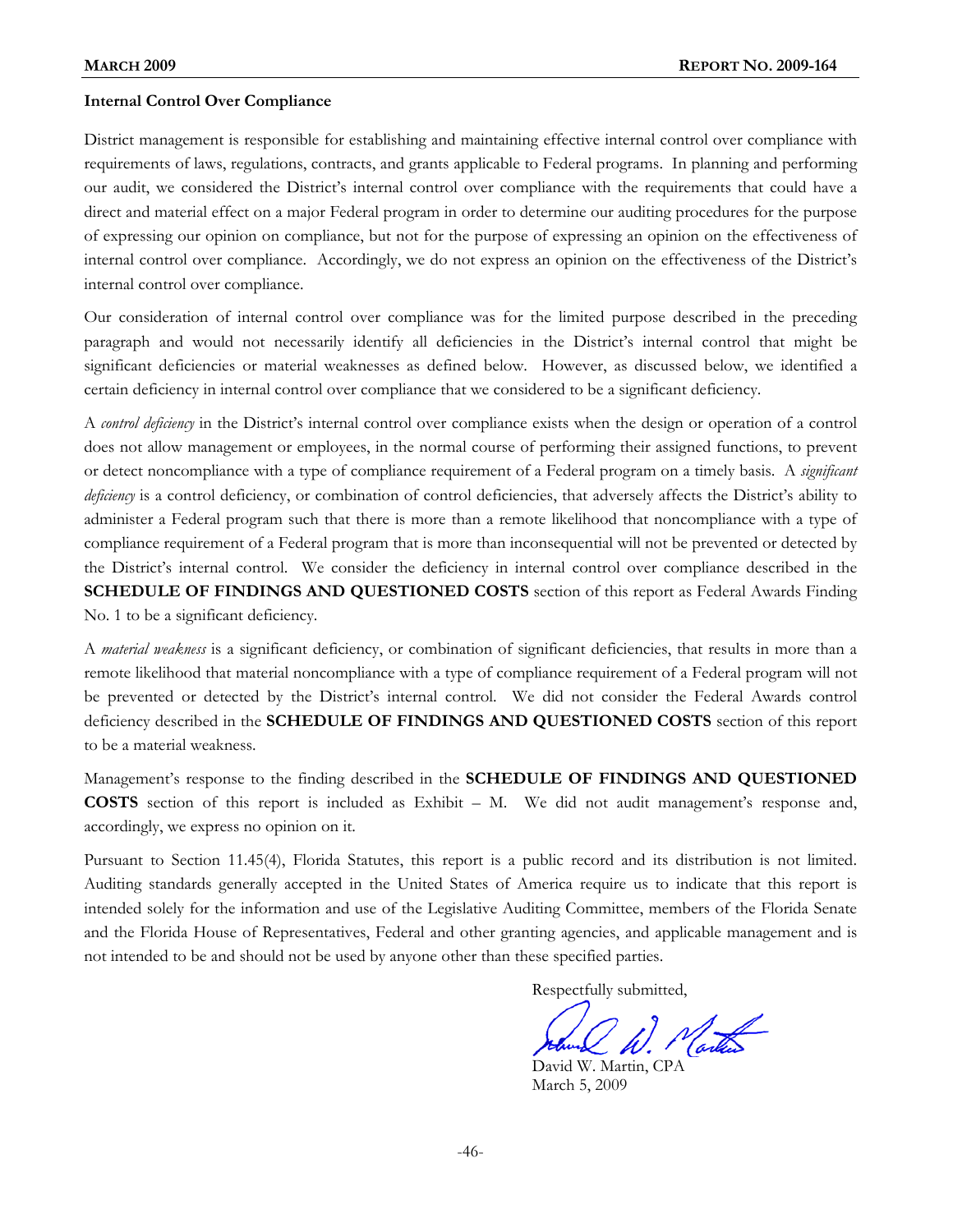**Internal Control Over Compliance**

District management is responsible for establishing and maintaining effective internal control over compliance with requirements of laws, regulations, contracts, and grants applicable to Federal programs. In planning and performing our audit, we considered the District's internal control over compliance with the requirements that could have a direct and material effect on a major Federal program in order to determine our auditing procedures for the purpose of expressing our opinion on compliance, but not for the purpose of expressing an opinion on the effectiveness of internal control over compliance. Accordingly, we do not express an opinion on the effectiveness of the District's internal control over compliance.

Our consideration of internal control over compliance was for the limited purpose described in the preceding paragraph and would not necessarily identify all deficiencies in the District's internal control that might be significant deficiencies or material weaknesses as defined below. However, as discussed below, we identified a certain deficiency in internal control over compliance that we considered to be a significant deficiency.

A *control deficiency* in the District's internal control over compliance exists when the design or operation of a control does not allow management or employees, in the normal course of performing their assigned functions, to prevent or detect noncompliance with a type of compliance requirement of a Federal program on a timely basis. A *significant deficiency* is a control deficiency, or combination of control deficiencies, that adversely affects the District's ability to administer a Federal program such that there is more than a remote likelihood that noncompliance with a type of compliance requirement of a Federal program that is more than inconsequential will not be prevented or detected by the District's internal control. We consider the deficiency in internal control over compliance described in the **SCHEDULE OF FINDINGS AND QUESTIONED COSTS** section of this report as Federal Awards Finding No. 1 to be a significant deficiency.

A *material weakness* is a significant deficiency, or combination of significant deficiencies, that results in more than a remote likelihood that material noncompliance with a type of compliance requirement of a Federal program will not be prevented or detected by the District's internal control. We did not consider the Federal Awards control deficiency described in the **SCHEDULE OF FINDINGS AND QUESTIONED COSTS** section of this report to be a material weakness.

Management's response to the finding described in the **SCHEDULE OF FINDINGS AND QUESTIONED COSTS** section of this report is included as Exhibit – M. We did not audit management's response and, accordingly, we express no opinion on it.

Pursuant to Section 11.45(4), Florida Statutes, this report is a public record and its distribution is not limited. Auditing standards generally accepted in the United States of America require us to indicate that this report is intended solely for the information and use of the Legislative Auditing Committee, members of the Florida Senate and the Florida House of Representatives, Federal and other granting agencies, and applicable management and is not intended to be and should not be used by anyone other than these specified parties.

Respectfully submitted,

David W. Martin, CPA
March 5, 2009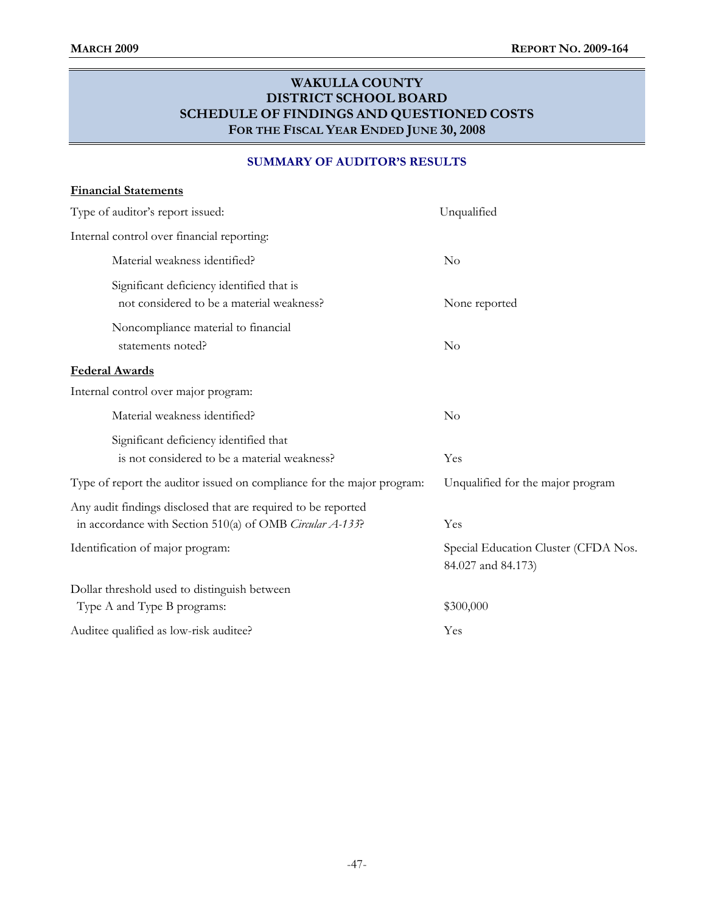# WAKULLA COUNTY
# DISTRICT SCHOOL BOARD
# SCHEDULE OF FINDINGS AND QUESTIONED COSTS
## FOR THE FISCAL YEAR ENDED JUNE 30, 2008

### SUMMARY OF AUDITOR'S RESULTS

**Financial Statements**

| | |
|---|---|
| Type of auditor's report issued: | Unqualified |
| Internal control over financial reporting: | |
| Material weakness identified? | No |
| Significant deficiency identified that is not considered to be a material weakness? | None reported |
| Noncompliance material to financial statements noted? | No |

**Federal Awards**

| | |
|---|---|
| Internal control over major program: | |
| Material weakness identified? | No |
| Significant deficiency identified that is not considered to be a material weakness? | Yes |
| Type of report the auditor issued on compliance for the major program: | Unqualified for the major program |
| Any audit findings disclosed that are required to be reported in accordance with Section 510(a) of OMB *Circular A-133*? | Yes |
| Identification of major program: | Special Education Cluster (CFDA Nos. 84.027 and 84.173) |
| Dollar threshold used to distinguish between Type A and Type B programs: | $300,000 |
| Auditee qualified as low-risk auditee? | Yes |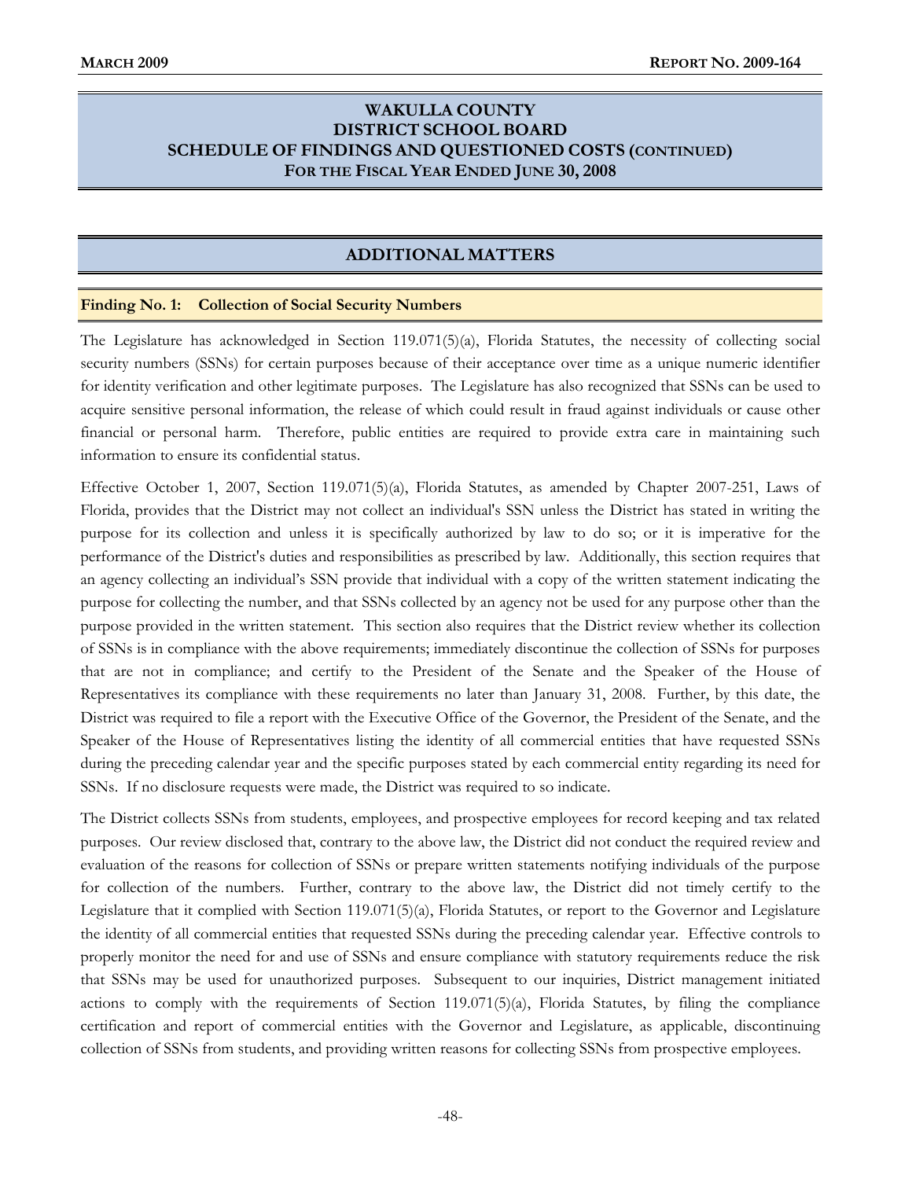# WAKULLA COUNTY
# DISTRICT SCHOOL BOARD
# SCHEDULE OF FINDINGS AND QUESTIONED COSTS (CONTINUED)
# FOR THE FISCAL YEAR ENDED JUNE 30, 2008

## ADDITIONAL MATTERS

### Finding No. 1: Collection of Social Security Numbers

The Legislature has acknowledged in Section 119.071(5)(a), Florida Statutes, the necessity of collecting social security numbers (SSNs) for certain purposes because of their acceptance over time as a unique numeric identifier for identity verification and other legitimate purposes. The Legislature has also recognized that SSNs can be used to acquire sensitive personal information, the release of which could result in fraud against individuals or cause other financial or personal harm. Therefore, public entities are required to provide extra care in maintaining such information to ensure its confidential status.

Effective October 1, 2007, Section 119.071(5)(a), Florida Statutes, as amended by Chapter 2007-251, Laws of Florida, provides that the District may not collect an individual's SSN unless the District has stated in writing the purpose for its collection and unless it is specifically authorized by law to do so; or it is imperative for the performance of the District's duties and responsibilities as prescribed by law. Additionally, this section requires that an agency collecting an individual's SSN provide that individual with a copy of the written statement indicating the purpose for collecting the number, and that SSNs collected by an agency not be used for any purpose other than the purpose provided in the written statement. This section also requires that the District review whether its collection of SSNs is in compliance with the above requirements; immediately discontinue the collection of SSNs for purposes that are not in compliance; and certify to the President of the Senate and the Speaker of the House of Representatives its compliance with these requirements no later than January 31, 2008. Further, by this date, the District was required to file a report with the Executive Office of the Governor, the President of the Senate, and the Speaker of the House of Representatives listing the identity of all commercial entities that have requested SSNs during the preceding calendar year and the specific purposes stated by each commercial entity regarding its need for SSNs. If no disclosure requests were made, the District was required to so indicate.

The District collects SSNs from students, employees, and prospective employees for record keeping and tax related purposes. Our review disclosed that, contrary to the above law, the District did not conduct the required review and evaluation of the reasons for collection of SSNs or prepare written statements notifying individuals of the purpose for collection of the numbers. Further, contrary to the above law, the District did not timely certify to the Legislature that it complied with Section 119.071(5)(a), Florida Statutes, or report to the Governor and Legislature the identity of all commercial entities that requested SSNs during the preceding calendar year. Effective controls to properly monitor the need for and use of SSNs and ensure compliance with statutory requirements reduce the risk that SSNs may be used for unauthorized purposes. Subsequent to our inquiries, District management initiated actions to comply with the requirements of Section 119.071(5)(a), Florida Statutes, by filing the compliance certification and report of commercial entities with the Governor and Legislature, as applicable, discontinuing collection of SSNs from students, and providing written reasons for collecting SSNs from prospective employees.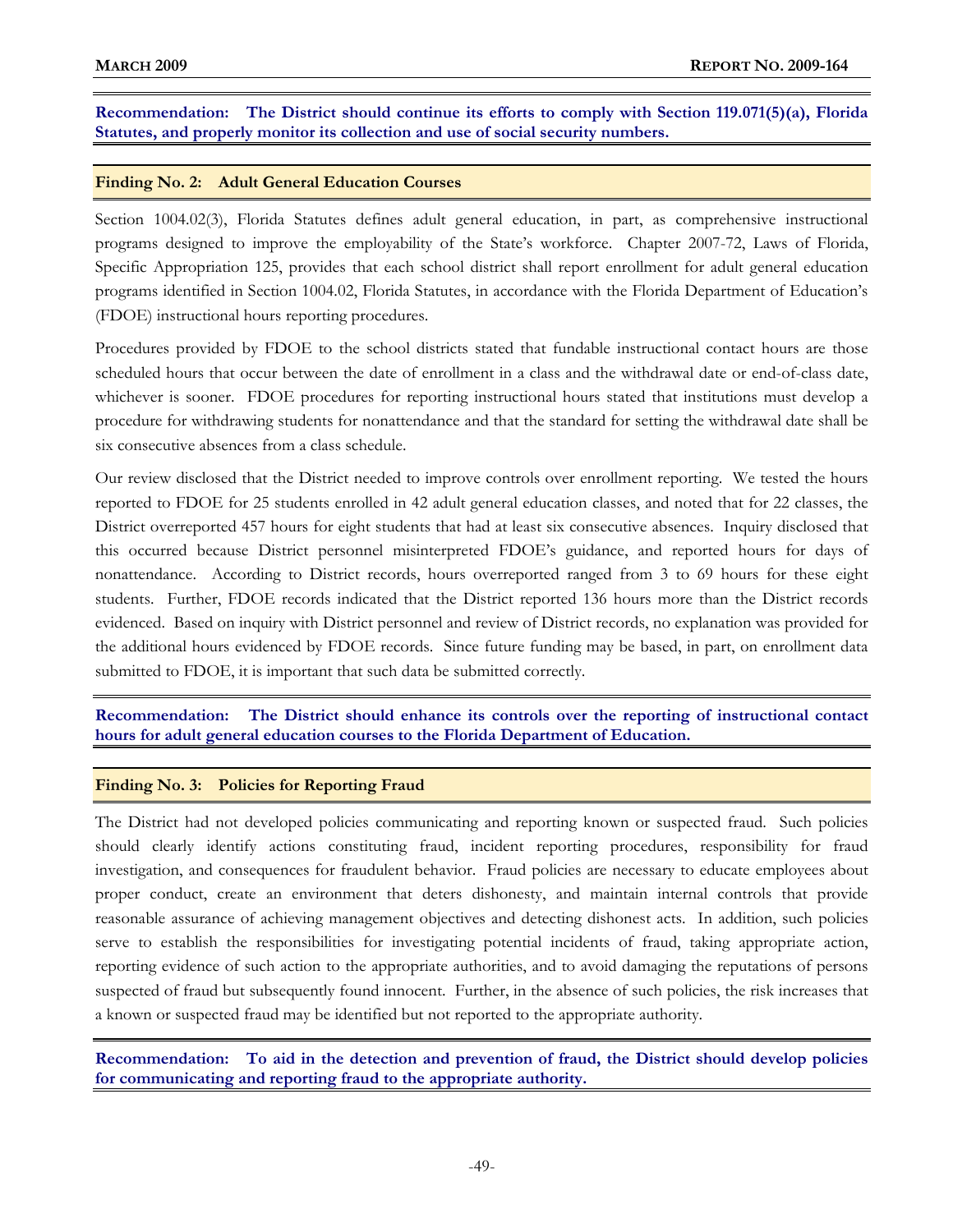**Recommendation: The District should continue its efforts to comply with Section 119.071(5)(a), Florida Statutes, and properly monitor its collection and use of social security numbers.**

### Finding No. 2: Adult General Education Courses

Section 1004.02(3), Florida Statutes defines adult general education, in part, as comprehensive instructional programs designed to improve the employability of the State's workforce. Chapter 2007-72, Laws of Florida, Specific Appropriation 125, provides that each school district shall report enrollment for adult general education programs identified in Section 1004.02, Florida Statutes, in accordance with the Florida Department of Education's (FDOE) instructional hours reporting procedures.

Procedures provided by FDOE to the school districts stated that fundable instructional contact hours are those scheduled hours that occur between the date of enrollment in a class and the withdrawal date or end-of-class date, whichever is sooner. FDOE procedures for reporting instructional hours stated that institutions must develop a procedure for withdrawing students for nonattendance and that the standard for setting the withdrawal date shall be six consecutive absences from a class schedule.

Our review disclosed that the District needed to improve controls over enrollment reporting. We tested the hours reported to FDOE for 25 students enrolled in 42 adult general education classes, and noted that for 22 classes, the District overreported 457 hours for eight students that had at least six consecutive absences. Inquiry disclosed that this occurred because District personnel misinterpreted FDOE's guidance, and reported hours for days of nonattendance. According to District records, hours overreported ranged from 3 to 69 hours for these eight students. Further, FDOE records indicated that the District reported 136 hours more than the District records evidenced. Based on inquiry with District personnel and review of District records, no explanation was provided for the additional hours evidenced by FDOE records. Since future funding may be based, in part, on enrollment data submitted to FDOE, it is important that such data be submitted correctly.

**Recommendation: The District should enhance its controls over the reporting of instructional contact hours for adult general education courses to the Florida Department of Education.**

### Finding No. 3: Policies for Reporting Fraud

The District had not developed policies communicating and reporting known or suspected fraud. Such policies should clearly identify actions constituting fraud, incident reporting procedures, responsibility for fraud investigation, and consequences for fraudulent behavior. Fraud policies are necessary to educate employees about proper conduct, create an environment that deters dishonesty, and maintain internal controls that provide reasonable assurance of achieving management objectives and detecting dishonest acts. In addition, such policies serve to establish the responsibilities for investigating potential incidents of fraud, taking appropriate action, reporting evidence of such action to the appropriate authorities, and to avoid damaging the reputations of persons suspected of fraud but subsequently found innocent. Further, in the absence of such policies, the risk increases that a known or suspected fraud may be identified but not reported to the appropriate authority.

**Recommendation: To aid in the detection and prevention of fraud, the District should develop policies for communicating and reporting fraud to the appropriate authority.**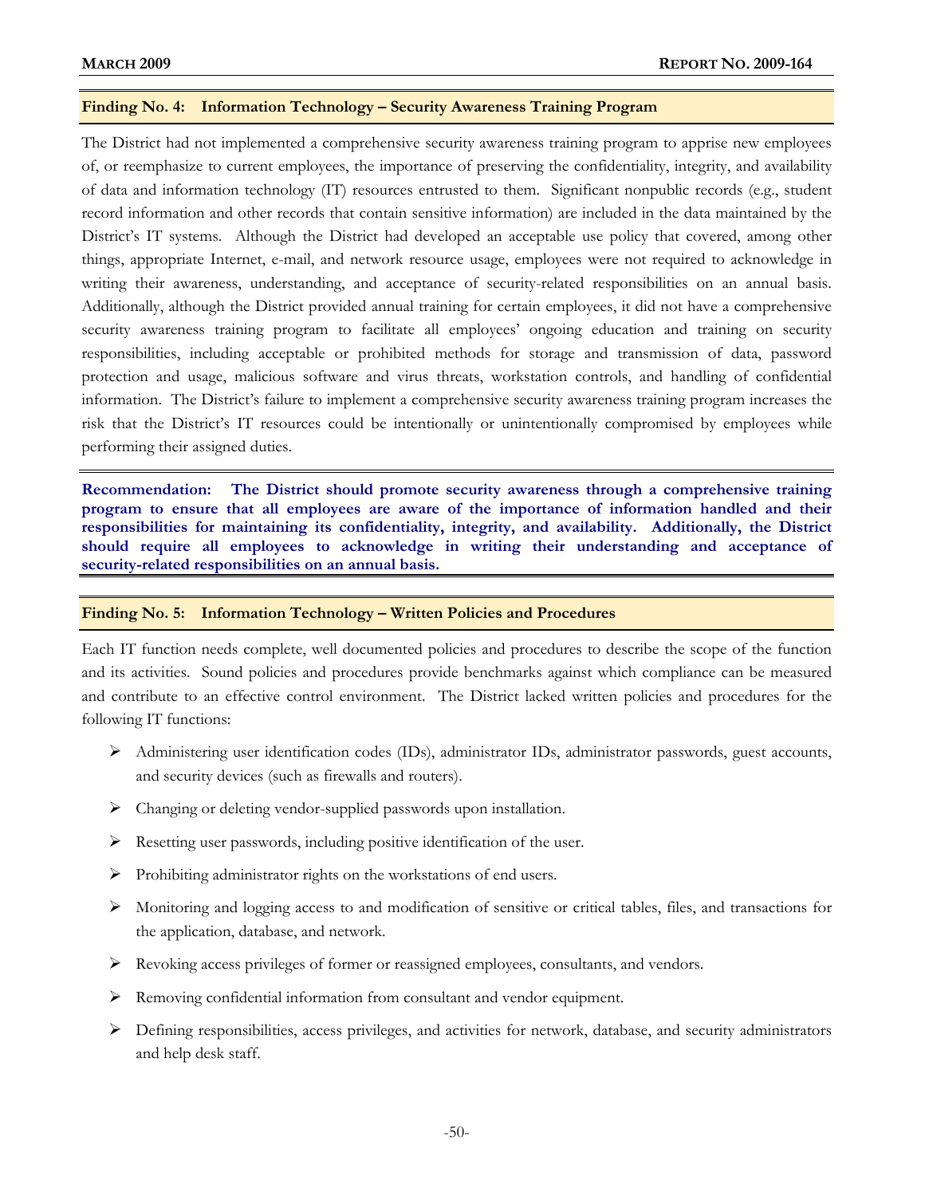### Finding No. 4: Information Technology – Security Awareness Training Program

The District had not implemented a comprehensive security awareness training program to apprise new employees of, or reemphasize to current employees, the importance of preserving the confidentiality, integrity, and availability of data and information technology (IT) resources entrusted to them. Significant nonpublic records (e.g., student record information and other records that contain sensitive information) are included in the data maintained by the District's IT systems. Although the District had developed an acceptable use policy that covered, among other things, appropriate Internet, e-mail, and network resource usage, employees were not required to acknowledge in writing their awareness, understanding, and acceptance of security-related responsibilities on an annual basis. Additionally, although the District provided annual training for certain employees, it did not have a comprehensive security awareness training program to facilitate all employees' ongoing education and training on security responsibilities, including acceptable or prohibited methods for storage and transmission of data, password protection and usage, malicious software and virus threats, workstation controls, and handling of confidential information. The District's failure to implement a comprehensive security awareness training program increases the risk that the District's IT resources could be intentionally or unintentionally compromised by employees while performing their assigned duties.

**Recommendation: The District should promote security awareness through a comprehensive training program to ensure that all employees are aware of the importance of information handled and their responsibilities for maintaining its confidentiality, integrity, and availability. Additionally, the District should require all employees to acknowledge in writing their understanding and acceptance of security-related responsibilities on an annual basis.**

### Finding No. 5: Information Technology – Written Policies and Procedures

Each IT function needs complete, well documented policies and procedures to describe the scope of the function and its activities. Sound policies and procedures provide benchmarks against which compliance can be measured and contribute to an effective control environment. The District lacked written policies and procedures for the following IT functions:

- Administering user identification codes (IDs), administrator IDs, administrator passwords, guest accounts, and security devices (such as firewalls and routers).
- Changing or deleting vendor-supplied passwords upon installation.
- Resetting user passwords, including positive identification of the user.
- Prohibiting administrator rights on the workstations of end users.
- Monitoring and logging access to and modification of sensitive or critical tables, files, and transactions for the application, database, and network.
- Revoking access privileges of former or reassigned employees, consultants, and vendors.
- Removing confidential information from consultant and vendor equipment.
- Defining responsibilities, access privileges, and activities for network, database, and security administrators and help desk staff.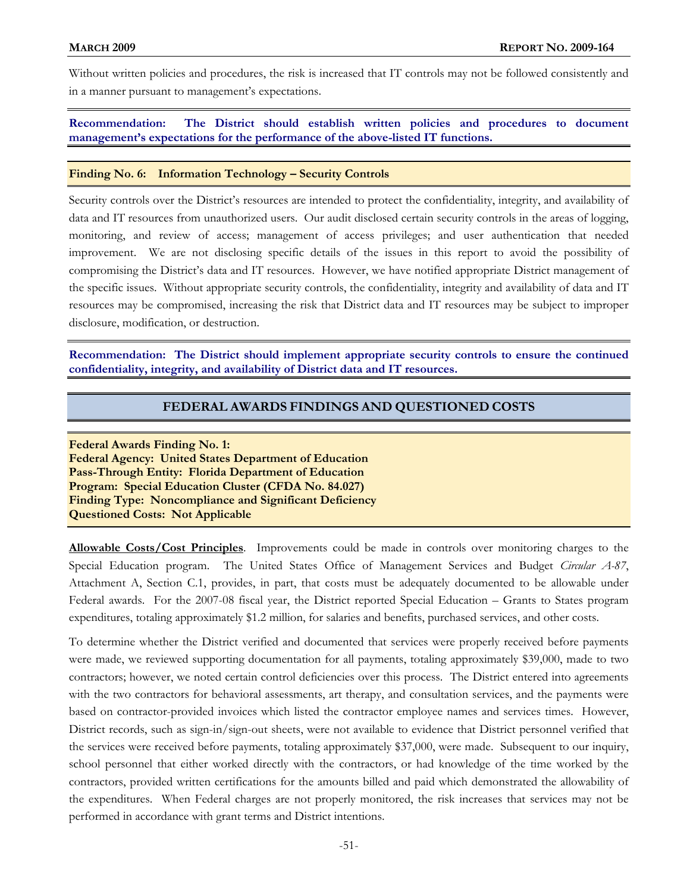Without written policies and procedures, the risk is increased that IT controls may not be followed consistently and in a manner pursuant to management's expectations.

**Recommendation: The District should establish written policies and procedures to document management's expectations for the performance of the above-listed IT functions.**

**Finding No. 6: Information Technology – Security Controls**

Security controls over the District's resources are intended to protect the confidentiality, integrity, and availability of data and IT resources from unauthorized users. Our audit disclosed certain security controls in the areas of logging, monitoring, and review of access; management of access privileges; and user authentication that needed improvement. We are not disclosing specific details of the issues in this report to avoid the possibility of compromising the District's data and IT resources. However, we have notified appropriate District management of the specific issues. Without appropriate security controls, the confidentiality, integrity and availability of data and IT resources may be compromised, increasing the risk that District data and IT resources may be subject to improper disclosure, modification, or destruction.

**Recommendation: The District should implement appropriate security controls to ensure the continued confidentiality, integrity, and availability of District data and IT resources.**

## FEDERAL AWARDS FINDINGS AND QUESTIONED COSTS

**Federal Awards Finding No. 1:**
**Federal Agency: United States Department of Education**
**Pass-Through Entity: Florida Department of Education**
**Program: Special Education Cluster (CFDA No. 84.027)**
**Finding Type: Noncompliance and Significant Deficiency**
**Questioned Costs: Not Applicable**

**Allowable Costs/Cost Principles**. Improvements could be made in controls over monitoring charges to the Special Education program. The United States Office of Management Services and Budget *Circular A-87*, Attachment A, Section C.1, provides, in part, that costs must be adequately documented to be allowable under Federal awards. For the 2007-08 fiscal year, the District reported Special Education – Grants to States program expenditures, totaling approximately $1.2 million, for salaries and benefits, purchased services, and other costs.

To determine whether the District verified and documented that services were properly received before payments were made, we reviewed supporting documentation for all payments, totaling approximately $39,000, made to two contractors; however, we noted certain control deficiencies over this process. The District entered into agreements with the two contractors for behavioral assessments, art therapy, and consultation services, and the payments were based on contractor-provided invoices which listed the contractor employee names and services times. However, District records, such as sign-in/sign-out sheets, were not available to evidence that District personnel verified that the services were received before payments, totaling approximately $37,000, were made. Subsequent to our inquiry, school personnel that either worked directly with the contractors, or had knowledge of the time worked by the contractors, provided written certifications for the amounts billed and paid which demonstrated the allowability of the expenditures. When Federal charges are not properly monitored, the risk increases that services may not be performed in accordance with grant terms and District intentions.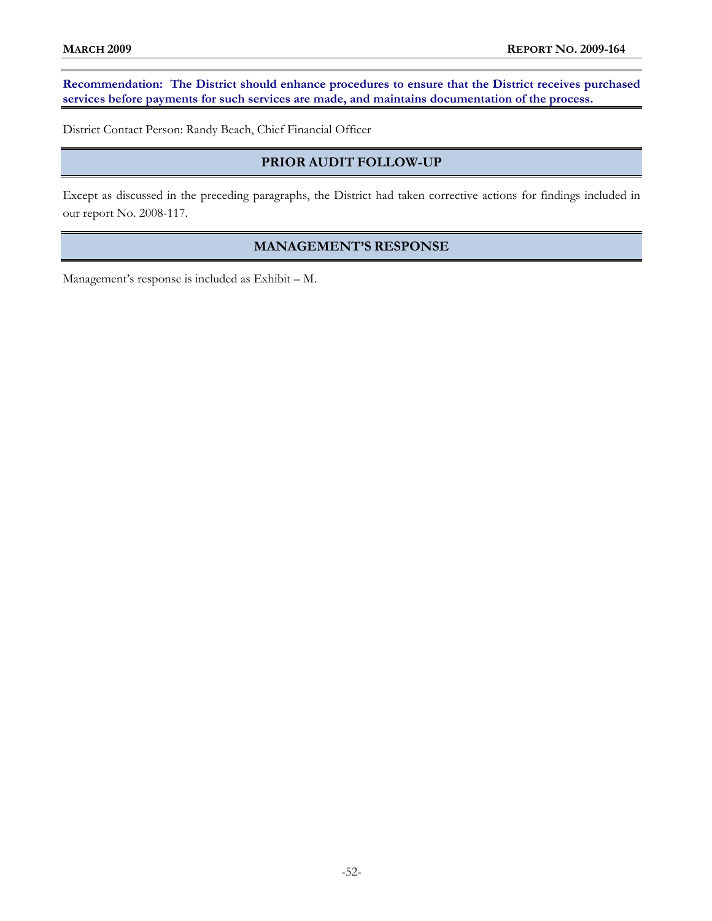**Recommendation: The District should enhance procedures to ensure that the District receives purchased services before payments for such services are made, and maintains documentation of the process.**

District Contact Person: Randy Beach, Chief Financial Officer

## PRIOR AUDIT FOLLOW-UP

Except as discussed in the preceding paragraphs, the District had taken corrective actions for findings included in our report No. 2008-117.

## MANAGEMENT'S RESPONSE

Management's response is included as Exhibit – M.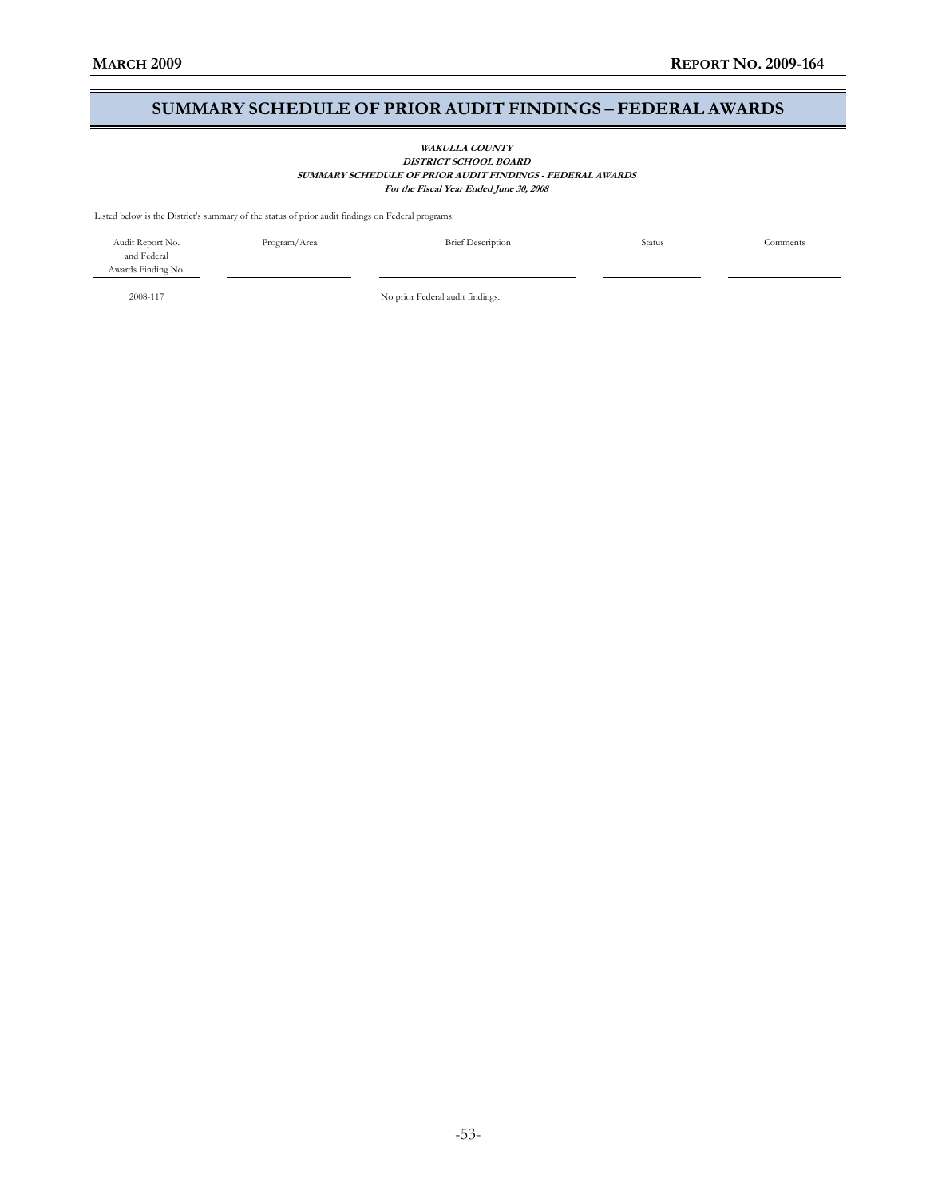# SUMMARY SCHEDULE OF PRIOR AUDIT FINDINGS – FEDERAL AWARDS

***WAKULLA COUNTY***
***DISTRICT SCHOOL BOARD***
***SUMMARY SCHEDULE OF PRIOR AUDIT FINDINGS - FEDERAL AWARDS***
***For the Fiscal Year Ended June 30, 2008***

Listed below is the District's summary of the status of prior audit findings on Federal programs:

| Audit Report No. and Federal Awards Finding No. | Program/Area | Brief Description | Status | Comments |
|---|---|---|---|---|
| 2008-117 | | No prior Federal audit findings. | | |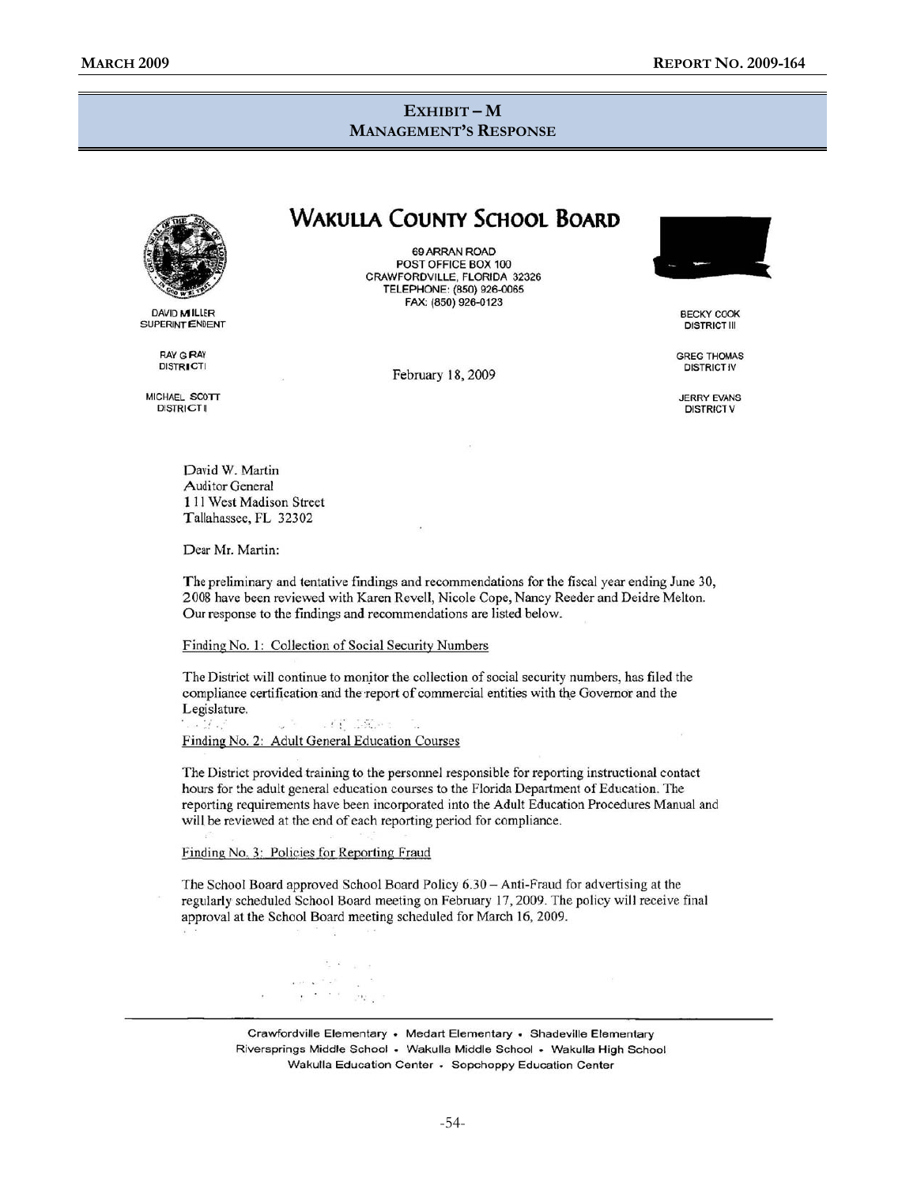## EXHIBIT – M
## MANAGEMENT'S RESPONSE

# WAKULLA COUNTY SCHOOL BOARD

69 ARRAN ROAD
POST OFFICE BOX 100
CRAWFORDVILLE, FLORIDA 32326
TELEPHONE: (850) 926-0065
FAX: (850) 926-0123

DAVID MILLER
SUPERINTENDENT

RAY GRAY
DISTRICT I

MICHAEL SCOTT
DISTRICT II

BECKY COOK
DISTRICT III

GREG THOMAS
DISTRICT IV

JERRY EVANS
DISTRICT V

February 18, 2009

David W. Martin
Auditor General
111 West Madison Street
Tallahassee, FL 32302

Dear Mr. Martin:

The preliminary and tentative findings and recommendations for the fiscal year ending June 30, 2008 have been reviewed with Karen Revell, Nicole Cope, Nancy Reeder and Deidre Melton. Our response to the findings and recommendations are listed below.

Finding No. 1: Collection of Social Security Numbers

The District will continue to monitor the collection of social security numbers, has filed the compliance certification and the report of commercial entities with the Governor and the Legislature.

Finding No. 2: Adult General Education Courses

The District provided training to the personnel responsible for reporting instructional contact hours for the adult general education courses to the Florida Department of Education. The reporting requirements have been incorporated into the Adult Education Procedures Manual and will be reviewed at the end of each reporting period for compliance.

Finding No. 3: Policies for Reporting Fraud

The School Board approved School Board Policy 6.30 – Anti-Fraud for advertising at the regularly scheduled School Board meeting on February 17, 2009. The policy will receive final approval at the School Board meeting scheduled for March 16, 2009.

Crawfordville Elementary • Medart Elementary • Shadeville Elementary
Riversprings Middle School • Wakulla Middle School • Wakulla High School
Wakulla Education Center • Sopchoppy Education Center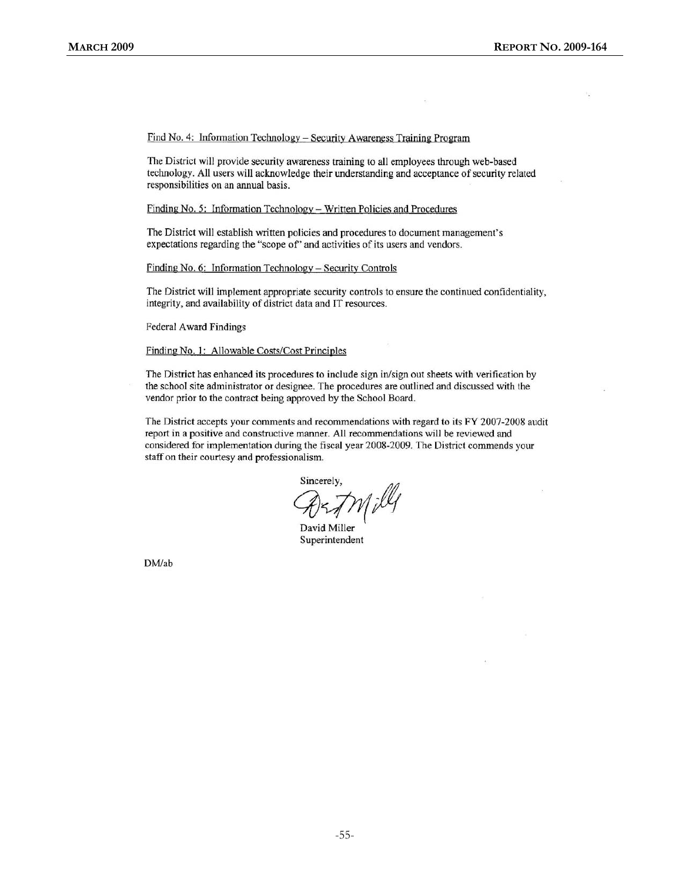Find No. 4: Information Technology – Security Awareness Training Program

The District will provide security awareness training to all employees through web-based technology. All users will acknowledge their understanding and acceptance of security related responsibilities on an annual basis.

Finding No. 5: Information Technology – Written Policies and Procedures

The District will establish written policies and procedures to document management's expectations regarding the "scope of" and activities of its users and vendors.

Finding No. 6: Information Technology – Security Controls

The District will implement appropriate security controls to ensure the continued confidentiality, integrity, and availability of district data and IT resources.

Federal Award Findings

Finding No. 1: Allowable Costs/Cost Principles

The District has enhanced its procedures to include sign in/sign out sheets with verification by the school site administrator or designee. The procedures are outlined and discussed with the vendor prior to the contract being approved by the School Board.

The District accepts your comments and recommendations with regard to its FY 2007-2008 audit report in a positive and constructive manner. All recommendations will be reviewed and considered for implementation during the fiscal year 2008-2009. The District commends your staff on their courtesy and professionalism.

Sincerely,

David Miller
Superintendent

DM/ab